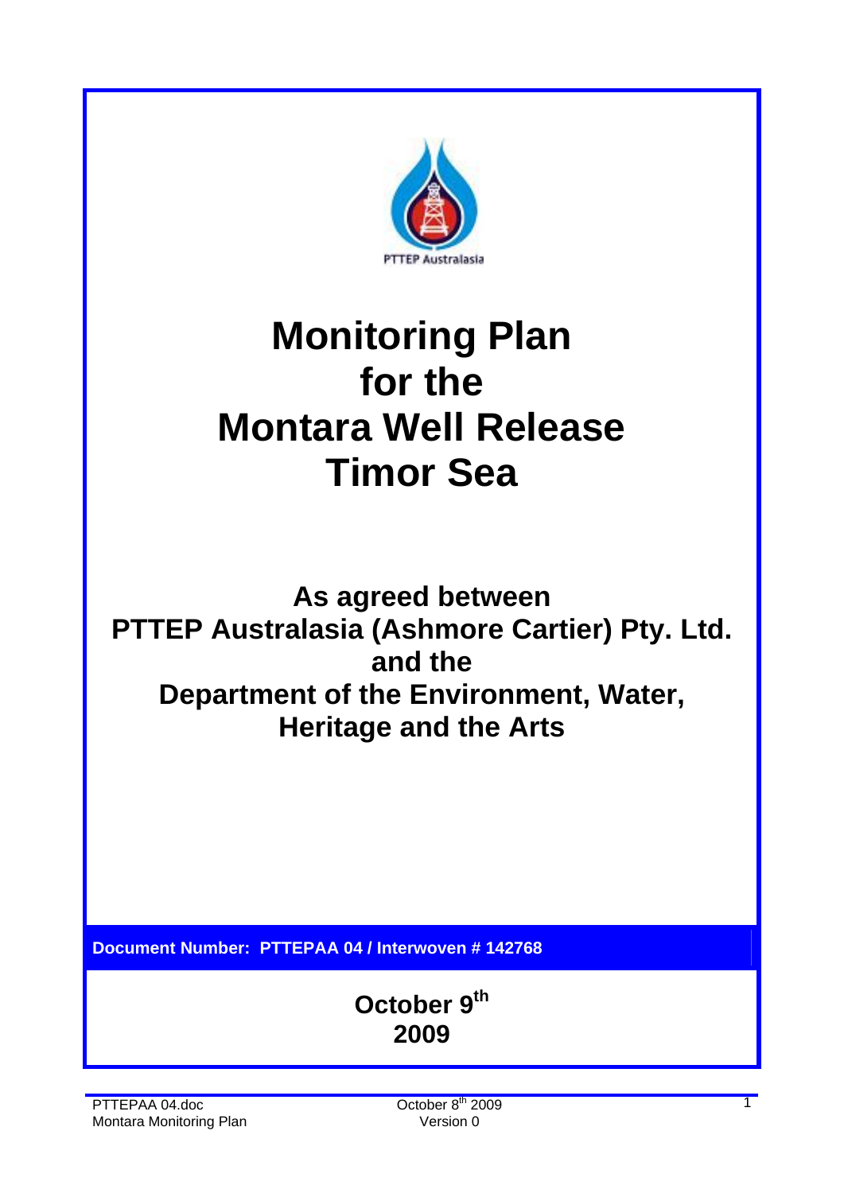PTTEP Australasia

# Monitoring Plan for the Montara Well Release Timor Sea

**As agreed between**
**PTTEP Australasia (Ashmore Cartier) Pty. Ltd.**
**and the**
**Department of the Environment, Water, Heritage and the Arts**

**Document Number: PTTEPAA 04 / Interwoven # 142768**

**October 9th 2009**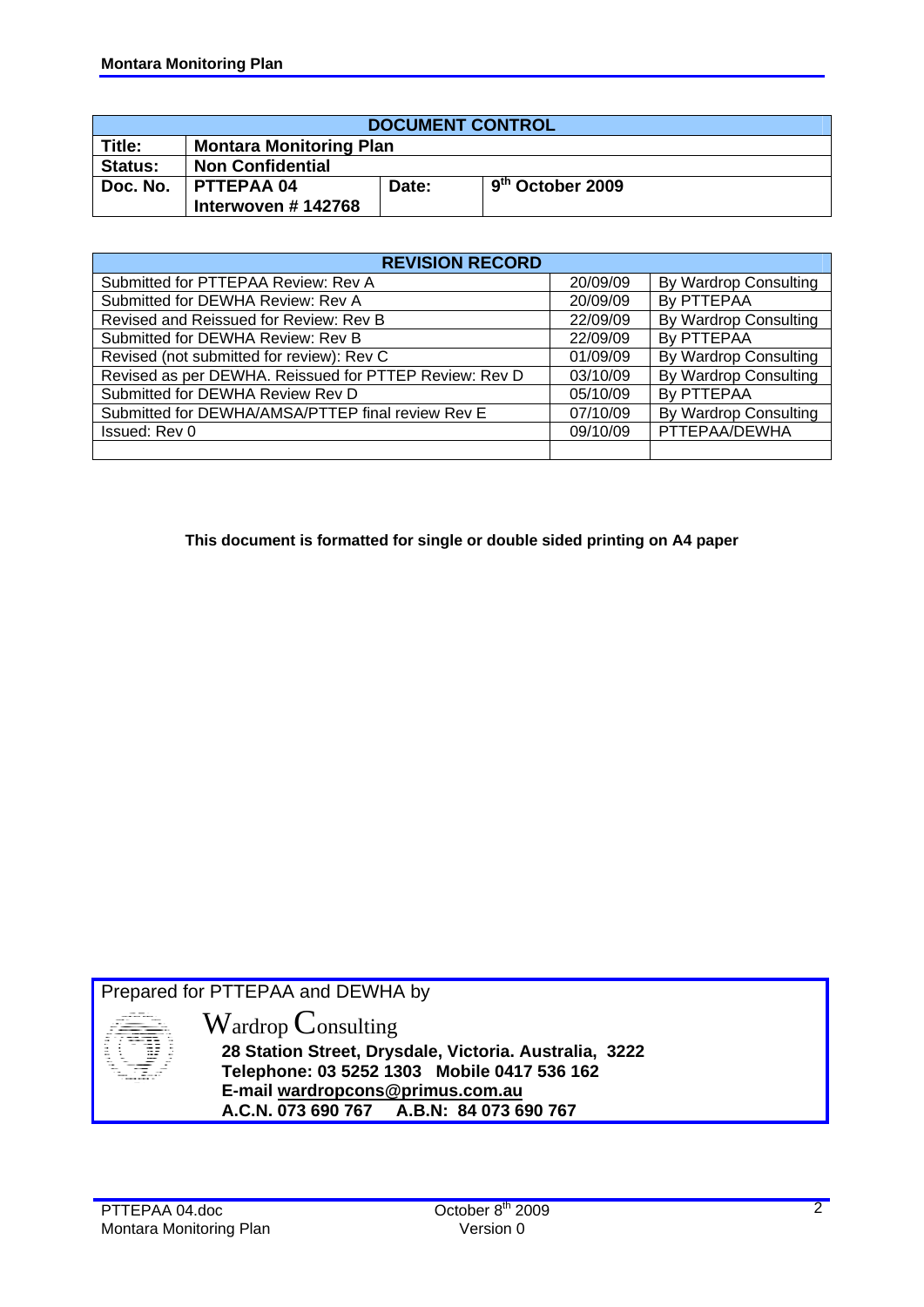| DOCUMENT CONTROL | | | |
|---|---|---|---|
| **Title:** | **Montara Monitoring Plan** | | |
| **Status:** | **Non Confidential** | | |
| **Doc. No.** | **PTTEPAA 04 Interwoven # 142768** | **Date:** | **9th October 2009** |

| REVISION RECORD | | |
|---|---|---|
| Submitted for PTTEPAA Review: Rev A | 20/09/09 | By Wardrop Consulting |
| Submitted for DEWHA Review: Rev A | 20/09/09 | By PTTEPAA |
| Revised and Reissued for Review: Rev B | 22/09/09 | By Wardrop Consulting |
| Submitted for DEWHA Review: Rev B | 22/09/09 | By PTTEPAA |
| Revised (not submitted for review): Rev C | 01/09/09 | By Wardrop Consulting |
| Revised as per DEWHA. Reissued for PTTEP Review: Rev D | 03/10/09 | By Wardrop Consulting |
| Submitted for DEWHA Review Rev D | 05/10/09 | By PTTEPAA |
| Submitted for DEWHA/AMSA/PTTEP final review Rev E | 07/10/09 | By Wardrop Consulting |
| Issued: Rev 0 | 09/10/09 | PTTEPAA/DEWHA |
| | | |

**This document is formatted for single or double sided printing on A4 paper**

Prepared for PTTEPAA and DEWHA by

Wardrop Consulting
**28 Station Street, Drysdale, Victoria. Australia, 3222**
**Telephone: 03 5252 1303 Mobile 0417 536 162**
**E-mail wardropcons@primus.com.au**
**A.C.N. 073 690 767 A.B.N: 84 073 690 767**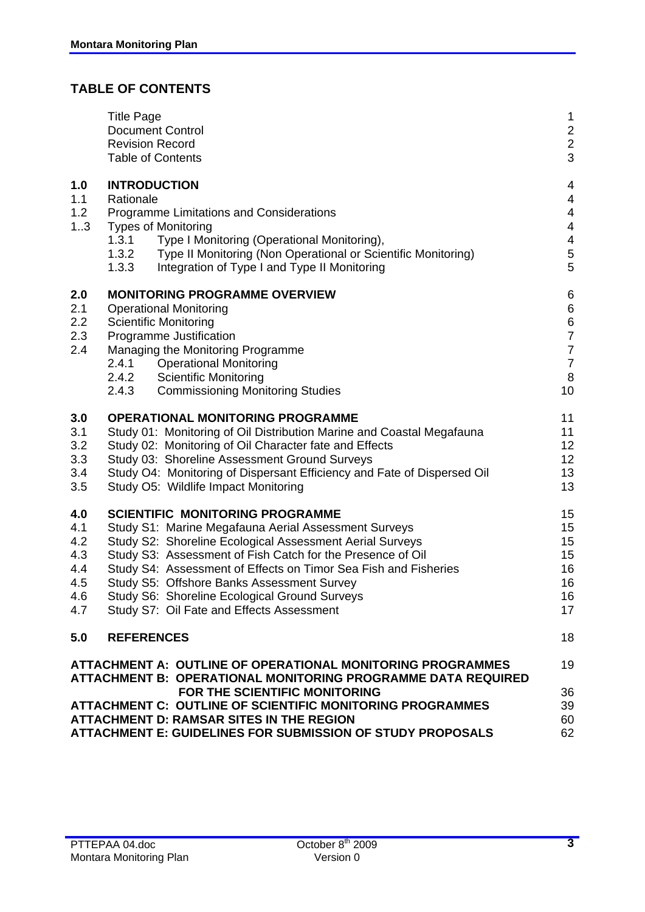## TABLE OF CONTENTS

| | | |
|---|---|---|
| | Title Page | 1 |
| | Document Control | 2 |
| | Revision Record | 2 |
| | Table of Contents | 3 |
| **1.0** | **INTRODUCTION** | 4 |
| 1.1 | Rationale | 4 |
| 1.2 | Programme Limitations and Considerations | 4 |
| 1..3 | Types of Monitoring | 4 |
| | 1.3.1 Type I Monitoring (Operational Monitoring), | 4 |
| | 1.3.2 Type II Monitoring (Non Operational or Scientific Monitoring) | 5 |
| | 1.3.3 Integration of Type I and Type II Monitoring | 5 |
| **2.0** | **MONITORING PROGRAMME OVERVIEW** | 6 |
| 2.1 | Operational Monitoring | 6 |
| 2.2 | Scientific Monitoring | 6 |
| 2.3 | Programme Justification | 7 |
| 2.4 | Managing the Monitoring Programme | 7 |
| | 2.4.1 Operational Monitoring | 7 |
| | 2.4.2 Scientific Monitoring | 8 |
| | 2.4.3 Commissioning Monitoring Studies | 10 |
| **3.0** | **OPERATIONAL MONITORING PROGRAMME** | 11 |
| 3.1 | Study 01: Monitoring of Oil Distribution Marine and Coastal Megafauna | 11 |
| 3.2 | Study 02: Monitoring of Oil Character fate and Effects | 12 |
| 3.3 | Study 03: Shoreline Assessment Ground Surveys | 12 |
| 3.4 | Study O4: Monitoring of Dispersant Efficiency and Fate of Dispersed Oil | 13 |
| 3.5 | Study O5: Wildlife Impact Monitoring | 13 |
| **4.0** | **SCIENTIFIC MONITORING PROGRAMME** | 15 |
| 4.1 | Study S1: Marine Megafauna Aerial Assessment Surveys | 15 |
| 4.2 | Study S2: Shoreline Ecological Assessment Aerial Surveys | 15 |
| 4.3 | Study S3: Assessment of Fish Catch for the Presence of Oil | 15 |
| 4.4 | Study S4: Assessment of Effects on Timor Sea Fish and Fisheries | 16 |
| 4.5 | Study S5: Offshore Banks Assessment Survey | 16 |
| 4.6 | Study S6: Shoreline Ecological Ground Surveys | 16 |
| 4.7 | Study S7: Oil Fate and Effects Assessment | 17 |
| **5.0** | **REFERENCES** | 18 |
| | **ATTACHMENT A: OUTLINE OF OPERATIONAL MONITORING PROGRAMMES** | 19 |
| | **ATTACHMENT B: OPERATIONAL MONITORING PROGRAMME DATA REQUIRED FOR THE SCIENTIFIC MONITORING** | 36 |
| | **ATTACHMENT C: OUTLINE OF SCIENTIFIC MONITORING PROGRAMMES** | 39 |
| | **ATTACHMENT D: RAMSAR SITES IN THE REGION** | 60 |
| | **ATTACHMENT E: GUIDELINES FOR SUBMISSION OF STUDY PROPOSALS** | 62 |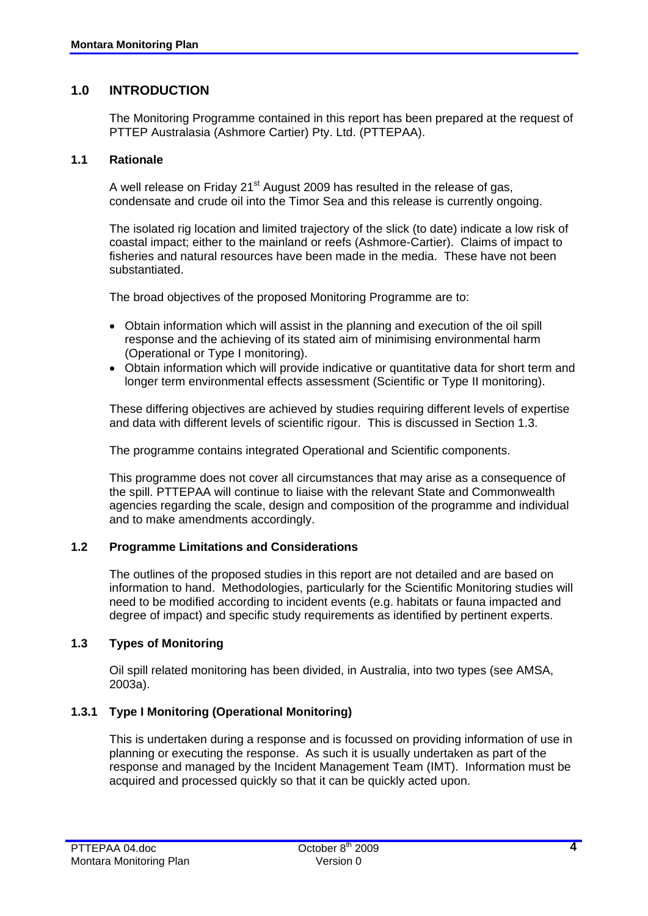## 1.0 INTRODUCTION

The Monitoring Programme contained in this report has been prepared at the request of PTTEP Australasia (Ashmore Cartier) Pty. Ltd. (PTTEPAA).

### 1.1 Rationale

A well release on Friday 21st August 2009 has resulted in the release of gas, condensate and crude oil into the Timor Sea and this release is currently ongoing.

The isolated rig location and limited trajectory of the slick (to date) indicate a low risk of coastal impact; either to the mainland or reefs (Ashmore-Cartier). Claims of impact to fisheries and natural resources have been made in the media. These have not been substantiated.

The broad objectives of the proposed Monitoring Programme are to:

- Obtain information which will assist in the planning and execution of the oil spill response and the achieving of its stated aim of minimising environmental harm (Operational or Type I monitoring).
- Obtain information which will provide indicative or quantitative data for short term and longer term environmental effects assessment (Scientific or Type II monitoring).

These differing objectives are achieved by studies requiring different levels of expertise and data with different levels of scientific rigour. This is discussed in Section 1.3.

The programme contains integrated Operational and Scientific components.

This programme does not cover all circumstances that may arise as a consequence of the spill. PTTEPAA will continue to liaise with the relevant State and Commonwealth agencies regarding the scale, design and composition of the programme and individual and to make amendments accordingly.

### 1.2 Programme Limitations and Considerations

The outlines of the proposed studies in this report are not detailed and are based on information to hand. Methodologies, particularly for the Scientific Monitoring studies will need to be modified according to incident events (e.g. habitats or fauna impacted and degree of impact) and specific study requirements as identified by pertinent experts.

### 1.3 Types of Monitoring

Oil spill related monitoring has been divided, in Australia, into two types (see AMSA, 2003a).

#### 1.3.1 Type I Monitoring (Operational Monitoring)

This is undertaken during a response and is focussed on providing information of use in planning or executing the response. As such it is usually undertaken as part of the response and managed by the Incident Management Team (IMT). Information must be acquired and processed quickly so that it can be quickly acted upon.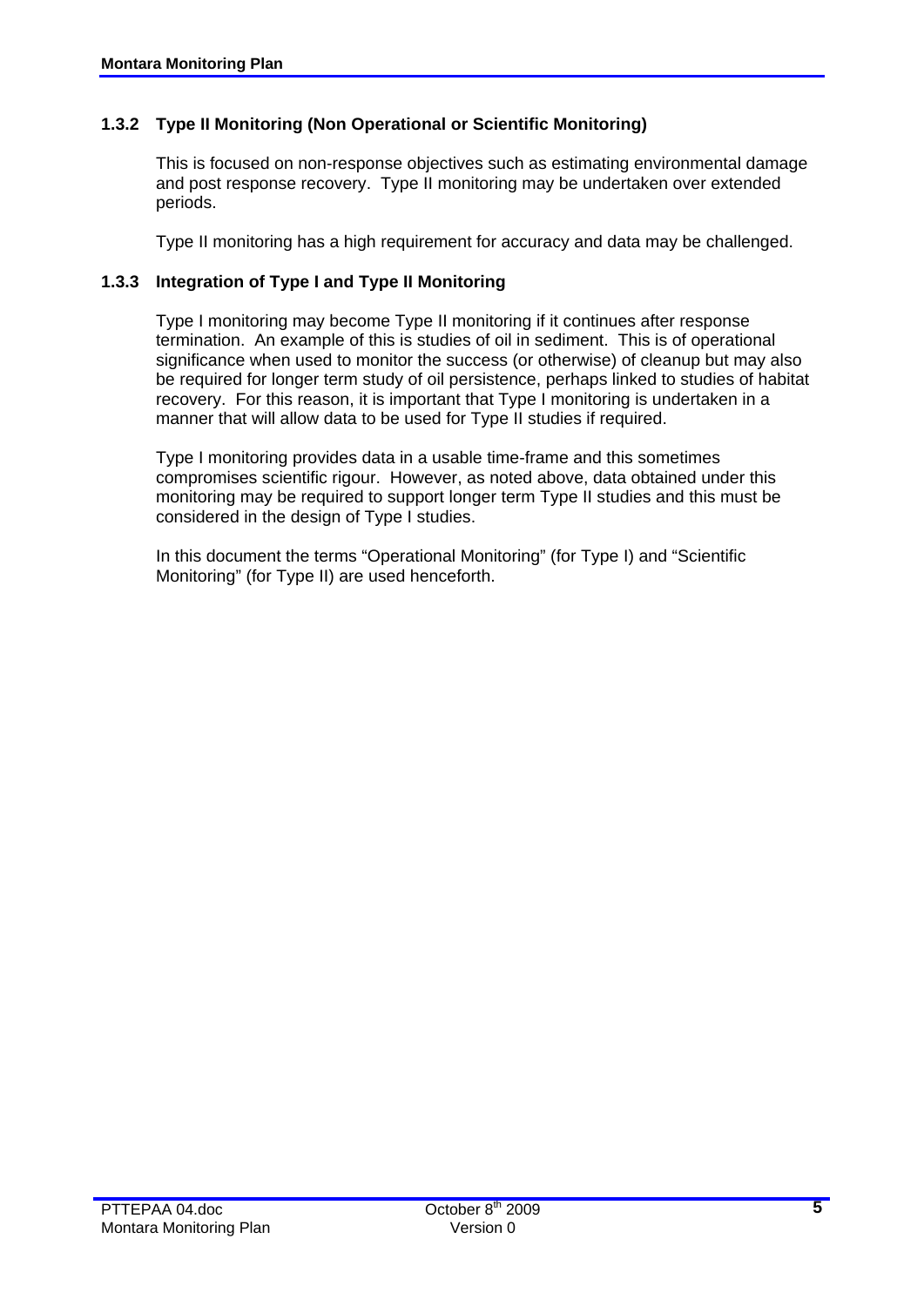### 1.3.2 Type II Monitoring (Non Operational or Scientific Monitoring)

This is focused on non-response objectives such as estimating environmental damage and post response recovery. Type II monitoring may be undertaken over extended periods.

Type II monitoring has a high requirement for accuracy and data may be challenged.

### 1.3.3 Integration of Type I and Type II Monitoring

Type I monitoring may become Type II monitoring if it continues after response termination. An example of this is studies of oil in sediment. This is of operational significance when used to monitor the success (or otherwise) of cleanup but may also be required for longer term study of oil persistence, perhaps linked to studies of habitat recovery. For this reason, it is important that Type I monitoring is undertaken in a manner that will allow data to be used for Type II studies if required.

Type I monitoring provides data in a usable time-frame and this sometimes compromises scientific rigour. However, as noted above, data obtained under this monitoring may be required to support longer term Type II studies and this must be considered in the design of Type I studies.

In this document the terms "Operational Monitoring" (for Type I) and "Scientific Monitoring" (for Type II) are used henceforth.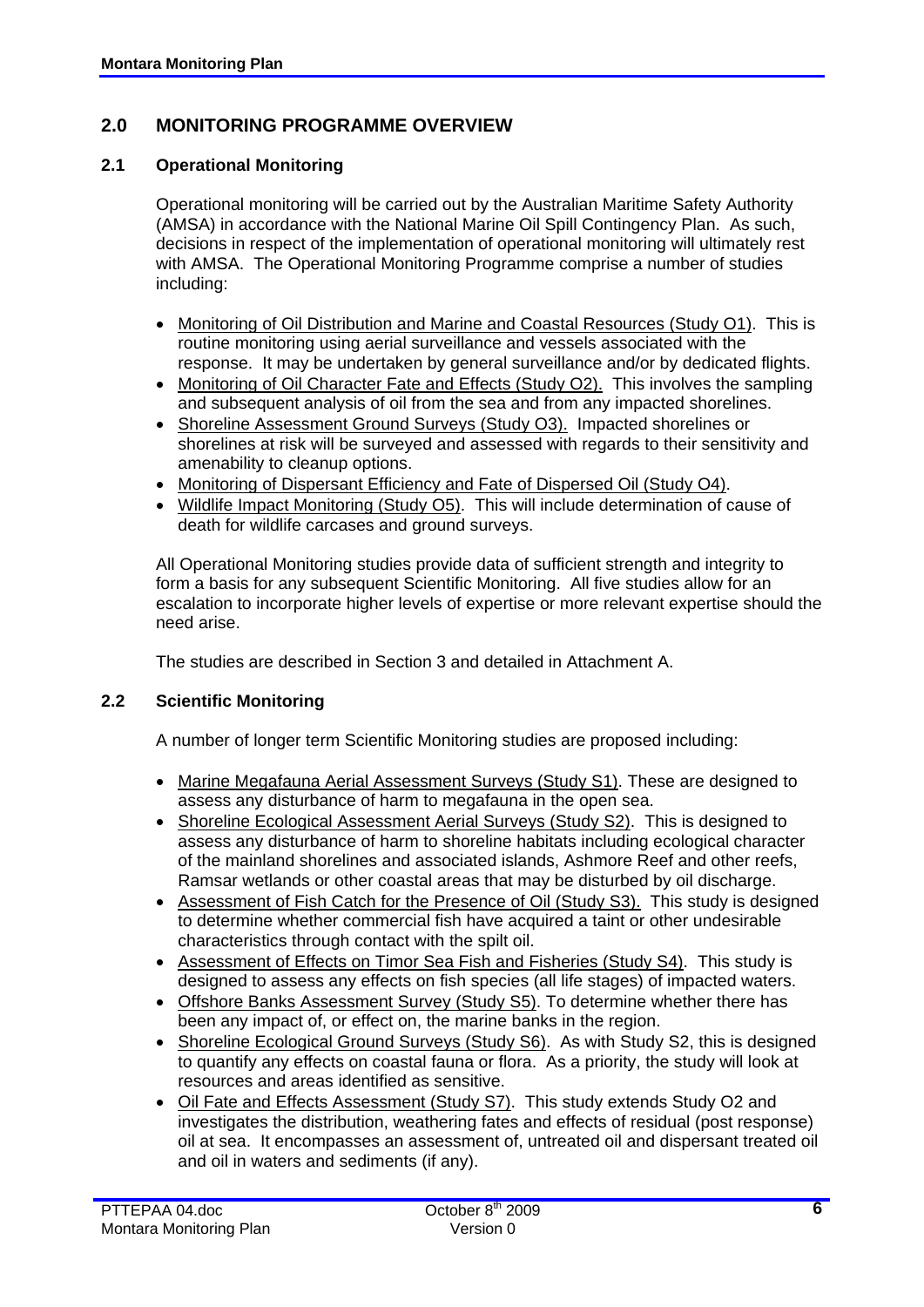## 2.0 MONITORING PROGRAMME OVERVIEW

### 2.1 Operational Monitoring

Operational monitoring will be carried out by the Australian Maritime Safety Authority (AMSA) in accordance with the National Marine Oil Spill Contingency Plan. As such, decisions in respect of the implementation of operational monitoring will ultimately rest with AMSA. The Operational Monitoring Programme comprise a number of studies including:

- Monitoring of Oil Distribution and Marine and Coastal Resources (Study O1). This is routine monitoring using aerial surveillance and vessels associated with the response. It may be undertaken by general surveillance and/or by dedicated flights.
- Monitoring of Oil Character Fate and Effects (Study O2). This involves the sampling and subsequent analysis of oil from the sea and from any impacted shorelines.
- Shoreline Assessment Ground Surveys (Study O3). Impacted shorelines or shorelines at risk will be surveyed and assessed with regards to their sensitivity and amenability to cleanup options.
- Monitoring of Dispersant Efficiency and Fate of Dispersed Oil (Study O4).
- Wildlife Impact Monitoring (Study O5). This will include determination of cause of death for wildlife carcases and ground surveys.

All Operational Monitoring studies provide data of sufficient strength and integrity to form a basis for any subsequent Scientific Monitoring. All five studies allow for an escalation to incorporate higher levels of expertise or more relevant expertise should the need arise.

The studies are described in Section 3 and detailed in Attachment A.

### 2.2 Scientific Monitoring

A number of longer term Scientific Monitoring studies are proposed including:

- Marine Megafauna Aerial Assessment Surveys (Study S1). These are designed to assess any disturbance of harm to megafauna in the open sea.
- Shoreline Ecological Assessment Aerial Surveys (Study S2). This is designed to assess any disturbance of harm to shoreline habitats including ecological character of the mainland shorelines and associated islands, Ashmore Reef and other reefs, Ramsar wetlands or other coastal areas that may be disturbed by oil discharge.
- Assessment of Fish Catch for the Presence of Oil (Study S3). This study is designed to determine whether commercial fish have acquired a taint or other undesirable characteristics through contact with the spilt oil.
- Assessment of Effects on Timor Sea Fish and Fisheries (Study S4). This study is designed to assess any effects on fish species (all life stages) of impacted waters.
- Offshore Banks Assessment Survey (Study S5). To determine whether there has been any impact of, or effect on, the marine banks in the region.
- Shoreline Ecological Ground Surveys (Study S6). As with Study S2, this is designed to quantify any effects on coastal fauna or flora. As a priority, the study will look at resources and areas identified as sensitive.
- Oil Fate and Effects Assessment (Study S7). This study extends Study O2 and investigates the distribution, weathering fates and effects of residual (post response) oil at sea. It encompasses an assessment of, untreated oil and dispersant treated oil and oil in waters and sediments (if any).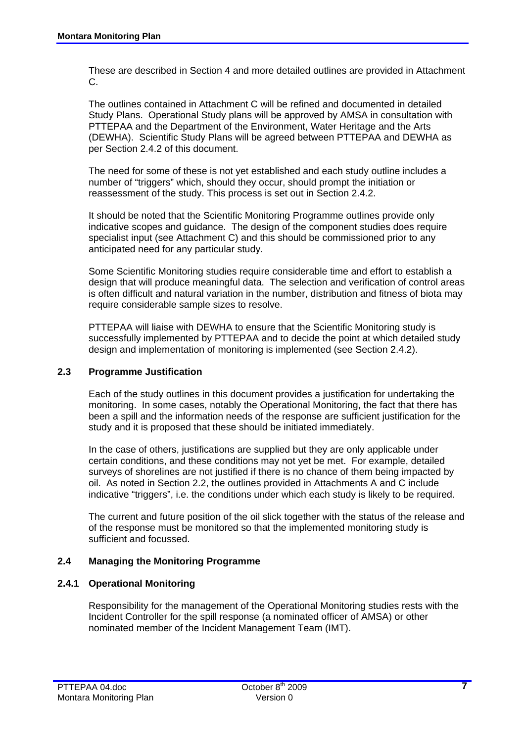These are described in Section 4 and more detailed outlines are provided in Attachment C.

The outlines contained in Attachment C will be refined and documented in detailed Study Plans. Operational Study plans will be approved by AMSA in consultation with PTTEPAA and the Department of the Environment, Water Heritage and the Arts (DEWHA). Scientific Study Plans will be agreed between PTTEPAA and DEWHA as per Section 2.4.2 of this document.

The need for some of these is not yet established and each study outline includes a number of "triggers" which, should they occur, should prompt the initiation or reassessment of the study. This process is set out in Section 2.4.2.

It should be noted that the Scientific Monitoring Programme outlines provide only indicative scopes and guidance. The design of the component studies does require specialist input (see Attachment C) and this should be commissioned prior to any anticipated need for any particular study.

Some Scientific Monitoring studies require considerable time and effort to establish a design that will produce meaningful data. The selection and verification of control areas is often difficult and natural variation in the number, distribution and fitness of biota may require considerable sample sizes to resolve.

PTTEPAA will liaise with DEWHA to ensure that the Scientific Monitoring study is successfully implemented by PTTEPAA and to decide the point at which detailed study design and implementation of monitoring is implemented (see Section 2.4.2).

## 2.3 Programme Justification

Each of the study outlines in this document provides a justification for undertaking the monitoring. In some cases, notably the Operational Monitoring, the fact that there has been a spill and the information needs of the response are sufficient justification for the study and it is proposed that these should be initiated immediately.

In the case of others, justifications are supplied but they are only applicable under certain conditions, and these conditions may not yet be met. For example, detailed surveys of shorelines are not justified if there is no chance of them being impacted by oil. As noted in Section 2.2, the outlines provided in Attachments A and C include indicative "triggers", i.e. the conditions under which each study is likely to be required.

The current and future position of the oil slick together with the status of the release and of the response must be monitored so that the implemented monitoring study is sufficient and focussed.

## 2.4 Managing the Monitoring Programme

### 2.4.1 Operational Monitoring

Responsibility for the management of the Operational Monitoring studies rests with the Incident Controller for the spill response (a nominated officer of AMSA) or other nominated member of the Incident Management Team (IMT).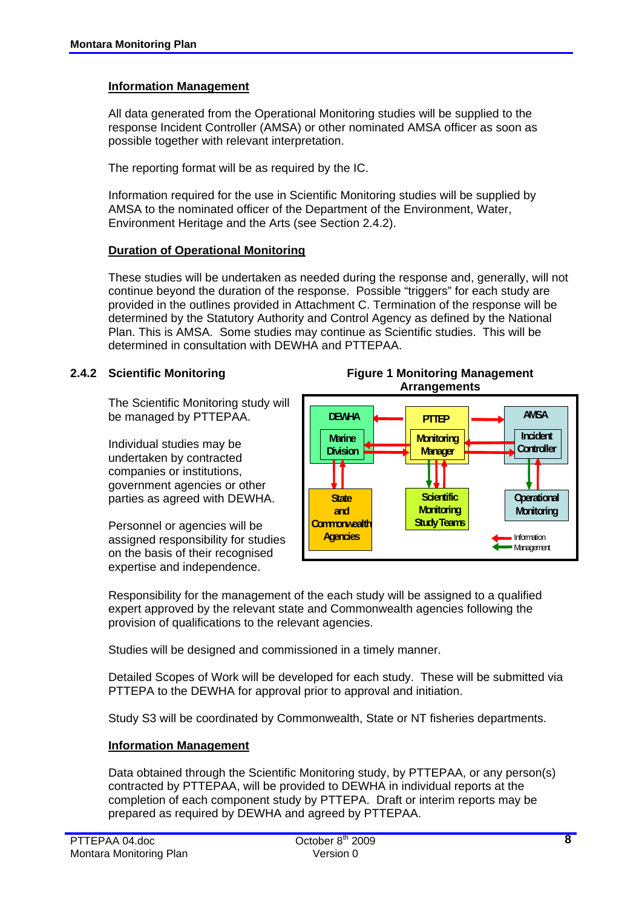**Information Management**

All data generated from the Operational Monitoring studies will be supplied to the response Incident Controller (AMSA) or other nominated AMSA officer as soon as possible together with relevant interpretation.

The reporting format will be as required by the IC.

Information required for the use in Scientific Monitoring studies will be supplied by AMSA to the nominated officer of the Department of the Environment, Water, Environment Heritage and the Arts (see Section 2.4.2).

**Duration of Operational Monitoring**

These studies will be undertaken as needed during the response and, generally, will not continue beyond the duration of the response. Possible "triggers" for each study are provided in the outlines provided in Attachment C. Termination of the response will be determined by the Statutory Authority and Control Agency as defined by the National Plan. This is AMSA. Some studies may continue as Scientific studies. This will be determined in consultation with DEWHA and PTTEPAA.

### 2.4.2 Scientific Monitoring

The Scientific Monitoring study will be managed by PTTEPAA.

Individual studies may be undertaken by contracted companies or institutions, government agencies or other parties as agreed with DEWHA.

Personnel or agencies will be assigned responsibility for studies on the basis of their recognised expertise and independence.

**Figure 1 Monitoring Management Arrangements**

DEWHA – Marine Division; PTTEP – Monitoring Manager; AMSA – Incident Controller; State and Commonwealth Agencies; Scientific Monitoring Study Teams; Operational Monitoring

Legend: Information (red arrow); Management (green arrow)

Responsibility for the management of the each study will be assigned to a qualified expert approved by the relevant state and Commonwealth agencies following the provision of qualifications to the relevant agencies.

Studies will be designed and commissioned in a timely manner.

Detailed Scopes of Work will be developed for each study. These will be submitted via PTTEPA to the DEWHA for approval prior to approval and initiation.

Study S3 will be coordinated by Commonwealth, State or NT fisheries departments.

**Information Management**

Data obtained through the Scientific Monitoring study, by PTTEPAA, or any person(s) contracted by PTTEPAA, will be provided to DEWHA in individual reports at the completion of each component study by PTTEPA. Draft or interim reports may be prepared as required by DEWHA and agreed by PTTEPAA.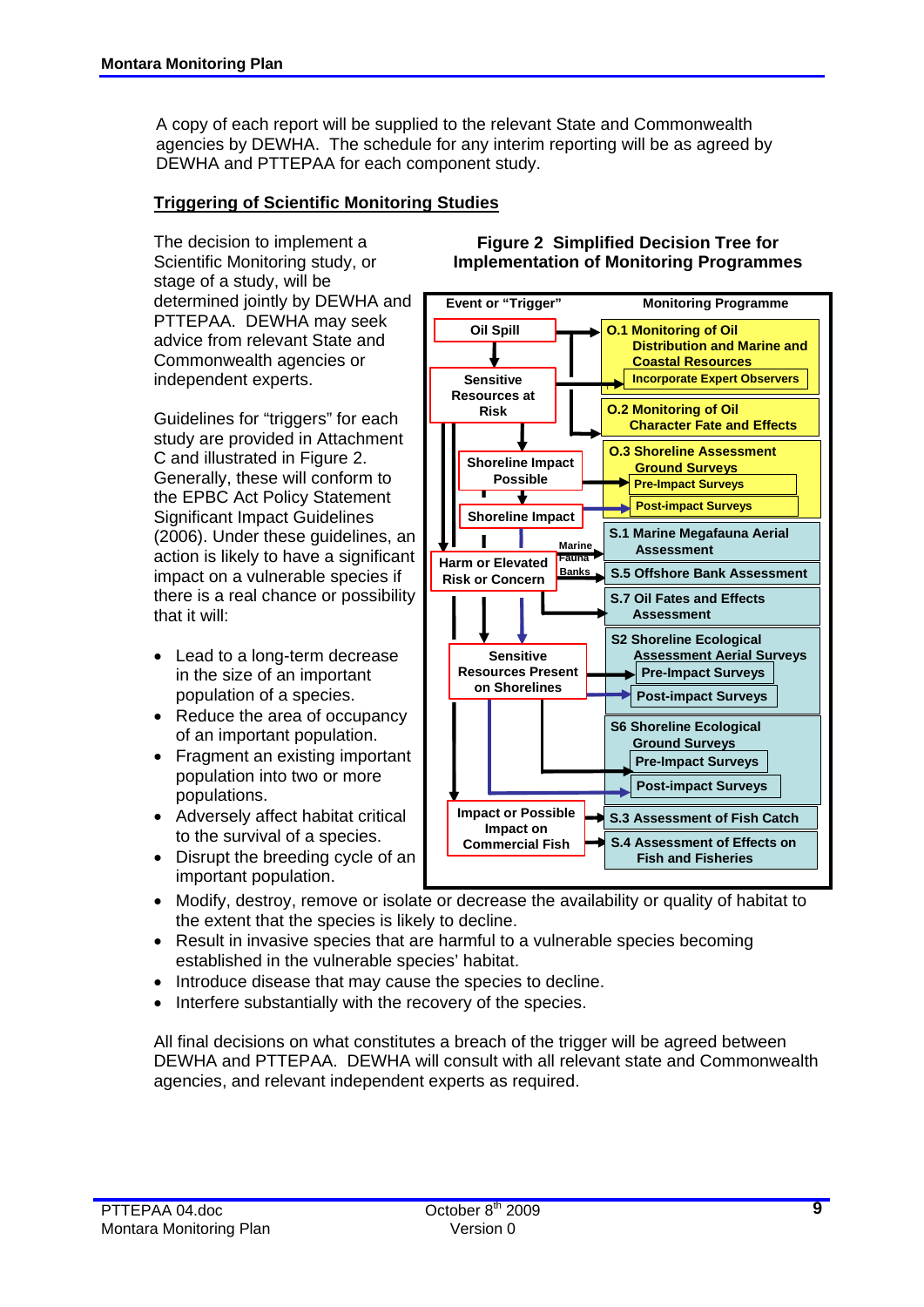A copy of each report will be supplied to the relevant State and Commonwealth agencies by DEWHA. The schedule for any interim reporting will be as agreed by DEWHA and PTTEPAA for each component study.

## Triggering of Scientific Monitoring Studies

The decision to implement a Scientific Monitoring study, or stage of a study, will be determined jointly by DEWHA and PTTEPAA. DEWHA may seek advice from relevant State and Commonwealth agencies or independent experts.

Guidelines for "triggers" for each study are provided in Attachment C and illustrated in Figure 2. Generally, these will conform to the EPBC Act Policy Statement Significant Impact Guidelines (2006). Under these guidelines, an action is likely to have a significant impact on a vulnerable species if there is a real chance or possibility that it will:

**Figure 2 Simplified Decision Tree for Implementation of Monitoring Programmes**

| Event or "Trigger" | Monitoring Programme |
| --- | --- |
| Oil Spill | O.1 Monitoring of Oil Distribution and Marine and Coastal Resources (Incorporate Expert Observers) |
| Sensitive Resources at Risk | O.2 Monitoring of Oil Character Fate and Effects |
| Shoreline Impact Possible | O.3 Shoreline Assessment Ground Surveys: Pre-Impact Surveys |
| Shoreline Impact | O.3 Shoreline Assessment Ground Surveys: Post-impact Surveys |
| Harm or Elevated Risk or Concern (Marine Fauna) | S.1 Marine Megafauna Aerial Assessment |
| Harm or Elevated Risk or Concern (Banks) | S.5 Offshore Bank Assessment |
| Harm or Elevated Risk or Concern | S.7 Oil Fates and Effects Assessment |
| Sensitive Resources Present on Shorelines | S2 Shoreline Ecological Assessment Aerial Surveys: Pre-Impact Surveys; Post-impact Surveys |
| Sensitive Resources Present on Shorelines | S6 Shoreline Ecological Ground Surveys: Pre-Impact Surveys; Post-impact Surveys |
| Impact or Possible Impact on Commercial Fish | S.3 Assessment of Fish Catch |
| Impact or Possible Impact on Commercial Fish | S.4 Assessment of Effects on Fish and Fisheries |

- Lead to a long-term decrease in the size of an important population of a species.
- Reduce the area of occupancy of an important population.
- Fragment an existing important population into two or more populations.
- Adversely affect habitat critical to the survival of a species.
- Disrupt the breeding cycle of an important population.
- Modify, destroy, remove or isolate or decrease the availability or quality of habitat to the extent that the species is likely to decline.
- Result in invasive species that are harmful to a vulnerable species becoming established in the vulnerable species' habitat.
- Introduce disease that may cause the species to decline.
- Interfere substantially with the recovery of the species.

All final decisions on what constitutes a breach of the trigger will be agreed between DEWHA and PTTEPAA. DEWHA will consult with all relevant state and Commonwealth agencies, and relevant independent experts as required.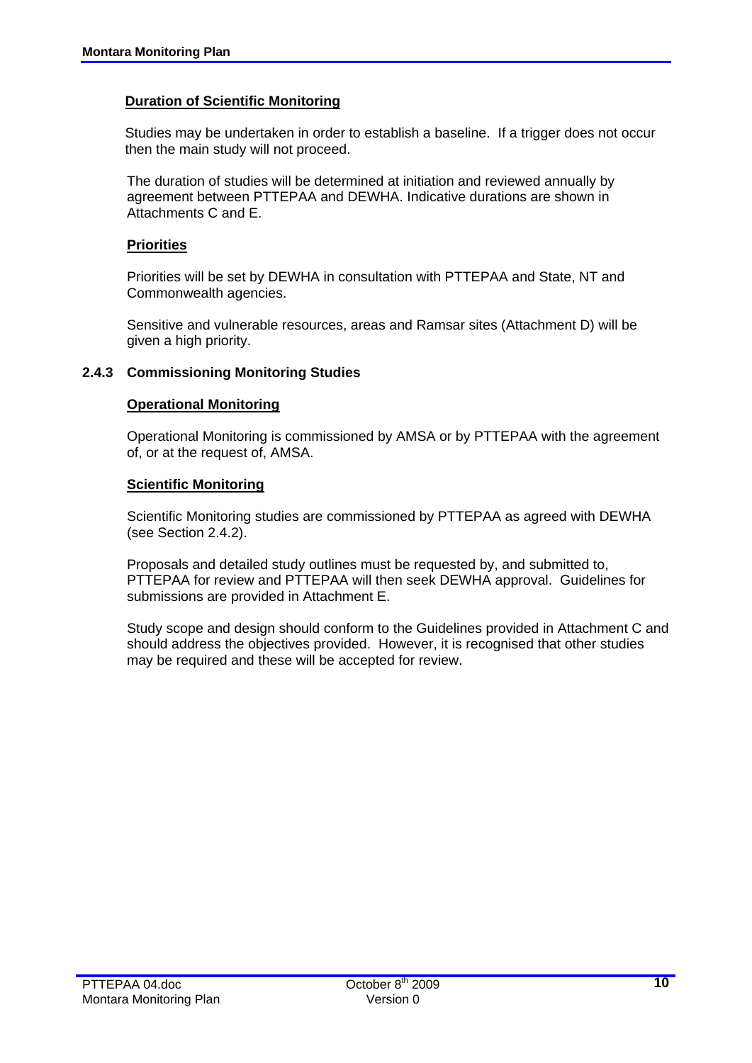**Duration of Scientific Monitoring**

Studies may be undertaken in order to establish a baseline. If a trigger does not occur then the main study will not proceed.

The duration of studies will be determined at initiation and reviewed annually by agreement between PTTEPAA and DEWHA. Indicative durations are shown in Attachments C and E.

**Priorities**

Priorities will be set by DEWHA in consultation with PTTEPAA and State, NT and Commonwealth agencies.

Sensitive and vulnerable resources, areas and Ramsar sites (Attachment D) will be given a high priority.

### 2.4.3 Commissioning Monitoring Studies

**Operational Monitoring**

Operational Monitoring is commissioned by AMSA or by PTTEPAA with the agreement of, or at the request of, AMSA.

**Scientific Monitoring**

Scientific Monitoring studies are commissioned by PTTEPAA as agreed with DEWHA (see Section 2.4.2).

Proposals and detailed study outlines must be requested by, and submitted to, PTTEPAA for review and PTTEPAA will then seek DEWHA approval. Guidelines for submissions are provided in Attachment E.

Study scope and design should conform to the Guidelines provided in Attachment C and should address the objectives provided. However, it is recognised that other studies may be required and these will be accepted for review.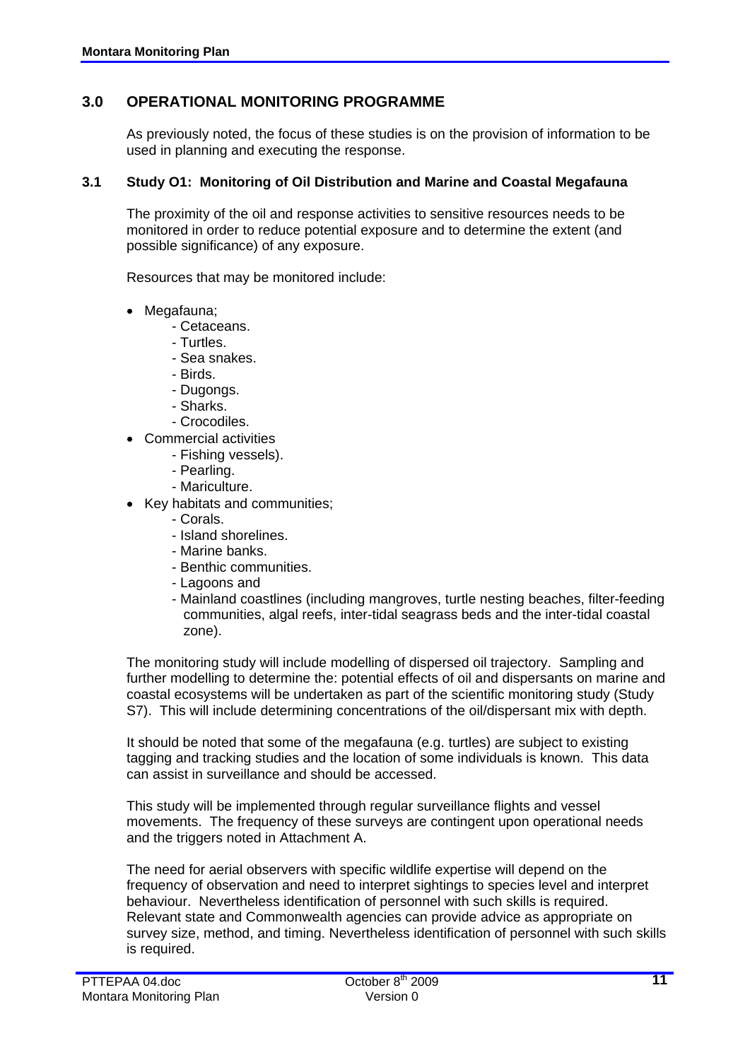## 3.0 OPERATIONAL MONITORING PROGRAMME

As previously noted, the focus of these studies is on the provision of information to be used in planning and executing the response.

### 3.1 Study O1: Monitoring of Oil Distribution and Marine and Coastal Megafauna

The proximity of the oil and response activities to sensitive resources needs to be monitored in order to reduce potential exposure and to determine the extent (and possible significance) of any exposure.

Resources that may be monitored include:

- Megafauna;
  - Cetaceans.
  - Turtles.
  - Sea snakes.
  - Birds.
  - Dugongs.
  - Sharks.
  - Crocodiles.
- Commercial activities
  - Fishing vessels).
  - Pearling.
  - Mariculture.
- Key habitats and communities;
  - Corals.
  - Island shorelines.
  - Marine banks.
  - Benthic communities.
  - Lagoons and
  - Mainland coastlines (including mangroves, turtle nesting beaches, filter-feeding communities, algal reefs, inter-tidal seagrass beds and the inter-tidal coastal zone).

The monitoring study will include modelling of dispersed oil trajectory. Sampling and further modelling to determine the: potential effects of oil and dispersants on marine and coastal ecosystems will be undertaken as part of the scientific monitoring study (Study S7). This will include determining concentrations of the oil/dispersant mix with depth.

It should be noted that some of the megafauna (e.g. turtles) are subject to existing tagging and tracking studies and the location of some individuals is known. This data can assist in surveillance and should be accessed.

This study will be implemented through regular surveillance flights and vessel movements. The frequency of these surveys are contingent upon operational needs and the triggers noted in Attachment A.

The need for aerial observers with specific wildlife expertise will depend on the frequency of observation and need to interpret sightings to species level and interpret behaviour. Nevertheless identification of personnel with such skills is required. Relevant state and Commonwealth agencies can provide advice as appropriate on survey size, method, and timing. Nevertheless identification of personnel with such skills is required.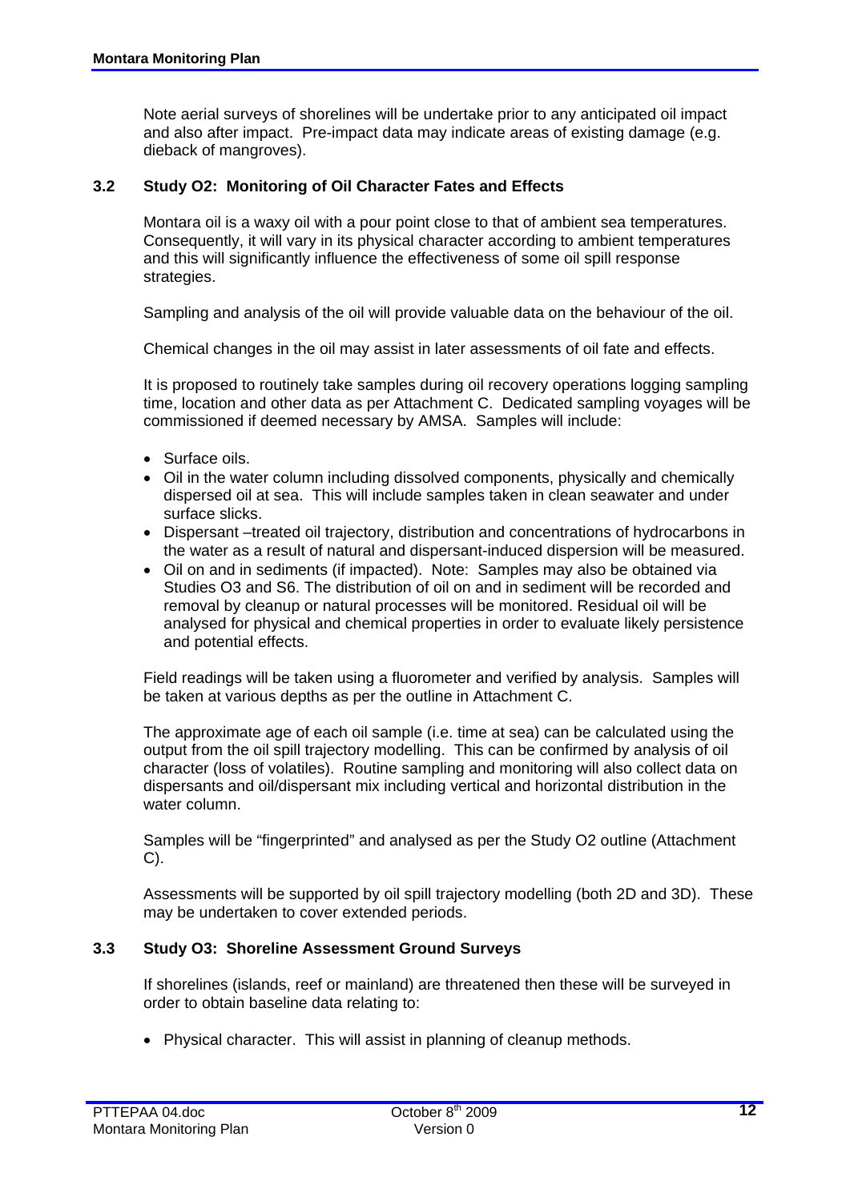Note aerial surveys of shorelines will be undertake prior to any anticipated oil impact and also after impact. Pre-impact data may indicate areas of existing damage (e.g. dieback of mangroves).

### 3.2 Study O2: Monitoring of Oil Character Fates and Effects

Montara oil is a waxy oil with a pour point close to that of ambient sea temperatures. Consequently, it will vary in its physical character according to ambient temperatures and this will significantly influence the effectiveness of some oil spill response strategies.

Sampling and analysis of the oil will provide valuable data on the behaviour of the oil.

Chemical changes in the oil may assist in later assessments of oil fate and effects.

It is proposed to routinely take samples during oil recovery operations logging sampling time, location and other data as per Attachment C. Dedicated sampling voyages will be commissioned if deemed necessary by AMSA. Samples will include:

- Surface oils.
- Oil in the water column including dissolved components, physically and chemically dispersed oil at sea. This will include samples taken in clean seawater and under surface slicks.
- Dispersant –treated oil trajectory, distribution and concentrations of hydrocarbons in the water as a result of natural and dispersant-induced dispersion will be measured.
- Oil on and in sediments (if impacted). Note: Samples may also be obtained via Studies O3 and S6. The distribution of oil on and in sediment will be recorded and removal by cleanup or natural processes will be monitored. Residual oil will be analysed for physical and chemical properties in order to evaluate likely persistence and potential effects.

Field readings will be taken using a fluorometer and verified by analysis. Samples will be taken at various depths as per the outline in Attachment C.

The approximate age of each oil sample (i.e. time at sea) can be calculated using the output from the oil spill trajectory modelling. This can be confirmed by analysis of oil character (loss of volatiles). Routine sampling and monitoring will also collect data on dispersants and oil/dispersant mix including vertical and horizontal distribution in the water column.

Samples will be "fingerprinted" and analysed as per the Study O2 outline (Attachment C).

Assessments will be supported by oil spill trajectory modelling (both 2D and 3D). These may be undertaken to cover extended periods.

### 3.3 Study O3: Shoreline Assessment Ground Surveys

If shorelines (islands, reef or mainland) are threatened then these will be surveyed in order to obtain baseline data relating to:

- Physical character. This will assist in planning of cleanup methods.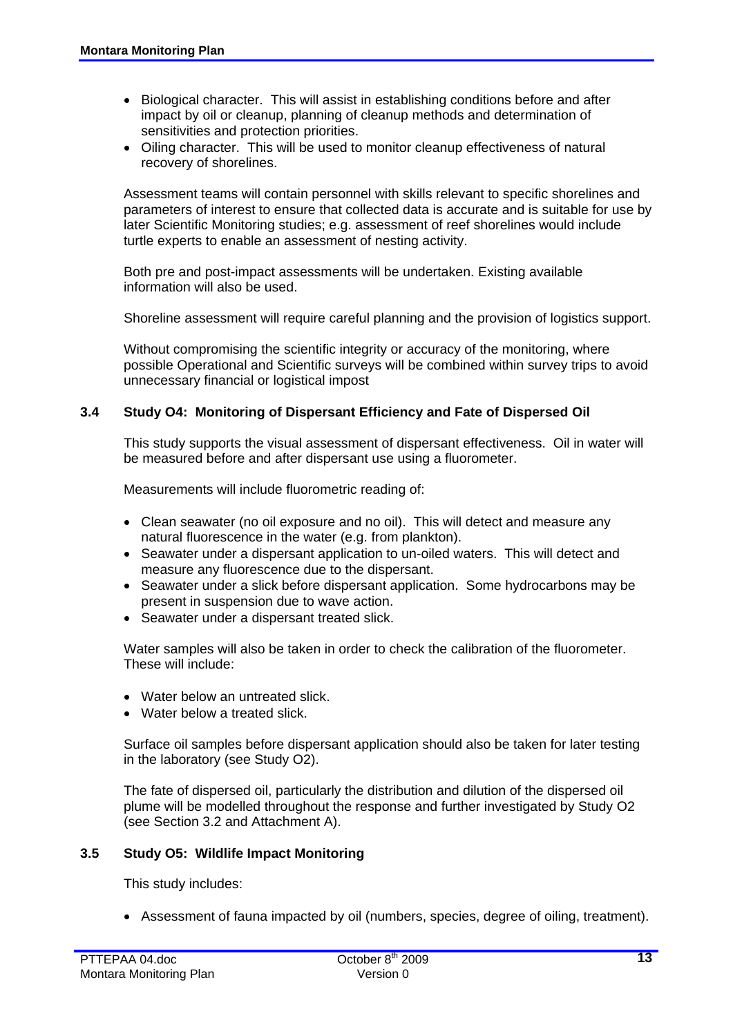- Biological character. This will assist in establishing conditions before and after impact by oil or cleanup, planning of cleanup methods and determination of sensitivities and protection priorities.
- Oiling character. This will be used to monitor cleanup effectiveness of natural recovery of shorelines.

Assessment teams will contain personnel with skills relevant to specific shorelines and parameters of interest to ensure that collected data is accurate and is suitable for use by later Scientific Monitoring studies; e.g. assessment of reef shorelines would include turtle experts to enable an assessment of nesting activity.

Both pre and post-impact assessments will be undertaken. Existing available information will also be used.

Shoreline assessment will require careful planning and the provision of logistics support.

Without compromising the scientific integrity or accuracy of the monitoring, where possible Operational and Scientific surveys will be combined within survey trips to avoid unnecessary financial or logistical impost

### 3.4 Study O4: Monitoring of Dispersant Efficiency and Fate of Dispersed Oil

This study supports the visual assessment of dispersant effectiveness. Oil in water will be measured before and after dispersant use using a fluorometer.

Measurements will include fluorometric reading of:

- Clean seawater (no oil exposure and no oil). This will detect and measure any natural fluorescence in the water (e.g. from plankton).
- Seawater under a dispersant application to un-oiled waters. This will detect and measure any fluorescence due to the dispersant.
- Seawater under a slick before dispersant application. Some hydrocarbons may be present in suspension due to wave action.
- Seawater under a dispersant treated slick.

Water samples will also be taken in order to check the calibration of the fluorometer. These will include:

- Water below an untreated slick.
- Water below a treated slick.

Surface oil samples before dispersant application should also be taken for later testing in the laboratory (see Study O2).

The fate of dispersed oil, particularly the distribution and dilution of the dispersed oil plume will be modelled throughout the response and further investigated by Study O2 (see Section 3.2 and Attachment A).

### 3.5 Study O5: Wildlife Impact Monitoring

This study includes:

- Assessment of fauna impacted by oil (numbers, species, degree of oiling, treatment).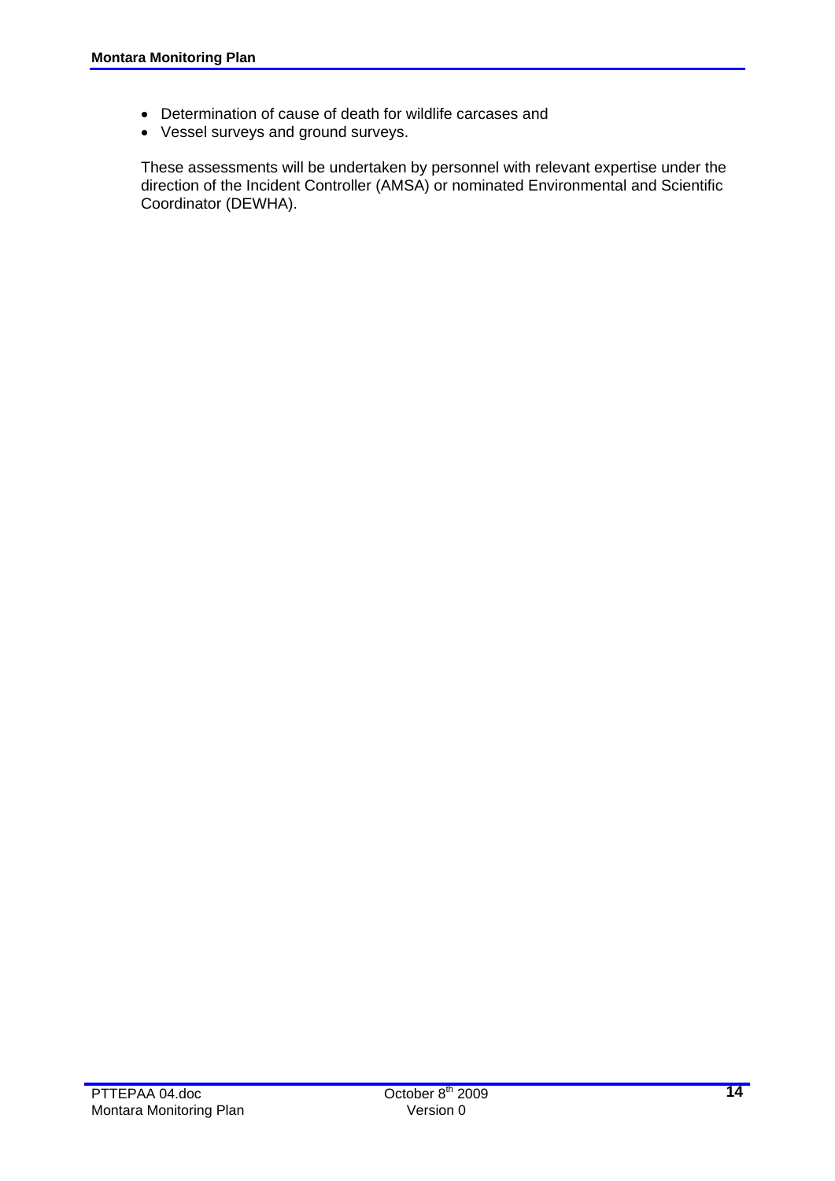- Determination of cause of death for wildlife carcases and
- Vessel surveys and ground surveys.

These assessments will be undertaken by personnel with relevant expertise under the direction of the Incident Controller (AMSA) or nominated Environmental and Scientific Coordinator (DEWHA).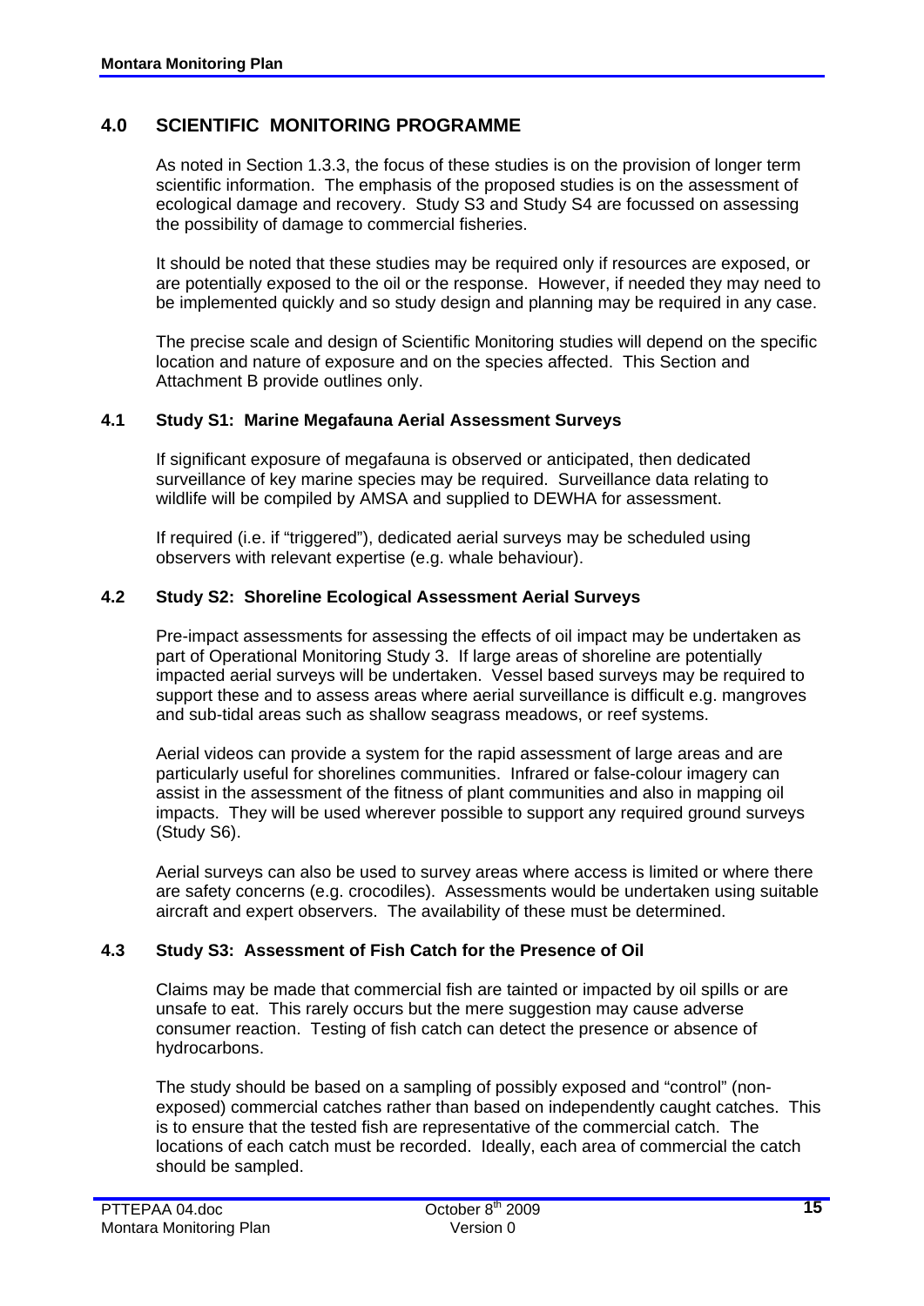## 4.0 SCIENTIFIC MONITORING PROGRAMME

As noted in Section 1.3.3, the focus of these studies is on the provision of longer term scientific information. The emphasis of the proposed studies is on the assessment of ecological damage and recovery. Study S3 and Study S4 are focussed on assessing the possibility of damage to commercial fisheries.

It should be noted that these studies may be required only if resources are exposed, or are potentially exposed to the oil or the response. However, if needed they may need to be implemented quickly and so study design and planning may be required in any case.

The precise scale and design of Scientific Monitoring studies will depend on the specific location and nature of exposure and on the species affected. This Section and Attachment B provide outlines only.

### 4.1 Study S1: Marine Megafauna Aerial Assessment Surveys

If significant exposure of megafauna is observed or anticipated, then dedicated surveillance of key marine species may be required. Surveillance data relating to wildlife will be compiled by AMSA and supplied to DEWHA for assessment.

If required (i.e. if "triggered"), dedicated aerial surveys may be scheduled using observers with relevant expertise (e.g. whale behaviour).

### 4.2 Study S2: Shoreline Ecological Assessment Aerial Surveys

Pre-impact assessments for assessing the effects of oil impact may be undertaken as part of Operational Monitoring Study 3. If large areas of shoreline are potentially impacted aerial surveys will be undertaken. Vessel based surveys may be required to support these and to assess areas where aerial surveillance is difficult e.g. mangroves and sub-tidal areas such as shallow seagrass meadows, or reef systems.

Aerial videos can provide a system for the rapid assessment of large areas and are particularly useful for shorelines communities. Infrared or false-colour imagery can assist in the assessment of the fitness of plant communities and also in mapping oil impacts. They will be used wherever possible to support any required ground surveys (Study S6).

Aerial surveys can also be used to survey areas where access is limited or where there are safety concerns (e.g. crocodiles). Assessments would be undertaken using suitable aircraft and expert observers. The availability of these must be determined.

### 4.3 Study S3: Assessment of Fish Catch for the Presence of Oil

Claims may be made that commercial fish are tainted or impacted by oil spills or are unsafe to eat. This rarely occurs but the mere suggestion may cause adverse consumer reaction. Testing of fish catch can detect the presence or absence of hydrocarbons.

The study should be based on a sampling of possibly exposed and "control" (non-exposed) commercial catches rather than based on independently caught catches. This is to ensure that the tested fish are representative of the commercial catch. The locations of each catch must be recorded. Ideally, each area of commercial the catch should be sampled.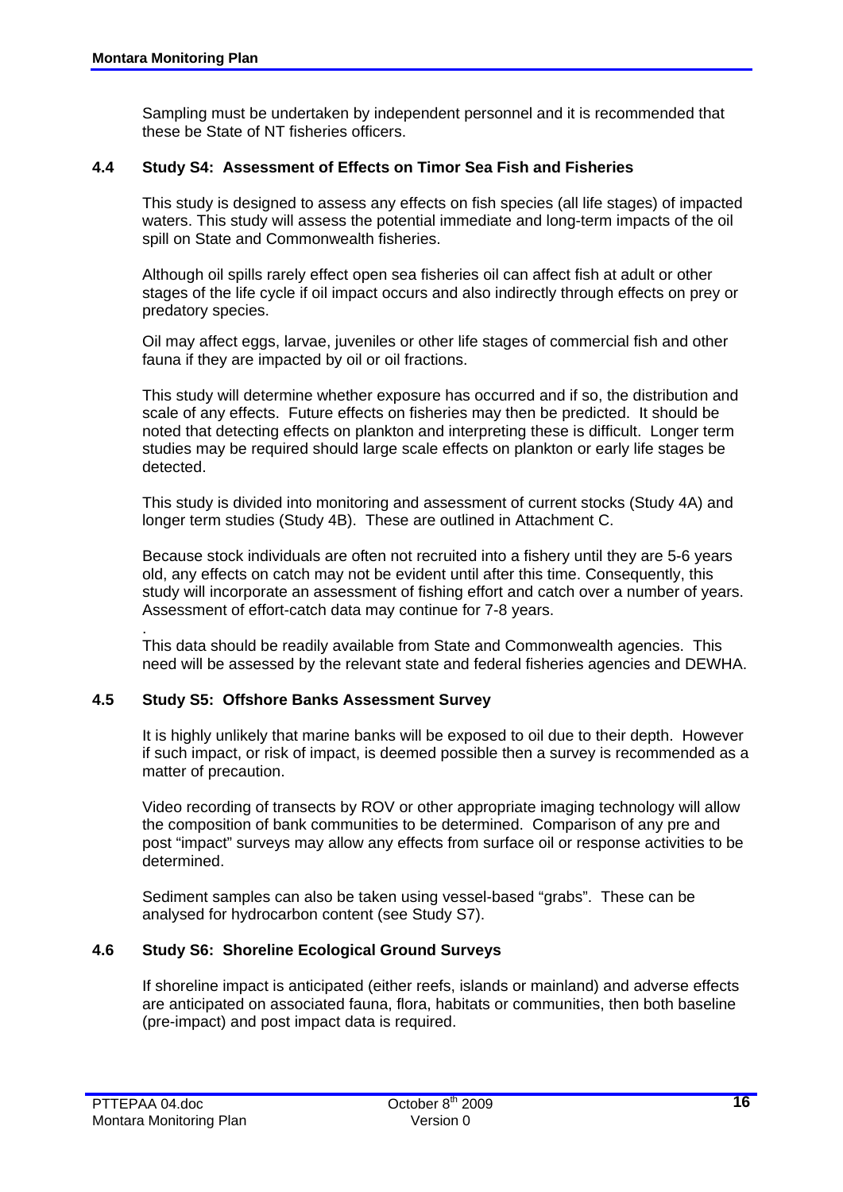Sampling must be undertaken by independent personnel and it is recommended that these be State of NT fisheries officers.

### 4.4 Study S4: Assessment of Effects on Timor Sea Fish and Fisheries

This study is designed to assess any effects on fish species (all life stages) of impacted waters. This study will assess the potential immediate and long-term impacts of the oil spill on State and Commonwealth fisheries.

Although oil spills rarely effect open sea fisheries oil can affect fish at adult or other stages of the life cycle if oil impact occurs and also indirectly through effects on prey or predatory species.

Oil may affect eggs, larvae, juveniles or other life stages of commercial fish and other fauna if they are impacted by oil or oil fractions.

This study will determine whether exposure has occurred and if so, the distribution and scale of any effects. Future effects on fisheries may then be predicted. It should be noted that detecting effects on plankton and interpreting these is difficult. Longer term studies may be required should large scale effects on plankton or early life stages be detected.

This study is divided into monitoring and assessment of current stocks (Study 4A) and longer term studies (Study 4B). These are outlined in Attachment C.

Because stock individuals are often not recruited into a fishery until they are 5-6 years old, any effects on catch may not be evident until after this time. Consequently, this study will incorporate an assessment of fishing effort and catch over a number of years. Assessment of effort-catch data may continue for 7-8 years.

.
This data should be readily available from State and Commonwealth agencies. This need will be assessed by the relevant state and federal fisheries agencies and DEWHA.

### 4.5 Study S5: Offshore Banks Assessment Survey

It is highly unlikely that marine banks will be exposed to oil due to their depth. However if such impact, or risk of impact, is deemed possible then a survey is recommended as a matter of precaution.

Video recording of transects by ROV or other appropriate imaging technology will allow the composition of bank communities to be determined. Comparison of any pre and post "impact" surveys may allow any effects from surface oil or response activities to be determined.

Sediment samples can also be taken using vessel-based "grabs". These can be analysed for hydrocarbon content (see Study S7).

### 4.6 Study S6: Shoreline Ecological Ground Surveys

If shoreline impact is anticipated (either reefs, islands or mainland) and adverse effects are anticipated on associated fauna, flora, habitats or communities, then both baseline (pre-impact) and post impact data is required.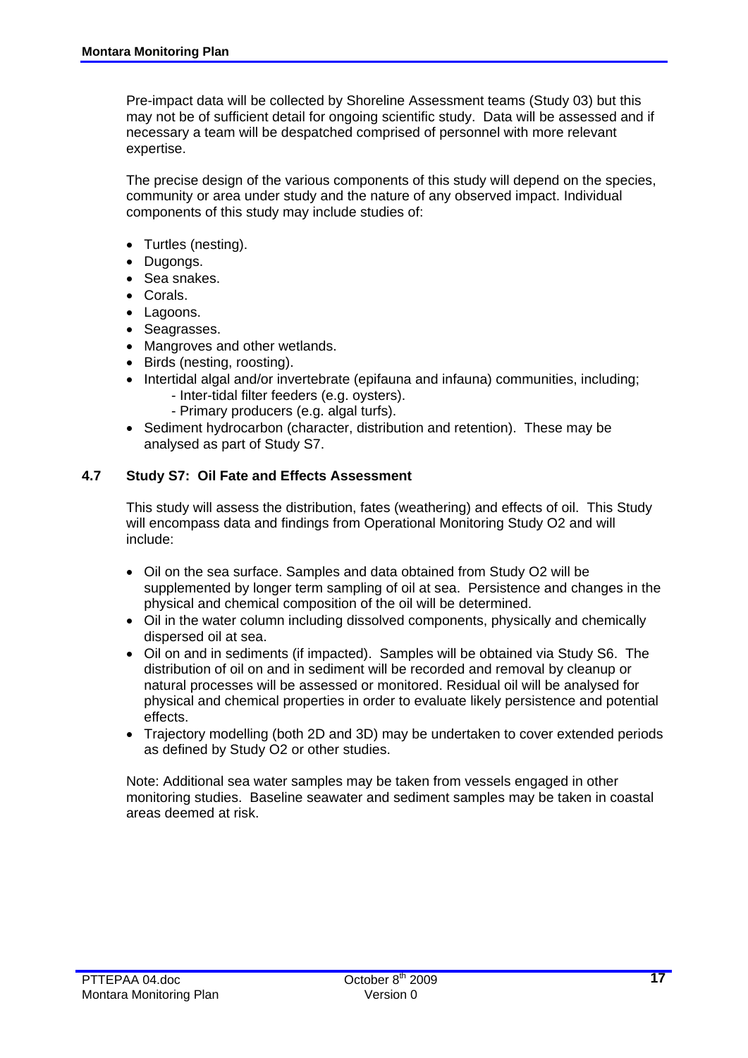Pre-impact data will be collected by Shoreline Assessment teams (Study 03) but this may not be of sufficient detail for ongoing scientific study. Data will be assessed and if necessary a team will be despatched comprised of personnel with more relevant expertise.

The precise design of the various components of this study will depend on the species, community or area under study and the nature of any observed impact. Individual components of this study may include studies of:

- Turtles (nesting).
- Dugongs.
- Sea snakes.
- Corals.
- Lagoons.
- Seagrasses.
- Mangroves and other wetlands.
- Birds (nesting, roosting).
- Intertidal algal and/or invertebrate (epifauna and infauna) communities, including;
  - Inter-tidal filter feeders (e.g. oysters).
  - Primary producers (e.g. algal turfs).
- Sediment hydrocarbon (character, distribution and retention). These may be analysed as part of Study S7.

### 4.7 Study S7: Oil Fate and Effects Assessment

This study will assess the distribution, fates (weathering) and effects of oil. This Study will encompass data and findings from Operational Monitoring Study O2 and will include:

- Oil on the sea surface. Samples and data obtained from Study O2 will be supplemented by longer term sampling of oil at sea. Persistence and changes in the physical and chemical composition of the oil will be determined.
- Oil in the water column including dissolved components, physically and chemically dispersed oil at sea.
- Oil on and in sediments (if impacted). Samples will be obtained via Study S6. The distribution of oil on and in sediment will be recorded and removal by cleanup or natural processes will be assessed or monitored. Residual oil will be analysed for physical and chemical properties in order to evaluate likely persistence and potential effects.
- Trajectory modelling (both 2D and 3D) may be undertaken to cover extended periods as defined by Study O2 or other studies.

Note: Additional sea water samples may be taken from vessels engaged in other monitoring studies. Baseline seawater and sediment samples may be taken in coastal areas deemed at risk.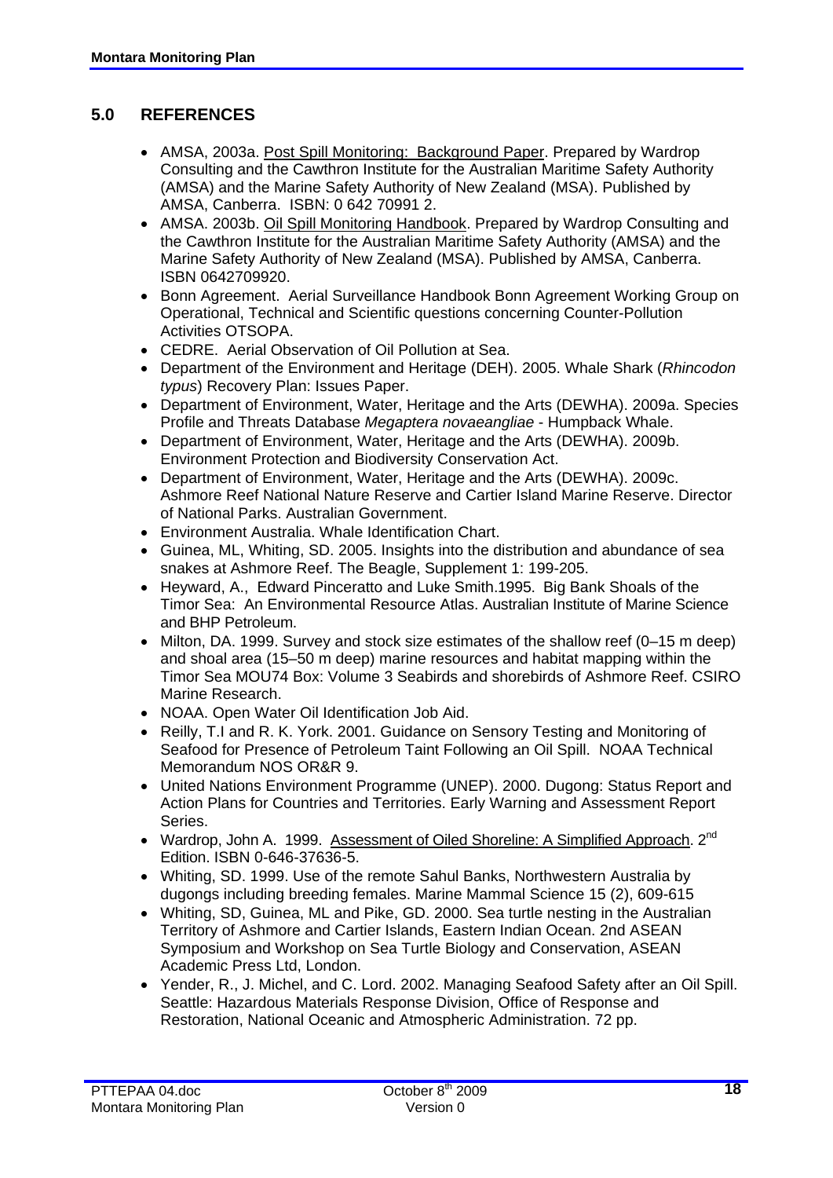## 5.0 REFERENCES

- AMSA, 2003a. Post Spill Monitoring: Background Paper. Prepared by Wardrop Consulting and the Cawthron Institute for the Australian Maritime Safety Authority (AMSA) and the Marine Safety Authority of New Zealand (MSA). Published by AMSA, Canberra. ISBN: 0 642 70991 2.
- AMSA. 2003b. Oil Spill Monitoring Handbook. Prepared by Wardrop Consulting and the Cawthron Institute for the Australian Maritime Safety Authority (AMSA) and the Marine Safety Authority of New Zealand (MSA). Published by AMSA, Canberra. ISBN 0642709920.
- Bonn Agreement. Aerial Surveillance Handbook Bonn Agreement Working Group on Operational, Technical and Scientific questions concerning Counter-Pollution Activities OTSOPA.
- CEDRE. Aerial Observation of Oil Pollution at Sea.
- Department of the Environment and Heritage (DEH). 2005. Whale Shark (*Rhincodon typus*) Recovery Plan: Issues Paper.
- Department of Environment, Water, Heritage and the Arts (DEWHA). 2009a. Species Profile and Threats Database *Megaptera novaeangliae* - Humpback Whale.
- Department of Environment, Water, Heritage and the Arts (DEWHA). 2009b. Environment Protection and Biodiversity Conservation Act.
- Department of Environment, Water, Heritage and the Arts (DEWHA). 2009c. Ashmore Reef National Nature Reserve and Cartier Island Marine Reserve. Director of National Parks. Australian Government.
- Environment Australia. Whale Identification Chart.
- Guinea, ML, Whiting, SD. 2005. Insights into the distribution and abundance of sea snakes at Ashmore Reef. The Beagle, Supplement 1: 199-205.
- Heyward, A., Edward Pinceratto and Luke Smith.1995. Big Bank Shoals of the Timor Sea: An Environmental Resource Atlas. Australian Institute of Marine Science and BHP Petroleum.
- Milton, DA. 1999. Survey and stock size estimates of the shallow reef (0–15 m deep) and shoal area (15–50 m deep) marine resources and habitat mapping within the Timor Sea MOU74 Box: Volume 3 Seabirds and shorebirds of Ashmore Reef. CSIRO Marine Research.
- NOAA. Open Water Oil Identification Job Aid.
- Reilly, T.I and R. K. York. 2001. Guidance on Sensory Testing and Monitoring of Seafood for Presence of Petroleum Taint Following an Oil Spill. NOAA Technical Memorandum NOS OR&R 9.
- United Nations Environment Programme (UNEP). 2000. Dugong: Status Report and Action Plans for Countries and Territories. Early Warning and Assessment Report Series.
- Wardrop, John A. 1999. Assessment of Oiled Shoreline: A Simplified Approach. 2nd Edition. ISBN 0-646-37636-5.
- Whiting, SD. 1999. Use of the remote Sahul Banks, Northwestern Australia by dugongs including breeding females. Marine Mammal Science 15 (2), 609-615
- Whiting, SD, Guinea, ML and Pike, GD. 2000. Sea turtle nesting in the Australian Territory of Ashmore and Cartier Islands, Eastern Indian Ocean. 2nd ASEAN Symposium and Workshop on Sea Turtle Biology and Conservation, ASEAN Academic Press Ltd, London.
- Yender, R., J. Michel, and C. Lord. 2002. Managing Seafood Safety after an Oil Spill. Seattle: Hazardous Materials Response Division, Office of Response and Restoration, National Oceanic and Atmospheric Administration. 72 pp.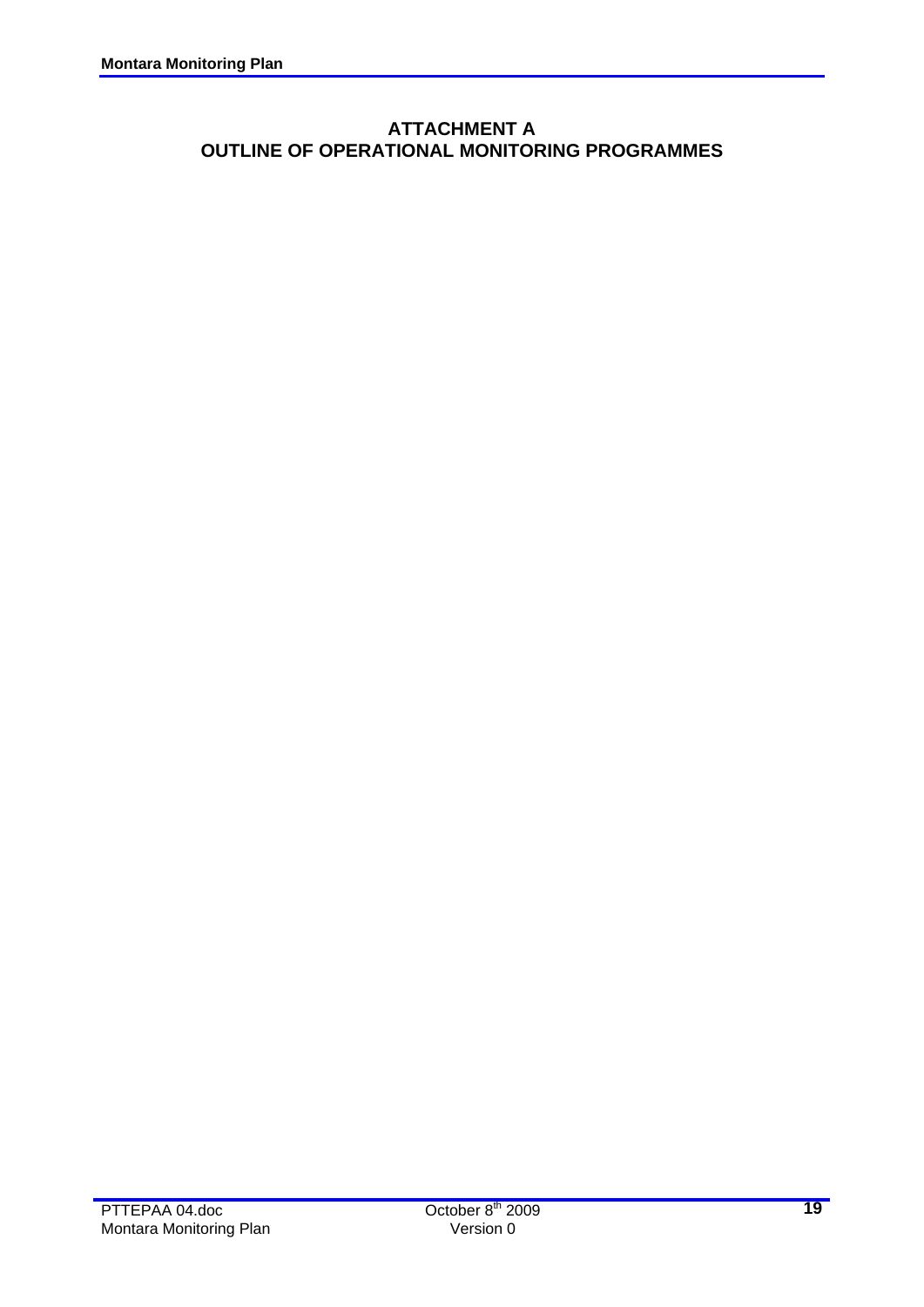# ATTACHMENT A
# OUTLINE OF OPERATIONAL MONITORING PROGRAMMES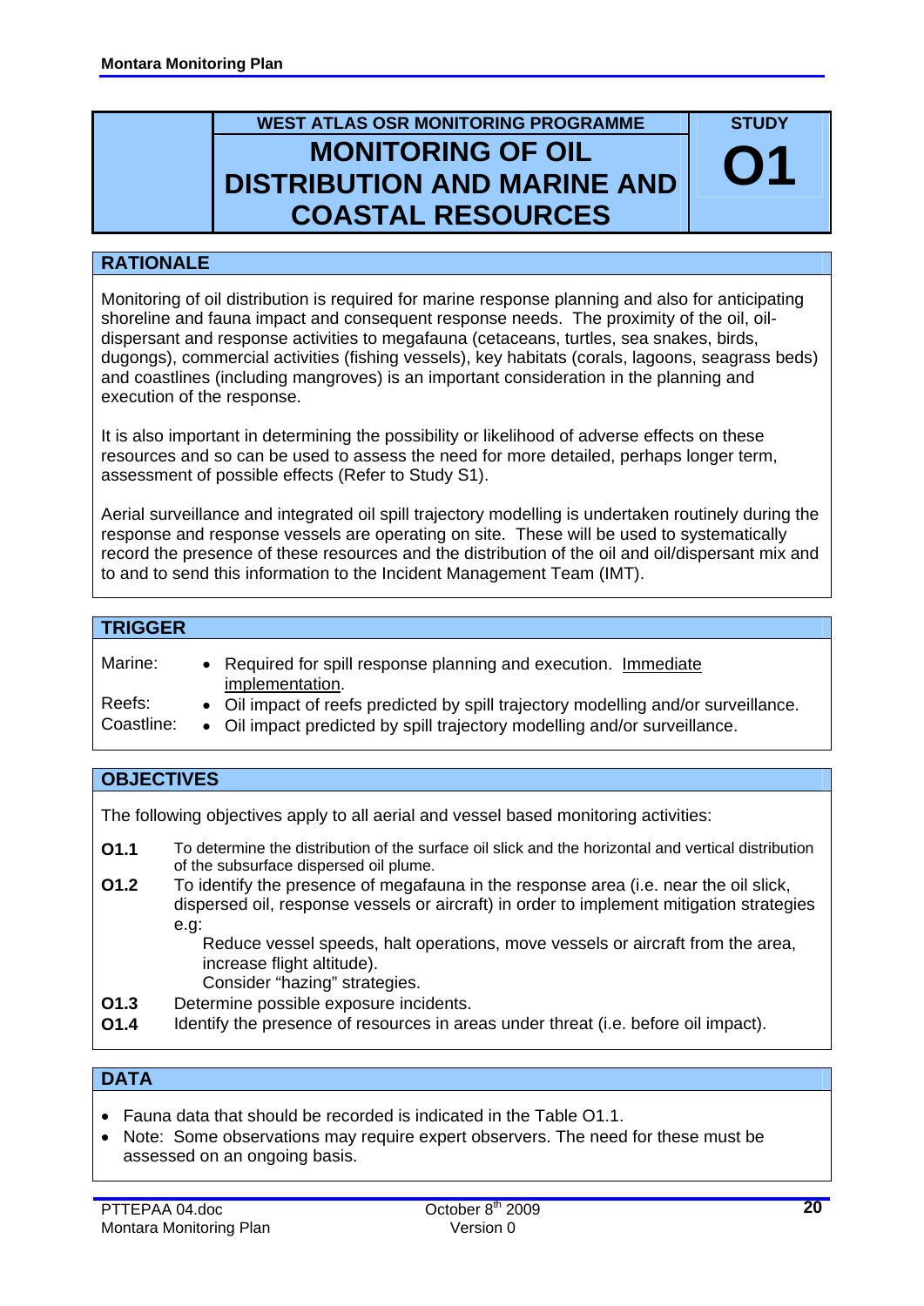**WEST ATLAS OSR MONITORING PROGRAMME**

# MONITORING OF OIL DISTRIBUTION AND MARINE AND COASTAL RESOURCES

**STUDY O1**

## RATIONALE

Monitoring of oil distribution is required for marine response planning and also for anticipating shoreline and fauna impact and consequent response needs. The proximity of the oil, oil-dispersant and response activities to megafauna (cetaceans, turtles, sea snakes, birds, dugongs), commercial activities (fishing vessels), key habitats (corals, lagoons, seagrass beds) and coastlines (including mangroves) is an important consideration in the planning and execution of the response.

It is also important in determining the possibility or likelihood of adverse effects on these resources and so can be used to assess the need for more detailed, perhaps longer term, assessment of possible effects (Refer to Study S1).

Aerial surveillance and integrated oil spill trajectory modelling is undertaken routinely during the response and response vessels are operating on site. These will be used to systematically record the presence of these resources and the distribution of the oil and oil/dispersant mix and to and to send this information to the Incident Management Team (IMT).

## TRIGGER

Marine:
- Required for spill response planning and execution. Immediate implementation.

Reefs:
- Oil impact of reefs predicted by spill trajectory modelling and/or surveillance.

Coastline:
- Oil impact predicted by spill trajectory modelling and/or surveillance.

## OBJECTIVES

The following objectives apply to all aerial and vessel based monitoring activities:

**O1.1** To determine the distribution of the surface oil slick and the horizontal and vertical distribution of the subsurface dispersed oil plume.

**O1.2** To identify the presence of megafauna in the response area (i.e. near the oil slick, dispersed oil, response vessels or aircraft) in order to implement mitigation strategies e.g:

Reduce vessel speeds, halt operations, move vessels or aircraft from the area, increase flight altitude).

Consider "hazing" strategies.

**O1.3** Determine possible exposure incidents.

**O1.4** Identify the presence of resources in areas under threat (i.e. before oil impact).

## DATA

- Fauna data that should be recorded is indicated in the Table O1.1.
- Note: Some observations may require expert observers. The need for these must be assessed on an ongoing basis.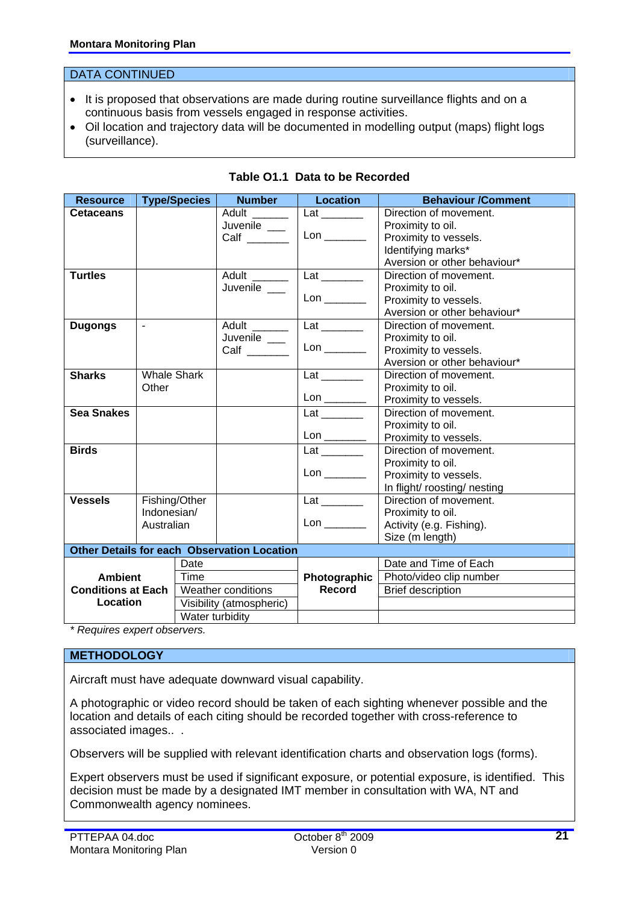## DATA CONTINUED

- It is proposed that observations are made during routine surveillance flights and on a continuous basis from vessels engaged in response activities.
- Oil location and trajectory data will be documented in modelling output (maps) flight logs (surveillance).

**Table O1.1 Data to be Recorded**

| Resource | Type/Species | Number | Location | Behaviour /Comment |
|---|---|---|---|---|
| **Cetaceans** | | Adult ______<br>Juvenile ___<br>Calf _______ | Lat _______<br>Lon _______ | Direction of movement.<br>Proximity to oil.<br>Proximity to vessels.<br>Identifying marks*<br>Aversion or other behaviour* |
| **Turtles** | | Adult ______<br>Juvenile ___ | Lat _______<br>Lon _______ | Direction of movement.<br>Proximity to oil.<br>Proximity to vessels.<br>Aversion or other behaviour* |
| **Dugongs** | - | Adult ______<br>Juvenile ___<br>Calf _______ | Lat _______<br>Lon _______ | Direction of movement.<br>Proximity to oil.<br>Proximity to vessels.<br>Aversion or other behaviour* |
| **Sharks** | Whale Shark<br>Other | | Lat _______<br>Lon _______ | Direction of movement.<br>Proximity to oil.<br>Proximity to vessels. |
| **Sea Snakes** | | | Lat _______<br>Lon _______ | Direction of movement.<br>Proximity to oil.<br>Proximity to vessels. |
| **Birds** | | | Lat _______<br>Lon _______ | Direction of movement.<br>Proximity to oil.<br>Proximity to vessels.<br>In flight/ roosting/ nesting |
| **Vessels** | Fishing/Other<br>Indonesian/<br>Australian | | Lat _______<br>Lon _______ | Direction of movement.<br>Proximity to oil.<br>Activity (e.g. Fishing).<br>Size (m length) |
| **Other Details for each Observation Location** | | | | |
| **Ambient Conditions at Each Location** | Date | | **Photographic Record** | Date and Time of Each |
| | Time | | | Photo/video clip number |
| | Weather conditions | | | Brief description |
| | Visibility (atmospheric) | | | |
| | Water turbidity | | | |

*\* Requires expert observers.*

## METHODOLOGY

Aircraft must have adequate downward visual capability.

A photographic or video record should be taken of each sighting whenever possible and the location and details of each citing should be recorded together with cross-reference to associated images.. .

Observers will be supplied with relevant identification charts and observation logs (forms).

Expert observers must be used if significant exposure, or potential exposure, is identified. This decision must be made by a designated IMT member in consultation with WA, NT and Commonwealth agency nominees.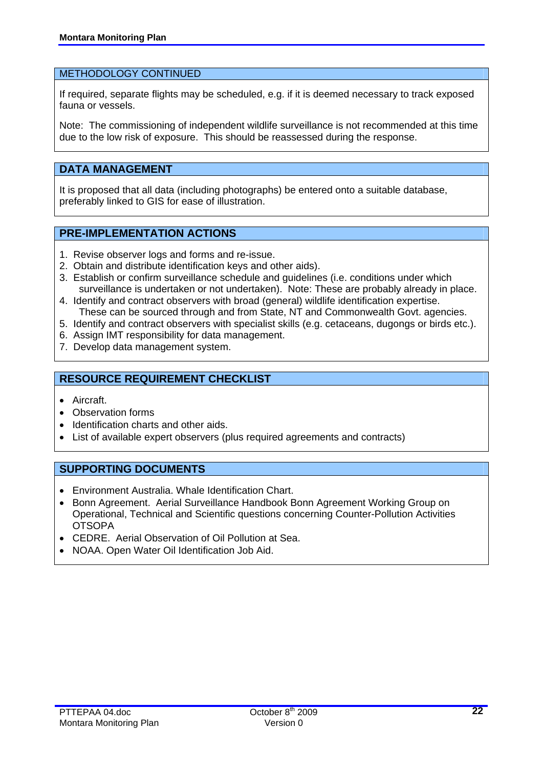## METHODOLOGY CONTINUED

If required, separate flights may be scheduled, e.g. if it is deemed necessary to track exposed fauna or vessels.

Note: The commissioning of independent wildlife surveillance is not recommended at this time due to the low risk of exposure. This should be reassessed during the response.

## DATA MANAGEMENT

It is proposed that all data (including photographs) be entered onto a suitable database, preferably linked to GIS for ease of illustration.

## PRE-IMPLEMENTATION ACTIONS

1. Revise observer logs and forms and re-issue.
2. Obtain and distribute identification keys and other aids).
3. Establish or confirm surveillance schedule and guidelines (i.e. conditions under which surveillance is undertaken or not undertaken). Note: These are probably already in place.
4. Identify and contract observers with broad (general) wildlife identification expertise. These can be sourced through and from State, NT and Commonwealth Govt. agencies.
5. Identify and contract observers with specialist skills (e.g. cetaceans, dugongs or birds etc.).
6. Assign IMT responsibility for data management.
7. Develop data management system.

## RESOURCE REQUIREMENT CHECKLIST

- Aircraft.
- Observation forms
- Identification charts and other aids.
- List of available expert observers (plus required agreements and contracts)

## SUPPORTING DOCUMENTS

- Environment Australia. Whale Identification Chart.
- Bonn Agreement. Aerial Surveillance Handbook Bonn Agreement Working Group on Operational, Technical and Scientific questions concerning Counter-Pollution Activities OTSOPA
- CEDRE. Aerial Observation of Oil Pollution at Sea.
- NOAA. Open Water Oil Identification Job Aid.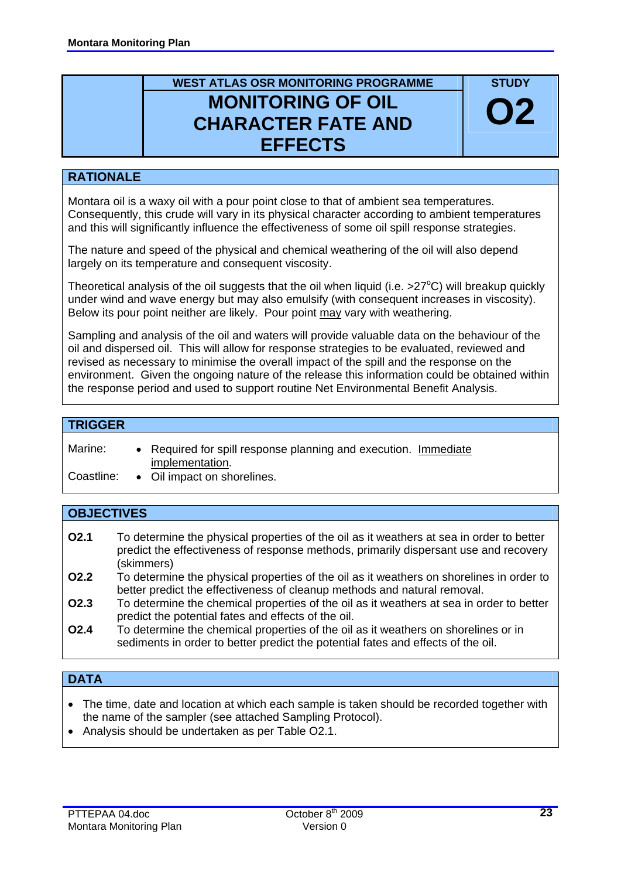**WEST ATLAS OSR MONITORING PROGRAMME**

# MONITORING OF OIL CHARACTER FATE AND EFFECTS

**STUDY O2**

## RATIONALE

Montara oil is a waxy oil with a pour point close to that of ambient sea temperatures. Consequently, this crude will vary in its physical character according to ambient temperatures and this will significantly influence the effectiveness of some oil spill response strategies.

The nature and speed of the physical and chemical weathering of the oil will also depend largely on its temperature and consequent viscosity.

Theoretical analysis of the oil suggests that the oil when liquid (i.e. >27$^{o}$C) will breakup quickly under wind and wave energy but may also emulsify (with consequent increases in viscosity). Below its pour point neither are likely. Pour point may vary with weathering.

Sampling and analysis of the oil and waters will provide valuable data on the behaviour of the oil and dispersed oil. This will allow for response strategies to be evaluated, reviewed and revised as necessary to minimise the overall impact of the spill and the response on the environment. Given the ongoing nature of the release this information could be obtained within the response period and used to support routine Net Environmental Benefit Analysis.

## TRIGGER

Marine:
- Required for spill response planning and execution. Immediate implementation.

Coastline:
- Oil impact on shorelines.

## OBJECTIVES

**O2.1** To determine the physical properties of the oil as it weathers at sea in order to better predict the effectiveness of response methods, primarily dispersant use and recovery (skimmers)

**O2.2** To determine the physical properties of the oil as it weathers on shorelines in order to better predict the effectiveness of cleanup methods and natural removal.

**O2.3** To determine the chemical properties of the oil as it weathers at sea in order to better predict the potential fates and effects of the oil.

**O2.4** To determine the chemical properties of the oil as it weathers on shorelines or in sediments in order to better predict the potential fates and effects of the oil.

## DATA

- The time, date and location at which each sample is taken should be recorded together with the name of the sampler (see attached Sampling Protocol).
- Analysis should be undertaken as per Table O2.1.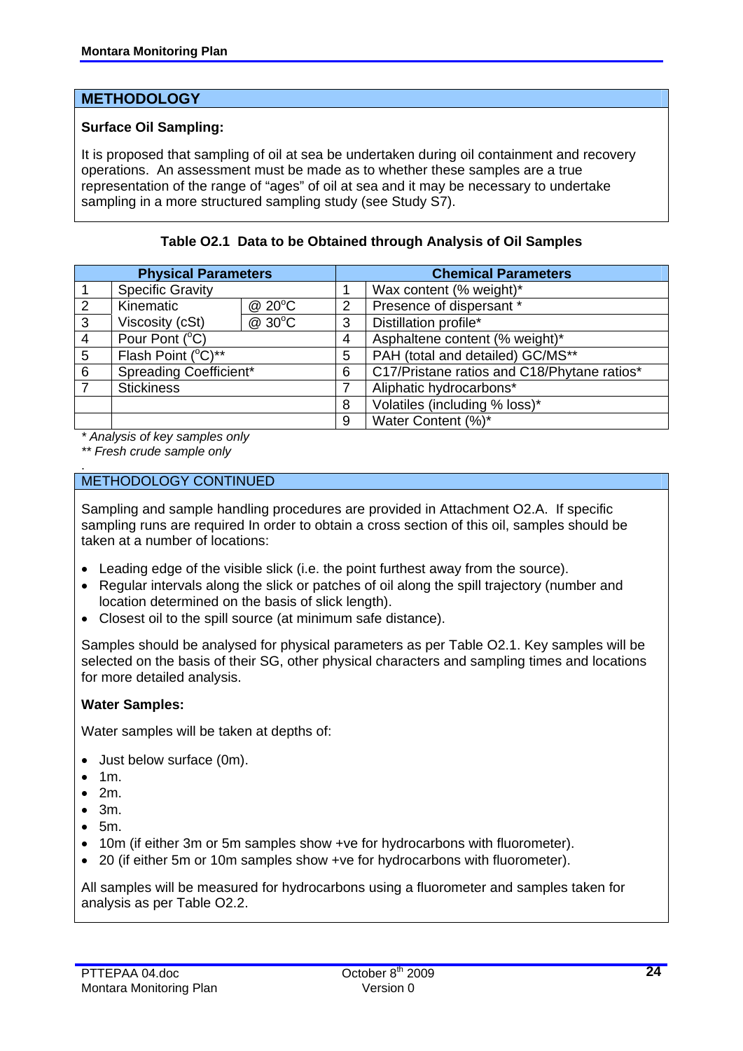## METHODOLOGY

**Surface Oil Sampling:**

It is proposed that sampling of oil at sea be undertaken during oil containment and recovery operations. An assessment must be made as to whether these samples are a true representation of the range of "ages" of oil at sea and it may be necessary to undertake sampling in a more structured sampling study (see Study S7).

**Table O2.1 Data to be Obtained through Analysis of Oil Samples**

| Physical Parameters | | | Chemical Parameters | |
|---|---|---|---|---|
| 1 | Specific Gravity | | 1 | Wax content (% weight)* |
| 2 | Kinematic | @ 20°C | 2 | Presence of dispersant * |
| 3 | Viscosity (cSt) | @ 30°C | 3 | Distillation profile* |
| 4 | Pour Pont (°C) | | 4 | Asphaltene content (% weight)* |
| 5 | Flash Point (°C)** | | 5 | PAH (total and detailed) GC/MS** |
| 6 | Spreading Coefficient* | | 6 | C17/Pristane ratios and C18/Phytane ratios* |
| 7 | Stickiness | | 7 | Aliphatic hydrocarbons* |
| | | | 8 | Volatiles (including % loss)* |
| | | | 9 | Water Content (%)* |

*\* Analysis of key samples only*
*\*\* Fresh crude sample only*

## METHODOLOGY CONTINUED

Sampling and sample handling procedures are provided in Attachment O2.A. If specific sampling runs are required In order to obtain a cross section of this oil, samples should be taken at a number of locations:

- Leading edge of the visible slick (i.e. the point furthest away from the source).
- Regular intervals along the slick or patches of oil along the spill trajectory (number and location determined on the basis of slick length).
- Closest oil to the spill source (at minimum safe distance).

Samples should be analysed for physical parameters as per Table O2.1. Key samples will be selected on the basis of their SG, other physical characters and sampling times and locations for more detailed analysis.

**Water Samples:**

Water samples will be taken at depths of:

- Just below surface (0m).
- 1m.
- 2m.
- 3m.
- 5m.
- 10m (if either 3m or 5m samples show +ve for hydrocarbons with fluorometer).
- 20 (if either 5m or 10m samples show +ve for hydrocarbons with fluorometer).

All samples will be measured for hydrocarbons using a fluorometer and samples taken for analysis as per Table O2.2.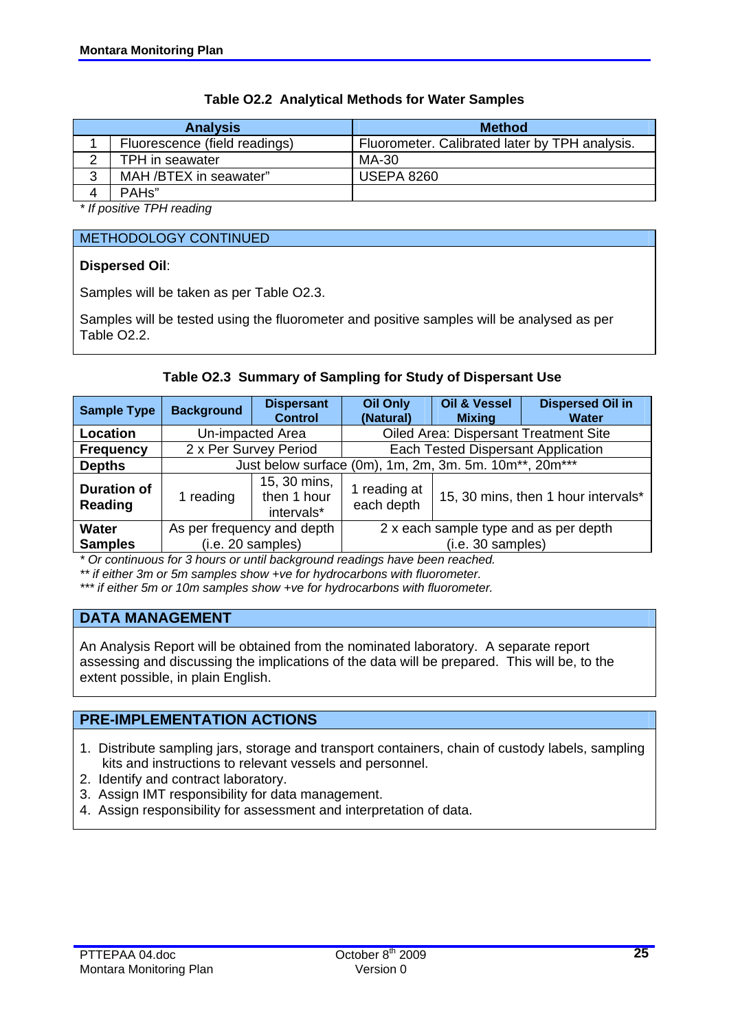**Table O2.2 Analytical Methods for Water Samples**

| | Analysis | Method |
|---|---|---|
| 1 | Fluorescence (field readings) | Fluorometer. Calibrated later by TPH analysis. |
| 2 | TPH in seawater | MA-30 |
| 3 | MAH /BTEX in seawater" | USEPA 8260 |
| 4 | PAHs" | |

*\* If positive TPH reading*

## METHODOLOGY CONTINUED

**Dispersed Oil**:

Samples will be taken as per Table O2.3.

Samples will be tested using the fluorometer and positive samples will be analysed as per Table O2.2.

**Table O2.3 Summary of Sampling for Study of Dispersant Use**

| Sample Type | Background | Dispersant Control | Oil Only (Natural) | Oil & Vessel Mixing | Dispersed Oil in Water |
|---|---|---|---|---|---|
| **Location** | Un-impacted Area | | Oiled Area: Dispersant Treatment Site | | |
| **Frequency** | 2 x Per Survey Period | | Each Tested Dispersant Application | | |
| **Depths** | Just below surface (0m), 1m, 2m, 3m. 5m. 10m**, 20m*** | | | | |
| **Duration of Reading** | 1 reading | 15, 30 mins, then 1 hour intervals* | 1 reading at each depth | 15, 30 mins, then 1 hour intervals* | |
| **Water Samples** | As per frequency and depth (i.e. 20 samples) | | 2 x each sample type and as per depth (i.e. 30 samples) | | |

*\* Or continuous for 3 hours or until background readings have been reached.*
*\*\* if either 3m or 5m samples show +ve for hydrocarbons with fluorometer.*
*\*\*\* if either 5m or 10m samples show +ve for hydrocarbons with fluorometer.*

## DATA MANAGEMENT

An Analysis Report will be obtained from the nominated laboratory. A separate report assessing and discussing the implications of the data will be prepared. This will be, to the extent possible, in plain English.

## PRE-IMPLEMENTATION ACTIONS

1. Distribute sampling jars, storage and transport containers, chain of custody labels, sampling kits and instructions to relevant vessels and personnel.
2. Identify and contract laboratory.
3. Assign IMT responsibility for data management.
4. Assign responsibility for assessment and interpretation of data.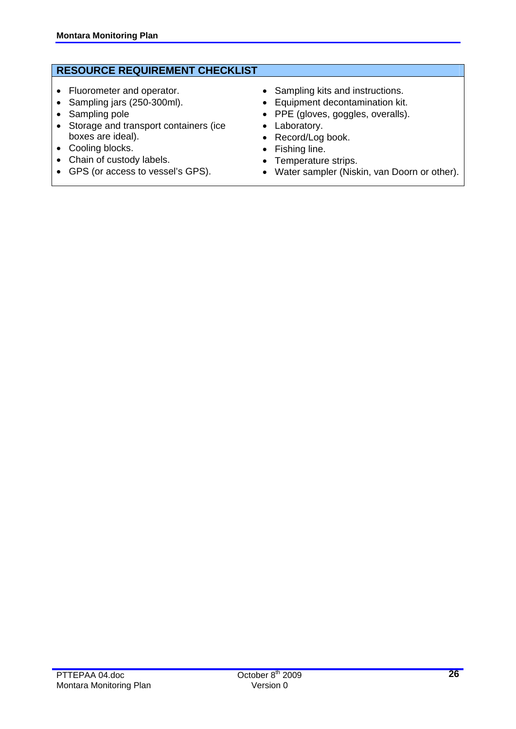## RESOURCE REQUIREMENT CHECKLIST

- Fluorometer and operator.
- Sampling jars (250-300ml).
- Sampling pole
- Storage and transport containers (ice boxes are ideal).
- Cooling blocks.
- Chain of custody labels.
- GPS (or access to vessel's GPS).
- Sampling kits and instructions.
- Equipment decontamination kit.
- PPE (gloves, goggles, overalls).
- Laboratory.
- Record/Log book.
- Fishing line.
- Temperature strips.
- Water sampler (Niskin, van Doorn or other).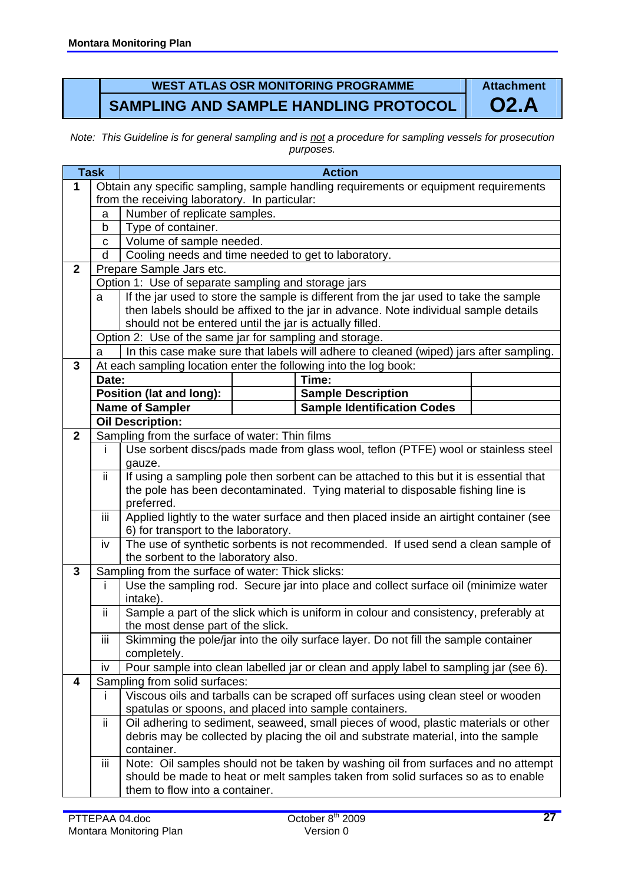| | WEST ATLAS OSR MONITORING PROGRAMME | Attachment |
|---|---|---|
| | **SAMPLING AND SAMPLE HANDLING PROTOCOL** | **O2.A** |

*Note: This Guideline is for general sampling and is not a procedure for sampling vessels for prosecution purposes.*

| Task | | Action | | | |
|---|---|---|---|---|---|
| **1** | Obtain any specific sampling, sample handling requirements or equipment requirements from the receiving laboratory. In particular: | | | | |
| | a | Number of replicate samples. | | | |
| | b | Type of container. | | | |
| | c | Volume of sample needed. | | | |
| | d | Cooling needs and time needed to get to laboratory. | | | |
| **2** | Prepare Sample Jars etc. | | | | |
| | Option 1: Use of separate sampling and storage jars | | | | |
| | a | If the jar used to store the sample is different from the jar used to take the sample then labels should be affixed to the jar in advance. Note individual sample details should not be entered until the jar is actually filled. | | | |
| | Option 2: Use of the same jar for sampling and storage. | | | | |
| | a | In this case make sure that labels will adhere to cleaned (wiped) jars after sampling. | | | |
| **3** | At each sampling location enter the following into the log book: | | | | |
| | **Date:** | | | **Time:** | |
| | **Position (lat and long):** | | | **Sample Description** | |
| | **Name of Sampler** | | | **Sample Identification Codes** | |
| | **Oil Description:** | | | | |
| **2** | Sampling from the surface of water: Thin films | | | | |
| | i | Use sorbent discs/pads made from glass wool, teflon (PTFE) wool or stainless steel gauze. | | | |
| | ii | If using a sampling pole then sorbent can be attached to this but it is essential that the pole has been decontaminated. Tying material to disposable fishing line is preferred. | | | |
| | iii | Applied lightly to the water surface and then placed inside an airtight container (see 6) for transport to the laboratory. | | | |
| | iv | The use of synthetic sorbents is not recommended. If used send a clean sample of the sorbent to the laboratory also. | | | |
| **3** | Sampling from the surface of water: Thick slicks: | | | | |
| | i | Use the sampling rod. Secure jar into place and collect surface oil (minimize water intake). | | | |
| | ii | Sample a part of the slick which is uniform in colour and consistency, preferably at the most dense part of the slick. | | | |
| | iii | Skimming the pole/jar into the oily surface layer. Do not fill the sample container completely. | | | |
| | iv | Pour sample into clean labelled jar or clean and apply label to sampling jar (see 6). | | | |
| **4** | Sampling from solid surfaces: | | | | |
| | i | Viscous oils and tarballs can be scraped off surfaces using clean steel or wooden spatulas or spoons, and placed into sample containers. | | | |
| | ii | Oil adhering to sediment, seaweed, small pieces of wood, plastic materials or other debris may be collected by placing the oil and substrate material, into the sample container. | | | |
| | iii | Note: Oil samples should not be taken by washing oil from surfaces and no attempt should be made to heat or melt samples taken from solid surfaces so as to enable them to flow into a container. | | | |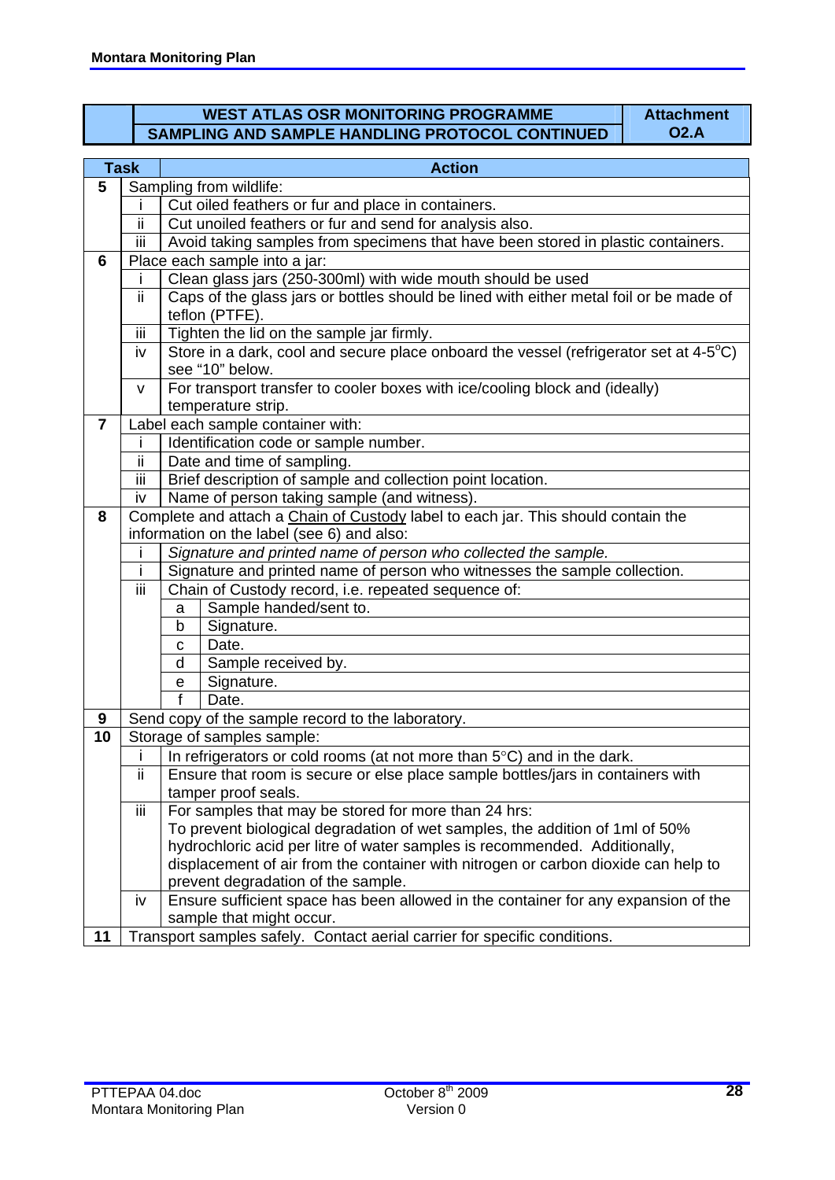| | WEST ATLAS OSR MONITORING PROGRAMME<br>SAMPLING AND SAMPLE HANDLING PROTOCOL CONTINUED | Attachment O2.A |
|---|---|---|

| Task | | | Action |
|---|---|---|---|
| **5** | Sampling from wildlife: | | |
| | i | Cut oiled feathers or fur and place in containers. | |
| | ii | Cut unoiled feathers or fur and send for analysis also. | |
| | iii | Avoid taking samples from specimens that have been stored in plastic containers. | |
| **6** | Place each sample into a jar: | | |
| | i | Clean glass jars (250-300ml) with wide mouth should be used | |
| | ii | Caps of the glass jars or bottles should be lined with either metal foil or be made of teflon (PTFE). | |
| | iii | Tighten the lid on the sample jar firmly. | |
| | iv | Store in a dark, cool and secure place onboard the vessel (refrigerator set at 4-5°C) see "10" below. | |
| | v | For transport transfer to cooler boxes with ice/cooling block and (ideally) temperature strip. | |
| **7** | Label each sample container with: | | |
| | i | Identification code or sample number. | |
| | ii | Date and time of sampling. | |
| | iii | Brief description of sample and collection point location. | |
| | iv | Name of person taking sample (and witness). | |
| **8** | Complete and attach a <u>Chain of Custody</u> label to each jar. This should contain the information on the label (see 6) and also: | | |
| | i | *Signature and printed name of person who collected the sample.* | |
| | i | Signature and printed name of person who witnesses the sample collection. | |
| | iii | Chain of Custody record, i.e. repeated sequence of: | |
| | | a | Sample handed/sent to. |
| | | b | Signature. |
| | | c | Date. |
| | | d | Sample received by. |
| | | e | Signature. |
| | | f | Date. |
| **9** | Send copy of the sample record to the laboratory. | | |
| **10** | Storage of samples sample: | | |
| | i | In refrigerators or cold rooms (at not more than 5°C) and in the dark. | |
| | ii | Ensure that room is secure or else place sample bottles/jars in containers with tamper proof seals. | |
| | iii | For samples that may be stored for more than 24 hrs:<br>To prevent biological degradation of wet samples, the addition of 1ml of 50% hydrochloric acid per litre of water samples is recommended. Additionally, displacement of air from the container with nitrogen or carbon dioxide can help to prevent degradation of the sample. | |
| | iv | Ensure sufficient space has been allowed in the container for any expansion of the sample that might occur. | |
| **11** | Transport samples safely. Contact aerial carrier for specific conditions. | | |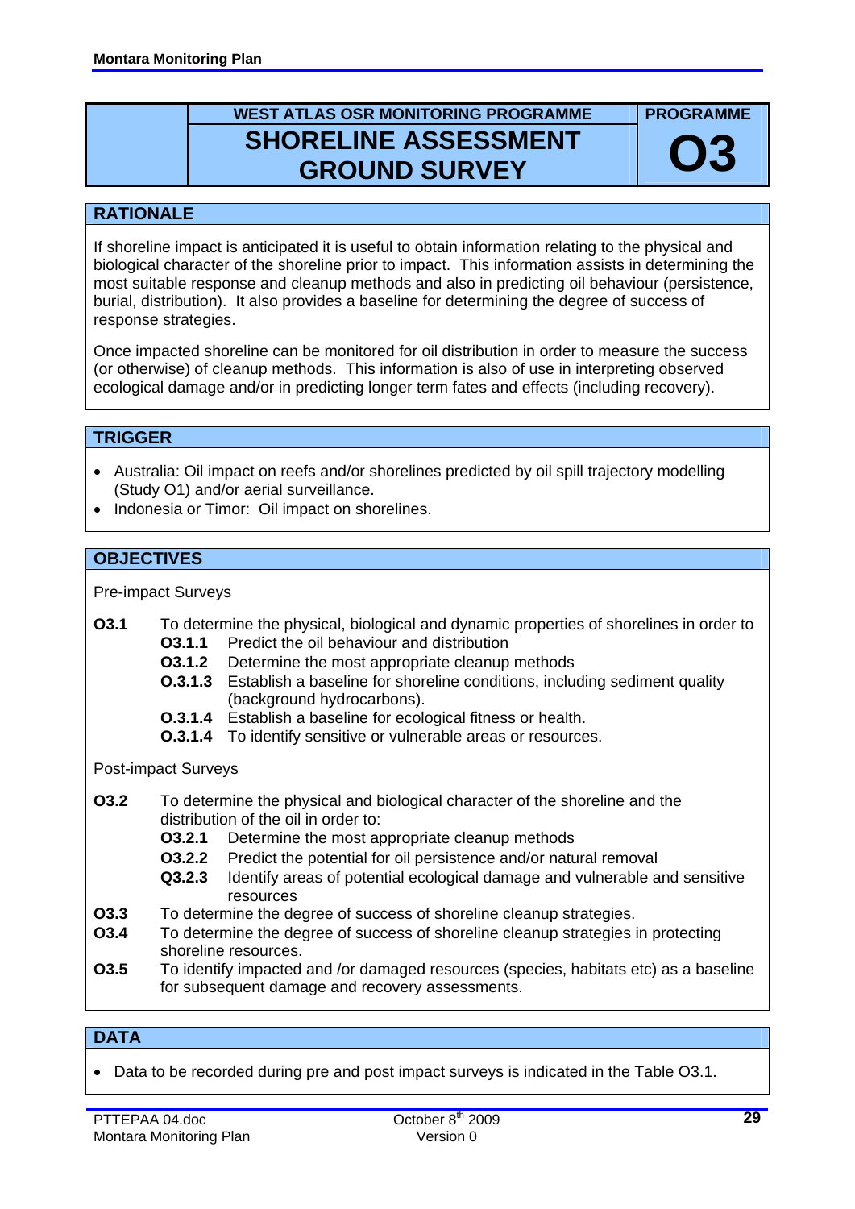WEST ATLAS OSR MONITORING PROGRAMME

# SHORELINE ASSESSMENT GROUND SURVEY

PROGRAMME **O3**

## RATIONALE

If shoreline impact is anticipated it is useful to obtain information relating to the physical and biological character of the shoreline prior to impact. This information assists in determining the most suitable response and cleanup methods and also in predicting oil behaviour (persistence, burial, distribution). It also provides a baseline for determining the degree of success of response strategies.

Once impacted shoreline can be monitored for oil distribution in order to measure the success (or otherwise) of cleanup methods. This information is also of use in interpreting observed ecological damage and/or in predicting longer term fates and effects (including recovery).

## TRIGGER

- Australia: Oil impact on reefs and/or shorelines predicted by oil spill trajectory modelling (Study O1) and/or aerial surveillance.
- Indonesia or Timor: Oil impact on shorelines.

## OBJECTIVES

Pre-impact Surveys

**O3.1** To determine the physical, biological and dynamic properties of shorelines in order to
- **O3.1.1** Predict the oil behaviour and distribution
- **O3.1.2** Determine the most appropriate cleanup methods
- **O.3.1.3** Establish a baseline for shoreline conditions, including sediment quality (background hydrocarbons).
- **O.3.1.4** Establish a baseline for ecological fitness or health.
- **O.3.1.4** To identify sensitive or vulnerable areas or resources.

Post-impact Surveys

**O3.2** To determine the physical and biological character of the shoreline and the distribution of the oil in order to:
- **O3.2.1** Determine the most appropriate cleanup methods
- **O3.2.2** Predict the potential for oil persistence and/or natural removal
- **Q3.2.3** Identify areas of potential ecological damage and vulnerable and sensitive resources

**O3.3** To determine the degree of success of shoreline cleanup strategies.

**O3.4** To determine the degree of success of shoreline cleanup strategies in protecting shoreline resources.

**O3.5** To identify impacted and /or damaged resources (species, habitats etc) as a baseline for subsequent damage and recovery assessments.

## DATA

- Data to be recorded during pre and post impact surveys is indicated in the Table O3.1.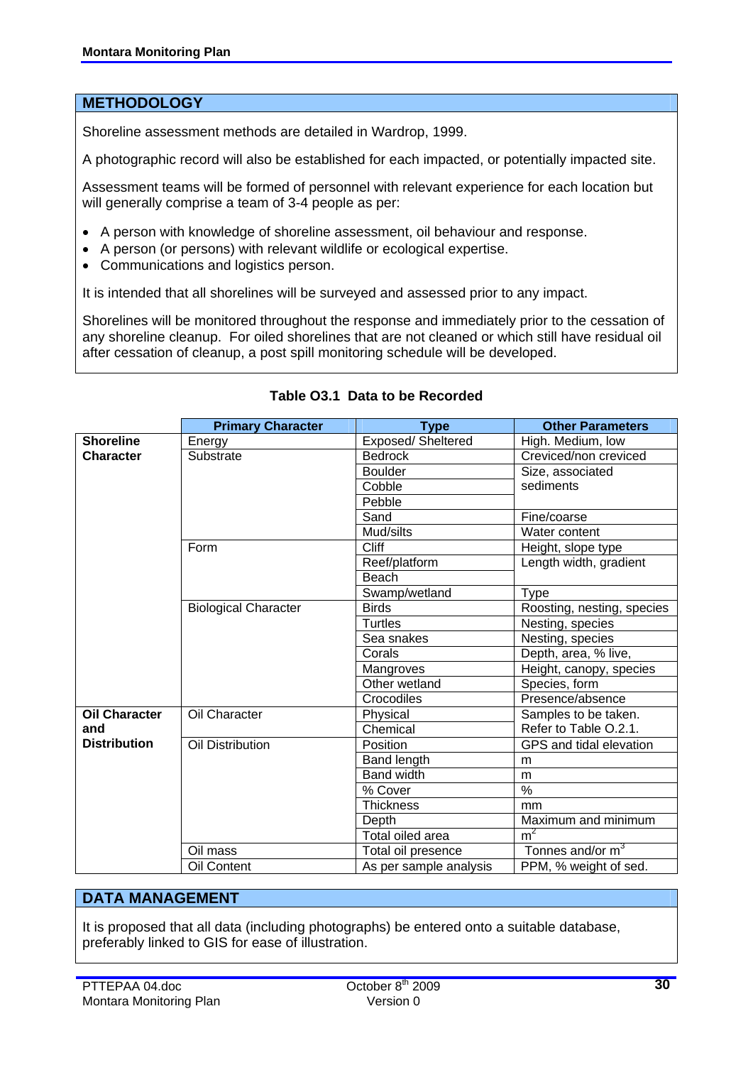## METHODOLOGY

Shoreline assessment methods are detailed in Wardrop, 1999.

A photographic record will also be established for each impacted, or potentially impacted site.

Assessment teams will be formed of personnel with relevant experience for each location but will generally comprise a team of 3-4 people as per:

- A person with knowledge of shoreline assessment, oil behaviour and response.
- A person (or persons) with relevant wildlife or ecological expertise.
- Communications and logistics person.

It is intended that all shorelines will be surveyed and assessed prior to any impact.

Shorelines will be monitored throughout the response and immediately prior to the cessation of any shoreline cleanup. For oiled shorelines that are not cleaned or which still have residual oil after cessation of cleanup, a post spill monitoring schedule will be developed.

**Table O3.1 Data to be Recorded**

| | Primary Character | Type | Other Parameters |
|---|---|---|---|
| **Shoreline Character** | Energy | Exposed/ Sheltered | High. Medium, low |
| | Substrate | Bedrock | Creviced/non creviced |
| | | Boulder | Size, associated sediments |
| | | Cobble | |
| | | Pebble | |
| | | Sand | Fine/coarse |
| | | Mud/silts | Water content |
| | Form | Cliff | Height, slope type |
| | | Reef/platform | Length width, gradient |
| | | Beach | |
| | | Swamp/wetland | Type |
| | Biological Character | Birds | Roosting, nesting, species |
| | | Turtles | Nesting, species |
| | | Sea snakes | Nesting, species |
| | | Corals | Depth, area, % live, |
| | | Mangroves | Height, canopy, species |
| | | Other wetland | Species, form |
| | | Crocodiles | Presence/absence |
| **Oil Character and Distribution** | Oil Character | Physical | Samples to be taken. Refer to Table O.2.1. |
| | | Chemical | |
| | Oil Distribution | Position | GPS and tidal elevation |
| | | Band length | m |
| | | Band width | m |
| | | % Cover | % |
| | | Thickness | mm |
| | | Depth | Maximum and minimum |
| | | Total oiled area | $m^2$ |
| | Oil mass | Total oil presence | Tonnes and/or $m^3$ |
| | Oil Content | As per sample analysis | PPM, % weight of sed. |

## DATA MANAGEMENT

It is proposed that all data (including photographs) be entered onto a suitable database, preferably linked to GIS for ease of illustration.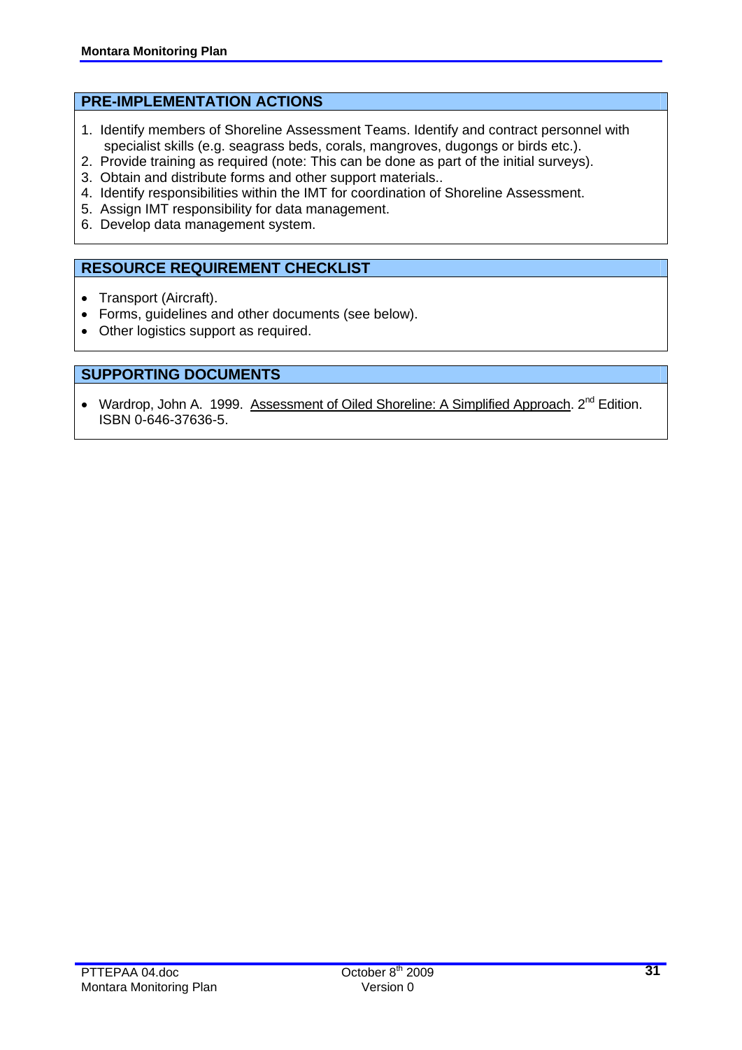## PRE-IMPLEMENTATION ACTIONS

1. Identify members of Shoreline Assessment Teams. Identify and contract personnel with specialist skills (e.g. seagrass beds, corals, mangroves, dugongs or birds etc.).
2. Provide training as required (note: This can be done as part of the initial surveys).
3. Obtain and distribute forms and other support materials..
4. Identify responsibilities within the IMT for coordination of Shoreline Assessment.
5. Assign IMT responsibility for data management.
6. Develop data management system.

## RESOURCE REQUIREMENT CHECKLIST

- Transport (Aircraft).
- Forms, guidelines and other documents (see below).
- Other logistics support as required.

## SUPPORTING DOCUMENTS

- Wardrop, John A. 1999. Assessment of Oiled Shoreline: A Simplified Approach. 2nd Edition. ISBN 0-646-37636-5.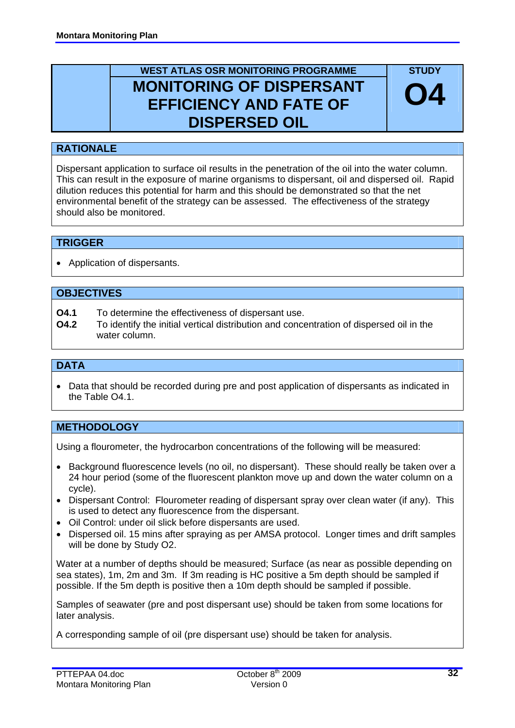## WEST ATLAS OSR MONITORING PROGRAMME

# MONITORING OF DISPERSANT EFFICIENCY AND FATE OF DISPERSED OIL

**STUDY O4**

## RATIONALE

Dispersant application to surface oil results in the penetration of the oil into the water column. This can result in the exposure of marine organisms to dispersant, oil and dispersed oil. Rapid dilution reduces this potential for harm and this should be demonstrated so that the net environmental benefit of the strategy can be assessed. The effectiveness of the strategy should also be monitored.

## TRIGGER

- Application of dispersants.

## OBJECTIVES

**O4.1** To determine the effectiveness of dispersant use.

**O4.2** To identify the initial vertical distribution and concentration of dispersed oil in the water column.

## DATA

- Data that should be recorded during pre and post application of dispersants as indicated in the Table O4.1.

## METHODOLOGY

Using a flourometer, the hydrocarbon concentrations of the following will be measured:

- Background fluorescence levels (no oil, no dispersant). These should really be taken over a 24 hour period (some of the fluorescent plankton move up and down the water column on a cycle).
- Dispersant Control: Flourometer reading of dispersant spray over clean water (if any). This is used to detect any fluorescence from the dispersant.
- Oil Control: under oil slick before dispersants are used.
- Dispersed oil. 15 mins after spraying as per AMSA protocol. Longer times and drift samples will be done by Study O2.

Water at a number of depths should be measured; Surface (as near as possible depending on sea states), 1m, 2m and 3m. If 3m reading is HC positive a 5m depth should be sampled if possible. If the 5m depth is positive then a 10m depth should be sampled if possible.

Samples of seawater (pre and post dispersant use) should be taken from some locations for later analysis.

A corresponding sample of oil (pre dispersant use) should be taken for analysis.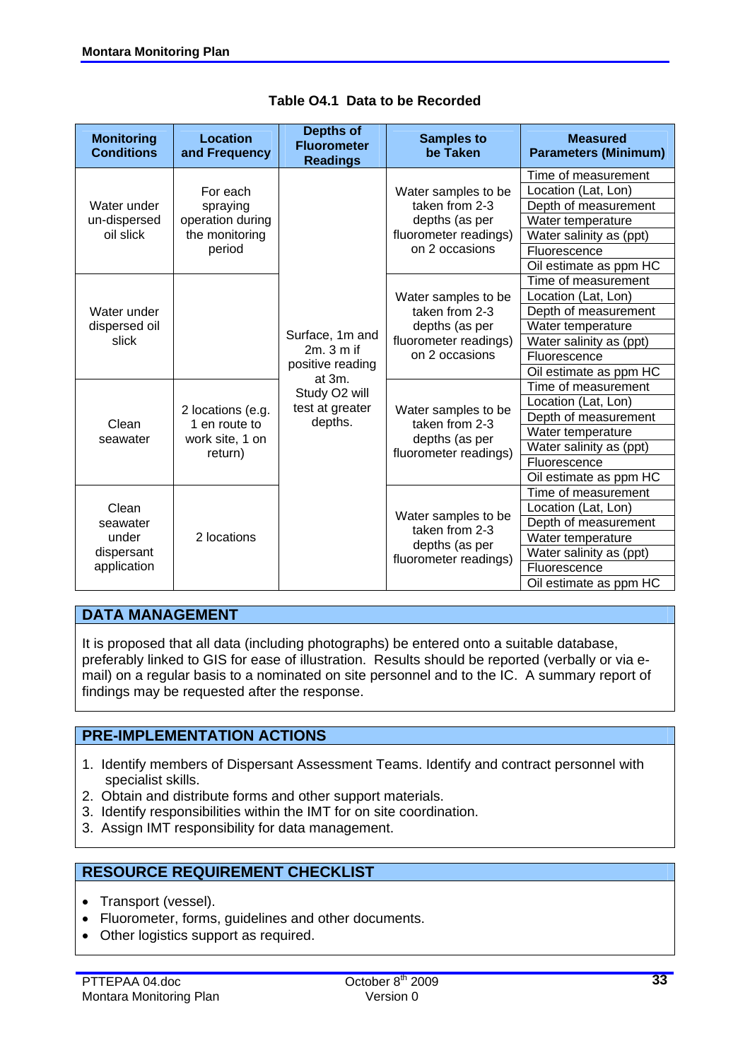**Table O4.1 Data to be Recorded**

| Monitoring Conditions | Location and Frequency | Depths of Fluorometer Readings | Samples to be Taken | Measured Parameters (Minimum) |
|---|---|---|---|---|
| Water under un-dispersed oil slick | For each spraying operation during the monitoring period | Surface, 1m and 2m. 3 m if positive reading at 3m. Study O2 will test at greater depths. | Water samples to be taken from 2-3 depths (as per fluorometer readings) on 2 occasions | Time of measurement<br>Location (Lat, Lon)<br>Depth of measurement<br>Water temperature<br>Water salinity as (ppt)<br>Fluorescence<br>Oil estimate as ppm HC |
| Water under dispersed oil slick | | | Water samples to be taken from 2-3 depths (as per fluorometer readings) on 2 occasions | Time of measurement<br>Location (Lat, Lon)<br>Depth of measurement<br>Water temperature<br>Water salinity as (ppt)<br>Fluorescence<br>Oil estimate as ppm HC |
| Clean seawater | 2 locations (e.g. 1 en route to work site, 1 on return) | | Water samples to be taken from 2-3 depths (as per fluorometer readings) | Time of measurement<br>Location (Lat, Lon)<br>Depth of measurement<br>Water temperature<br>Water salinity as (ppt)<br>Fluorescence<br>Oil estimate as ppm HC |
| Clean seawater under dispersant application | 2 locations | | Water samples to be taken from 2-3 depths (as per fluorometer readings) | Time of measurement<br>Location (Lat, Lon)<br>Depth of measurement<br>Water temperature<br>Water salinity as (ppt)<br>Fluorescence<br>Oil estimate as ppm HC |

## DATA MANAGEMENT

It is proposed that all data (including photographs) be entered onto a suitable database, preferably linked to GIS for ease of illustration. Results should be reported (verbally or via e-mail) on a regular basis to a nominated on site personnel and to the IC. A summary report of findings may be requested after the response.

## PRE-IMPLEMENTATION ACTIONS

1. Identify members of Dispersant Assessment Teams. Identify and contract personnel with specialist skills.
2. Obtain and distribute forms and other support materials.
3. Identify responsibilities within the IMT for on site coordination.
3. Assign IMT responsibility for data management.

## RESOURCE REQUIREMENT CHECKLIST

- Transport (vessel).
- Fluorometer, forms, guidelines and other documents.
- Other logistics support as required.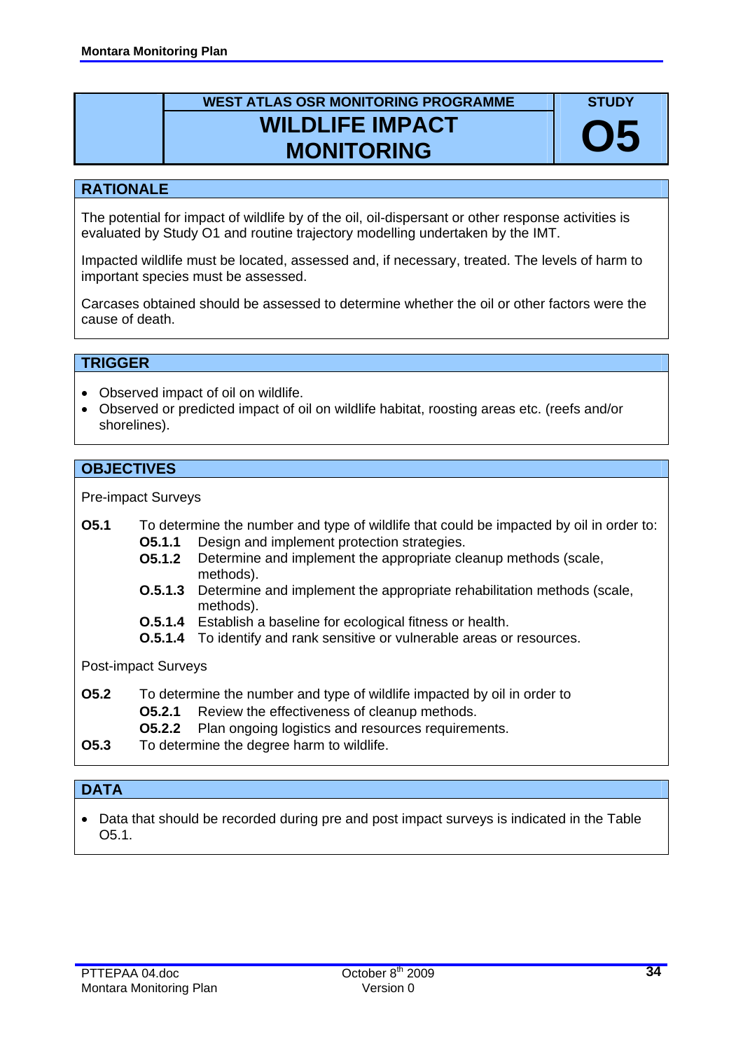**WEST ATLAS OSR MONITORING PROGRAMME**

# WILDLIFE IMPACT MONITORING

**STUDY O5**

## RATIONALE

The potential for impact of wildlife by of the oil, oil-dispersant or other response activities is evaluated by Study O1 and routine trajectory modelling undertaken by the IMT.

Impacted wildlife must be located, assessed and, if necessary, treated. The levels of harm to important species must be assessed.

Carcases obtained should be assessed to determine whether the oil or other factors were the cause of death.

## TRIGGER

- Observed impact of oil on wildlife.
- Observed or predicted impact of oil on wildlife habitat, roosting areas etc. (reefs and/or shorelines).

## OBJECTIVES

Pre-impact Surveys

**O5.1** To determine the number and type of wildlife that could be impacted by oil in order to:

- **O5.1.1** Design and implement protection strategies.
- **O5.1.2** Determine and implement the appropriate cleanup methods (scale, methods).
- **O.5.1.3** Determine and implement the appropriate rehabilitation methods (scale, methods).
- **O.5.1.4** Establish a baseline for ecological fitness or health.
- **O.5.1.4** To identify and rank sensitive or vulnerable areas or resources.

Post-impact Surveys

**O5.2** To determine the number and type of wildlife impacted by oil in order to

- **O5.2.1** Review the effectiveness of cleanup methods.
- **O5.2.2** Plan ongoing logistics and resources requirements.

**O5.3** To determine the degree harm to wildlife.

## DATA

- Data that should be recorded during pre and post impact surveys is indicated in the Table O5.1.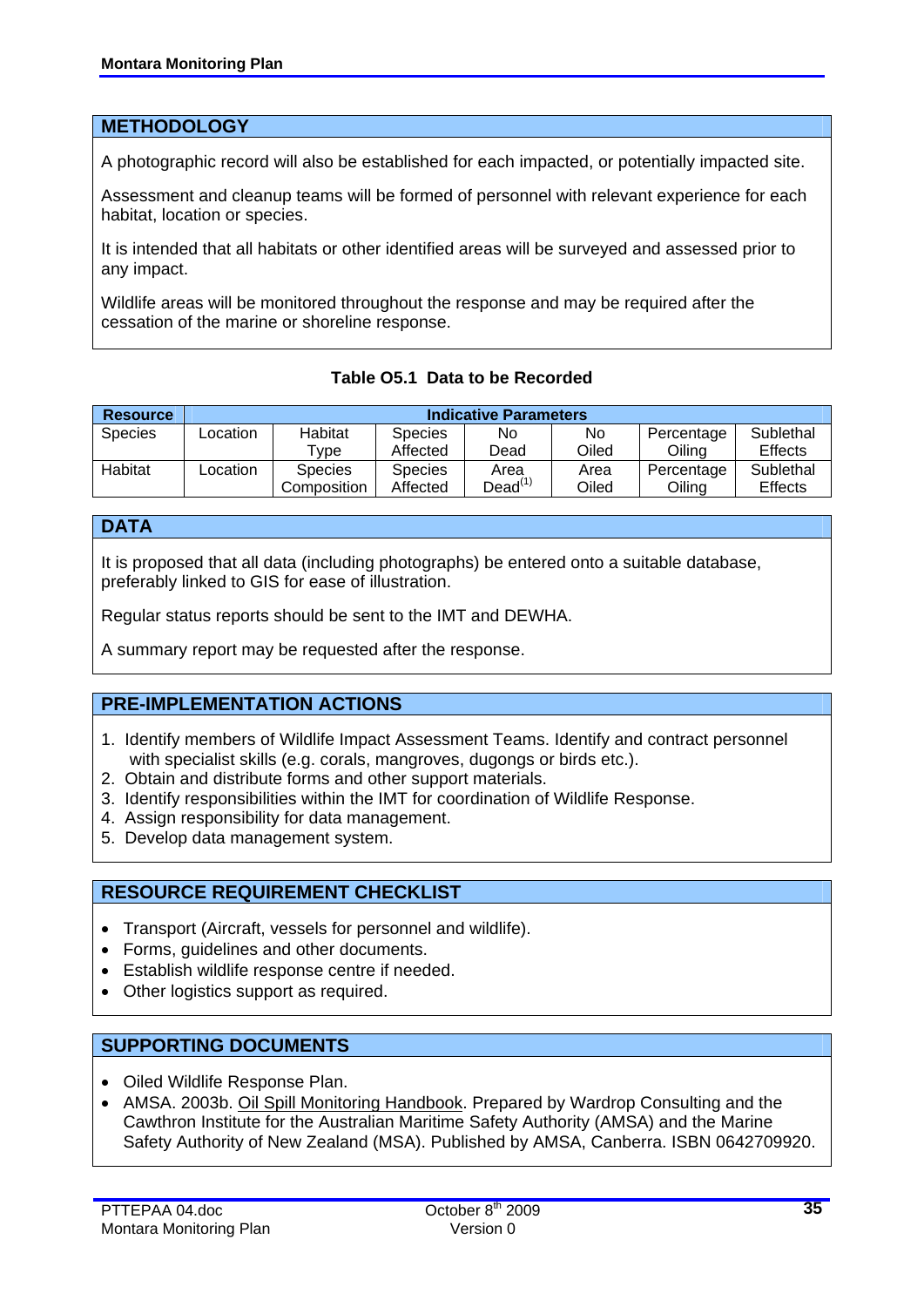## METHODOLOGY

A photographic record will also be established for each impacted, or potentially impacted site.

Assessment and cleanup teams will be formed of personnel with relevant experience for each habitat, location or species.

It is intended that all habitats or other identified areas will be surveyed and assessed prior to any impact.

Wildlife areas will be monitored throughout the response and may be required after the cessation of the marine or shoreline response.

**Table O5.1 Data to be Recorded**

| Resource | Indicative Parameters | | | | | | |
|---|---|---|---|---|---|---|---|
| Species | Location | Habitat Type | Species Affected | No Dead | No Oiled | Percentage Oiling | Sublethal Effects |
| Habitat | Location | Species Composition | Species Affected | Area Dead[(1)] | Area Oiled | Percentage Oiling | Sublethal Effects |

## DATA

It is proposed that all data (including photographs) be entered onto a suitable database, preferably linked to GIS for ease of illustration.

Regular status reports should be sent to the IMT and DEWHA.

A summary report may be requested after the response.

## PRE-IMPLEMENTATION ACTIONS

1. Identify members of Wildlife Impact Assessment Teams. Identify and contract personnel with specialist skills (e.g. corals, mangroves, dugongs or birds etc.).
2. Obtain and distribute forms and other support materials.
3. Identify responsibilities within the IMT for coordination of Wildlife Response.
4. Assign responsibility for data management.
5. Develop data management system.

## RESOURCE REQUIREMENT CHECKLIST

- Transport (Aircraft, vessels for personnel and wildlife).
- Forms, guidelines and other documents.
- Establish wildlife response centre if needed.
- Other logistics support as required.

## SUPPORTING DOCUMENTS

- Oiled Wildlife Response Plan.
- AMSA. 2003b. Oil Spill Monitoring Handbook. Prepared by Wardrop Consulting and the Cawthron Institute for the Australian Maritime Safety Authority (AMSA) and the Marine Safety Authority of New Zealand (MSA). Published by AMSA, Canberra. ISBN 0642709920.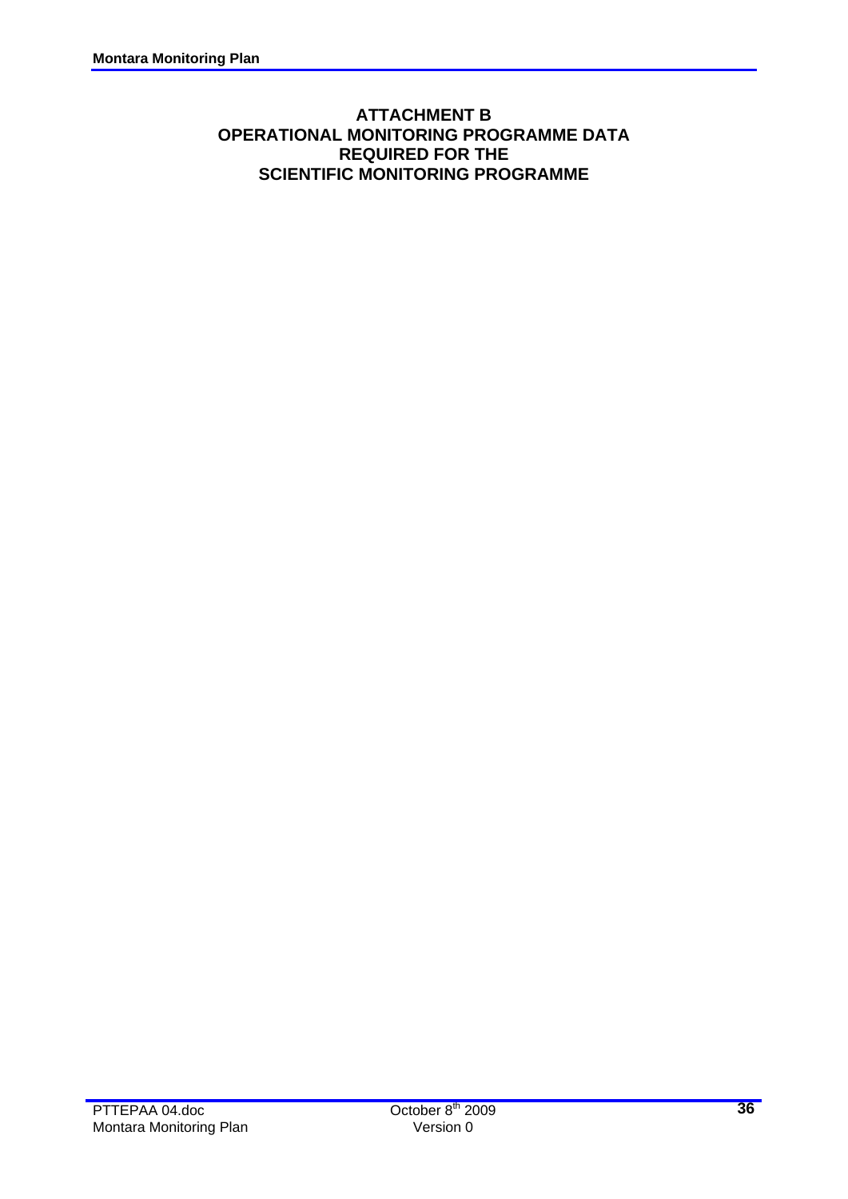# ATTACHMENT B
# OPERATIONAL MONITORING PROGRAMME DATA REQUIRED FOR THE SCIENTIFIC MONITORING PROGRAMME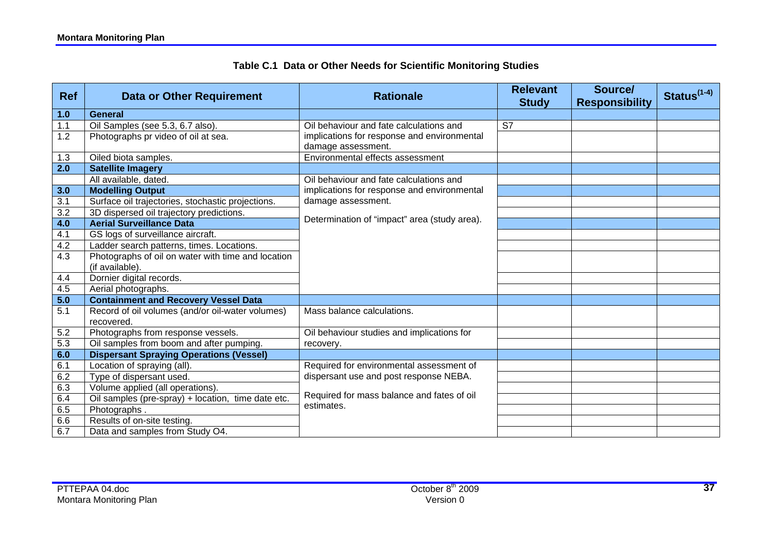**Table C.1 Data or Other Needs for Scientific Monitoring Studies**

| Ref | Data or Other Requirement | Rationale | Relevant Study | Source/ Responsibility | Status(1-4) |
|---|---|---|---|---|---|
| **1.0** | **General** | | | | |
| 1.1 | Oil Samples (see 5.3, 6.7 also). | Oil behaviour and fate calculations and implications for response and environmental damage assessment. | S7 | | |
| 1.2 | Photographs pr video of oil at sea. | | | | |
| 1.3 | Oiled biota samples. | Environmental effects assessment | | | |
| **2.0** | **Satellite Imagery** | | | | |
| | All available, dated. | Oil behaviour and fate calculations and implications for response and environmental damage assessment. Determination of "impact" area (study area). | | | |
| **3.0** | **Modelling Output** | | | | |
| 3.1 | Surface oil trajectories, stochastic projections. | | | | |
| 3.2 | 3D dispersed oil trajectory predictions. | | | | |
| **4.0** | **Aerial Surveillance Data** | | | | |
| 4.1 | GS logs of surveillance aircraft. | | | | |
| 4.2 | Ladder search patterns, times. Locations. | | | | |
| 4.3 | Photographs of oil on water with time and location (if available). | | | | |
| 4.4 | Dornier digital records. | | | | |
| 4.5 | Aerial photographs. | | | | |
| **5.0** | **Containment and Recovery Vessel Data** | | | | |
| 5.1 | Record of oil volumes (and/or oil-water volumes) recovered. | Mass balance calculations. | | | |
| 5.2 | Photographs from response vessels. | Oil behaviour studies and implications for recovery. | | | |
| 5.3 | Oil samples from boom and after pumping. | | | | |
| **6.0** | **Dispersant Spraying Operations (Vessel)** | | | | |
| 6.1 | Location of spraying (all). | Required for environmental assessment of dispersant use and post response NEBA. Required for mass balance and fates of oil estimates. | | | |
| 6.2 | Type of dispersant used. | | | | |
| 6.3 | Volume applied (all operations). | | | | |
| 6.4 | Oil samples (pre-spray) + location, time date etc. | | | | |
| 6.5 | Photographs . | | | | |
| 6.6 | Results of on-site testing. | | | | |
| 6.7 | Data and samples from Study O4. | | | | |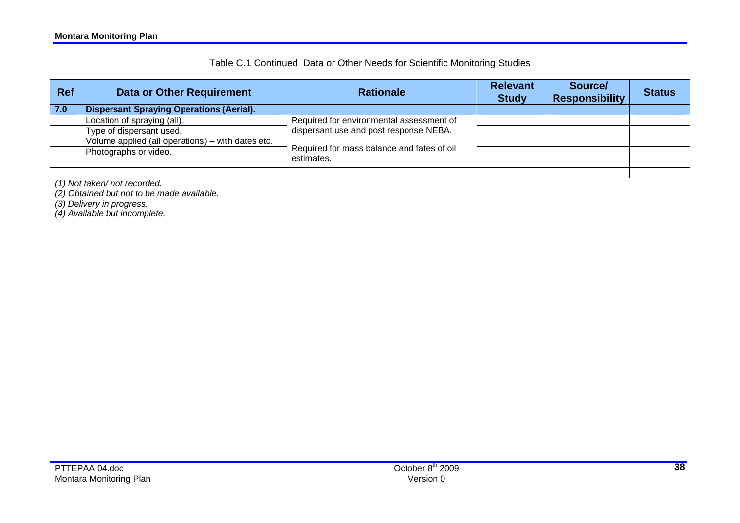Table C.1 Continued Data or Other Needs for Scientific Monitoring Studies

| Ref | Data or Other Requirement | Rationale | Relevant Study | Source/ Responsibility | Status |
|---|---|---|---|---|---|
| **7.0** | **Dispersant Spraying Operations (Aerial).** | | | | |
| | Location of spraying (all). | Required for environmental assessment of dispersant use and post response NEBA. | | | |
| | Type of dispersant used. | | | | |
| | Volume applied (all operations) – with dates etc. | Required for mass balance and fates of oil estimates. | | | |
| | Photographs or video. | | | | |
| | | | | | |
| | | | | | |

*(1) Not taken/ not recorded.*
*(2) Obtained but not to be made available.*
*(3) Delivery in progress.*
*(4) Available but incomplete.*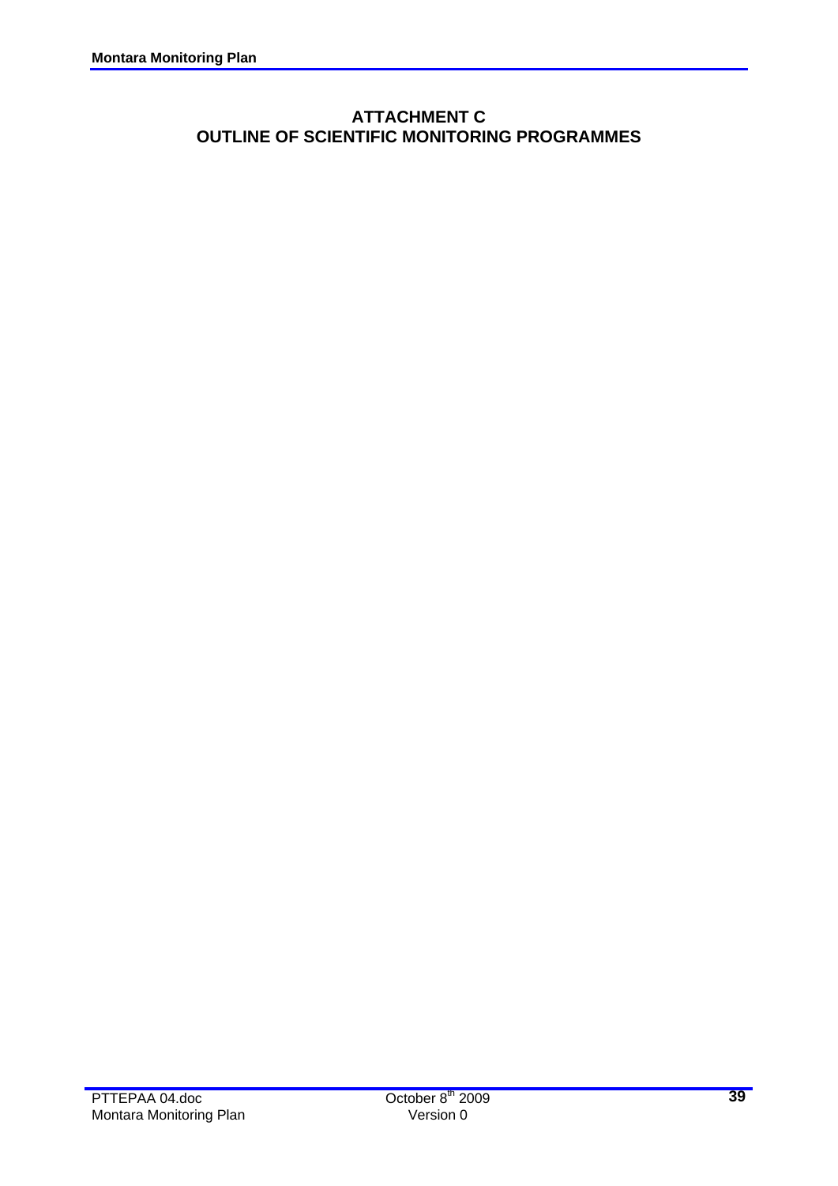# ATTACHMENT C
# OUTLINE OF SCIENTIFIC MONITORING PROGRAMMES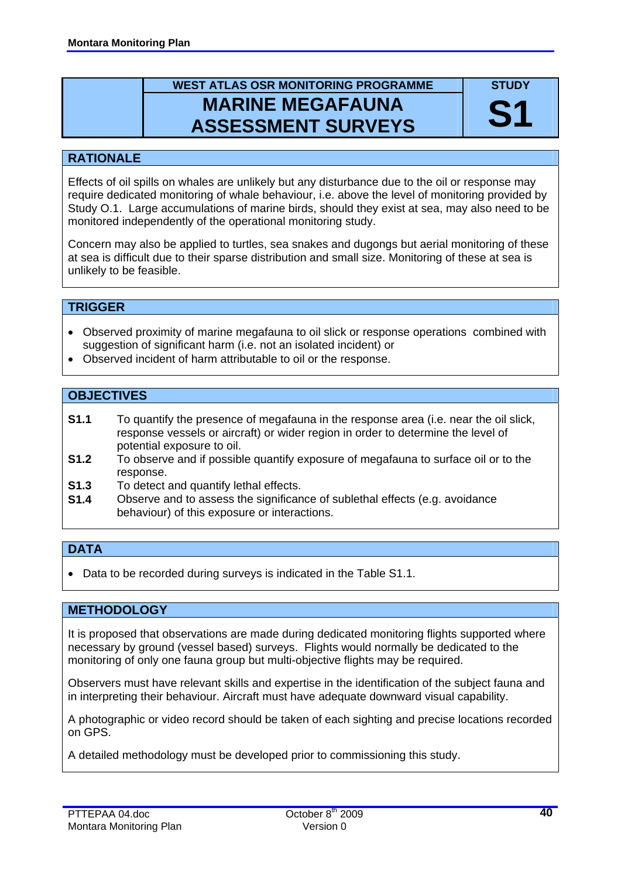| | WEST ATLAS OSR MONITORING PROGRAMME | STUDY |
|---|---|---|
| | **MARINE MEGAFAUNA ASSESSMENT SURVEYS** | **S1** |

## RATIONALE

Effects of oil spills on whales are unlikely but any disturbance due to the oil or response may require dedicated monitoring of whale behaviour, i.e. above the level of monitoring provided by Study O.1. Large accumulations of marine birds, should they exist at sea, may also need to be monitored independently of the operational monitoring study.

Concern may also be applied to turtles, sea snakes and dugongs but aerial monitoring of these at sea is difficult due to their sparse distribution and small size. Monitoring of these at sea is unlikely to be feasible.

## TRIGGER

- Observed proximity of marine megafauna to oil slick or response operations combined with suggestion of significant harm (i.e. not an isolated incident) or
- Observed incident of harm attributable to oil or the response.

## OBJECTIVES

**S1.1** To quantify the presence of megafauna in the response area (i.e. near the oil slick, response vessels or aircraft) or wider region in order to determine the level of potential exposure to oil.

**S1.2** To observe and if possible quantify exposure of megafauna to surface oil or to the response.

**S1.3** To detect and quantify lethal effects.

**S1.4** Observe and to assess the significance of sublethal effects (e.g. avoidance behaviour) of this exposure or interactions.

## DATA

- Data to be recorded during surveys is indicated in the Table S1.1.

## METHODOLOGY

It is proposed that observations are made during dedicated monitoring flights supported where necessary by ground (vessel based) surveys. Flights would normally be dedicated to the monitoring of only one fauna group but multi-objective flights may be required.

Observers must have relevant skills and expertise in the identification of the subject fauna and in interpreting their behaviour. Aircraft must have adequate downward visual capability.

A photographic or video record should be taken of each sighting and precise locations recorded on GPS.

A detailed methodology must be developed prior to commissioning this study.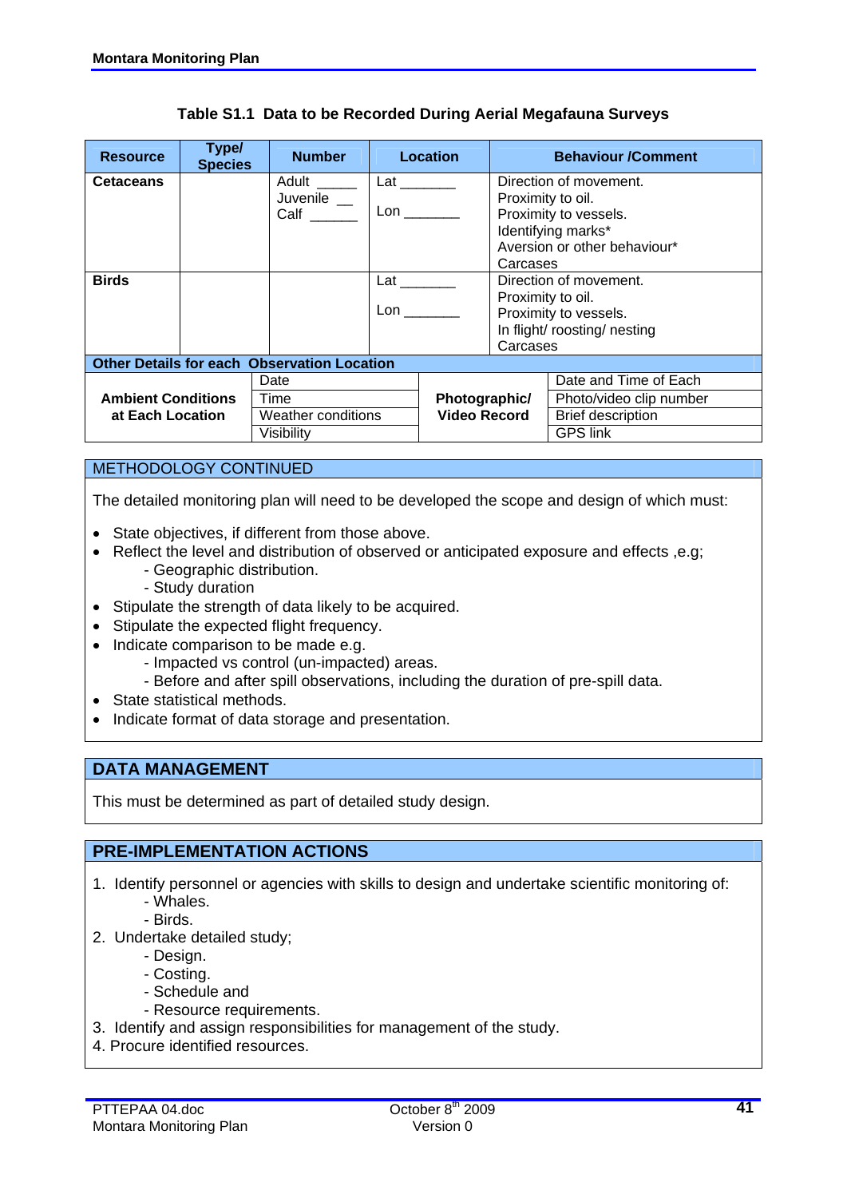**Table S1.1 Data to be Recorded During Aerial Megafauna Surveys**

| Resource | Type/ Species | Number | Location | Behaviour /Comment |
|---|---|---|---|---|
| **Cetaceans** | | Adult _____<br>Juvenile __<br>Calf ______ | Lat _______<br>Lon _______ | Direction of movement.<br>Proximity to oil.<br>Proximity to vessels.<br>Identifying marks*<br>Aversion or other behaviour*<br>Carcasses |
| **Birds** | | | Lat _______<br>Lon _______ | Direction of movement.<br>Proximity to oil.<br>Proximity to vessels.<br>In flight/ roosting/ nesting<br>Carcasses |

**Other Details for each Observation Location**

| Ambient Conditions at Each Location | | Photographic/ Video Record | |
|---|---|---|---|
| | Date | | Date and Time of Each |
| | Time | | Photo/video clip number |
| | Weather conditions | | Brief description |
| | Visibility | | GPS link |

## METHODOLOGY CONTINUED

The detailed monitoring plan will need to be developed the scope and design of which must:

- State objectives, if different from those above.
- Reflect the level and distribution of observed or anticipated exposure and effects ,e.g;
  - Geographic distribution.
  - Study duration
- Stipulate the strength of data likely to be acquired.
- Stipulate the expected flight frequency.
- Indicate comparison to be made e.g.
  - Impacted vs control (un-impacted) areas.
  - Before and after spill observations, including the duration of pre-spill data.
- State statistical methods.
- Indicate format of data storage and presentation.

## DATA MANAGEMENT

This must be determined as part of detailed study design.

## PRE-IMPLEMENTATION ACTIONS

1. Identify personnel or agencies with skills to design and undertake scientific monitoring of:
   - Whales.
   - Birds.
2. Undertake detailed study;
   - Design.
   - Costing.
   - Schedule and
   - Resource requirements.
3. Identify and assign responsibilities for management of the study.
4. Procure identified resources.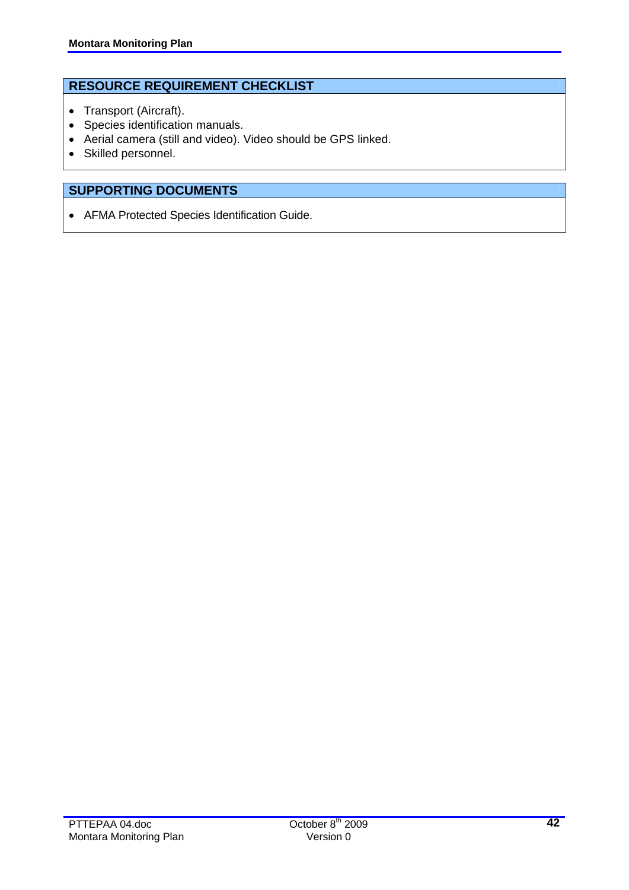## RESOURCE REQUIREMENT CHECKLIST

- Transport (Aircraft).
- Species identification manuals.
- Aerial camera (still and video). Video should be GPS linked.
- Skilled personnel.

## SUPPORTING DOCUMENTS

- AFMA Protected Species Identification Guide.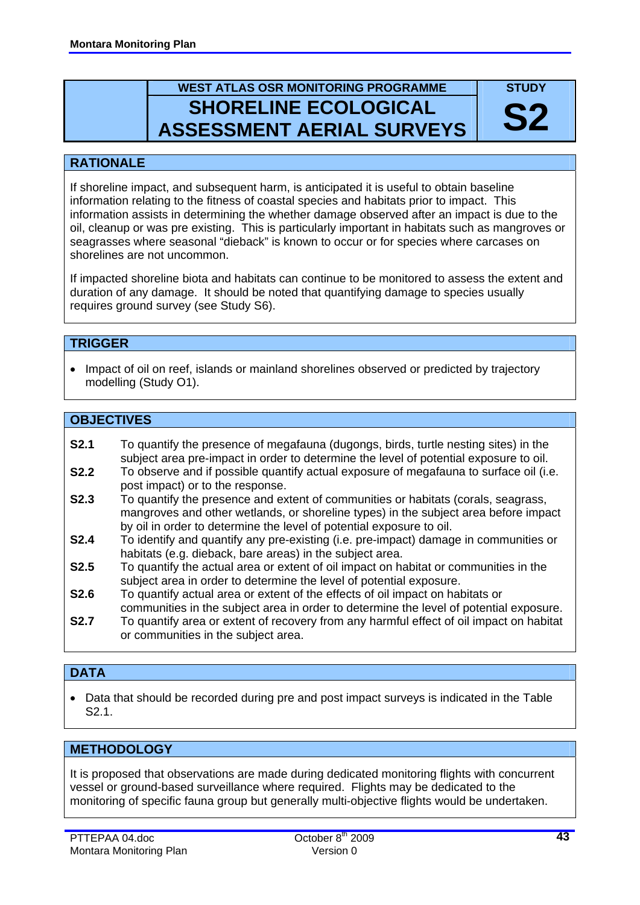WEST ATLAS OSR MONITORING PROGRAMME

# SHORELINE ECOLOGICAL ASSESSMENT AERIAL SURVEYS

STUDY **S2**

## RATIONALE

If shoreline impact, and subsequent harm, is anticipated it is useful to obtain baseline information relating to the fitness of coastal species and habitats prior to impact. This information assists in determining the whether damage observed after an impact is due to the oil, cleanup or was pre existing. This is particularly important in habitats such as mangroves or seagrasses where seasonal "dieback" is known to occur or for species where carcases on shorelines are not uncommon.

If impacted shoreline biota and habitats can continue to be monitored to assess the extent and duration of any damage. It should be noted that quantifying damage to species usually requires ground survey (see Study S6).

## TRIGGER

- Impact of oil on reef, islands or mainland shorelines observed or predicted by trajectory modelling (Study O1).

## OBJECTIVES

**S2.1** To quantify the presence of megafauna (dugongs, birds, turtle nesting sites) in the subject area pre-impact in order to determine the level of potential exposure to oil.

**S2.2** To observe and if possible quantify actual exposure of megafauna to surface oil (i.e. post impact) or to the response.

**S2.3** To quantify the presence and extent of communities or habitats (corals, seagrass, mangroves and other wetlands, or shoreline types) in the subject area before impact by oil in order to determine the level of potential exposure to oil.

**S2.4** To identify and quantify any pre-existing (i.e. pre-impact) damage in communities or habitats (e.g. dieback, bare areas) in the subject area.

**S2.5** To quantify the actual area or extent of oil impact on habitat or communities in the subject area in order to determine the level of potential exposure.

**S2.6** To quantify actual area or extent of the effects of oil impact on habitats or communities in the subject area in order to determine the level of potential exposure.

**S2.7** To quantify area or extent of recovery from any harmful effect of oil impact on habitat or communities in the subject area.

## DATA

- Data that should be recorded during pre and post impact surveys is indicated in the Table S2.1.

## METHODOLOGY

It is proposed that observations are made during dedicated monitoring flights with concurrent vessel or ground-based surveillance where required. Flights may be dedicated to the monitoring of specific fauna group but generally multi-objective flights would be undertaken.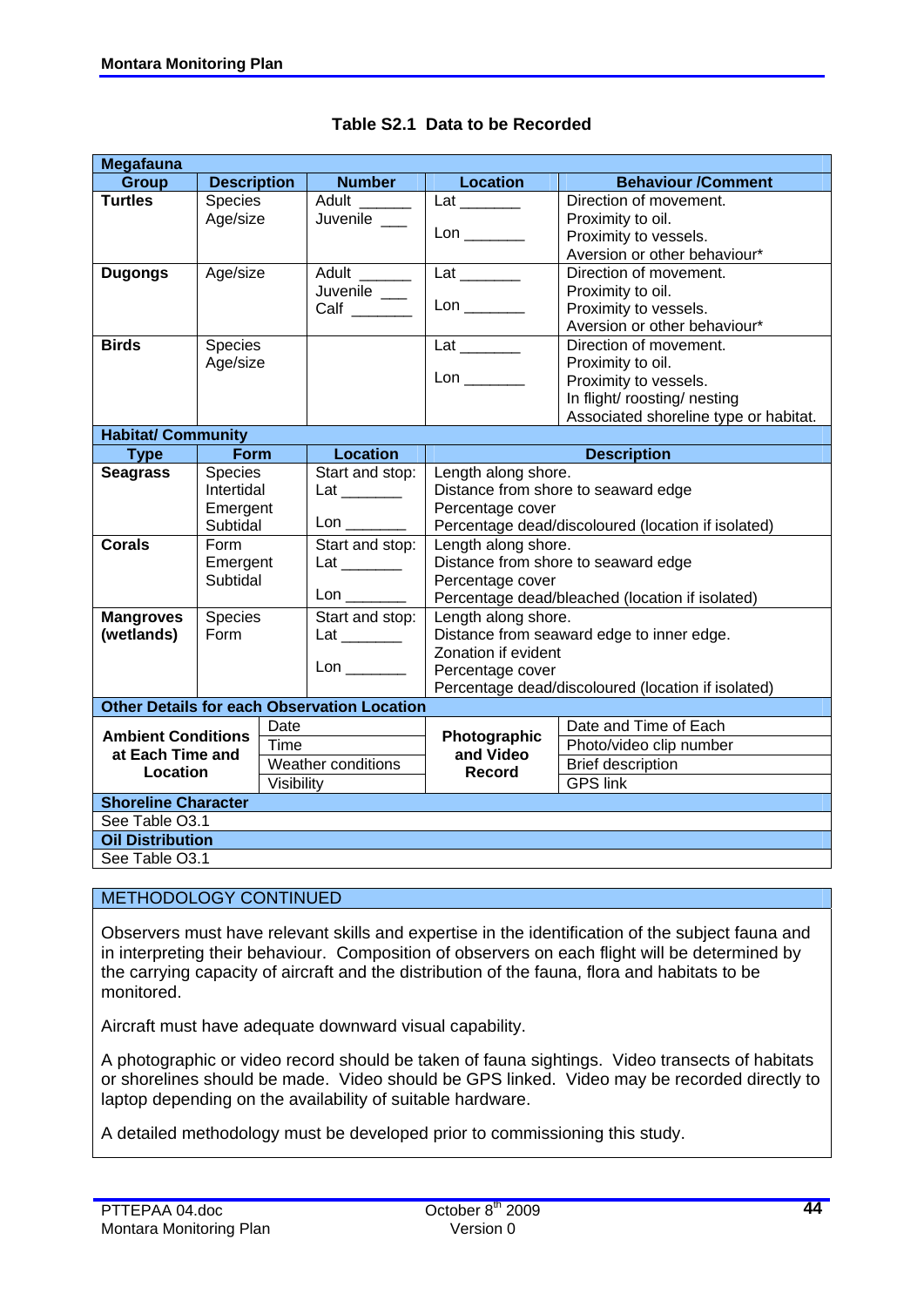**Table S2.1 Data to be Recorded**

| Megafauna | | | | |
|---|---|---|---|---|
| **Group** | **Description** | **Number** | **Location** | **Behaviour /Comment** |
| **Turtles** | Species<br>Age/size | Adult ______<br>Juvenile ___ | Lat _______<br>Lon _______ | Direction of movement.<br>Proximity to oil.<br>Proximity to vessels.<br>Aversion or other behaviour* |
| **Dugongs** | Age/size | Adult ______<br>Juvenile ___<br>Calf _______ | Lat _______<br>Lon _______ | Direction of movement.<br>Proximity to oil.<br>Proximity to vessels.<br>Aversion or other behaviour* |
| **Birds** | Species<br>Age/size | | Lat _______<br>Lon _______ | Direction of movement.<br>Proximity to oil.<br>Proximity to vessels.<br>In flight/ roosting/ nesting<br>Associated shoreline type or habitat. |
| **Habitat/ Community** | | | | |
| **Type** | **Form** | **Location** | **Description** | |
| **Seagrass** | Species<br>Intertidal<br>Emergent<br>Subtidal | Start and stop:<br>Lat _______<br>Lon _______ | Length along shore.<br>Distance from shore to seaward edge<br>Percentage cover<br>Percentage dead/discoloured (location if isolated) | |
| **Corals** | Form<br>Emergent<br>Subtidal | Start and stop:<br>Lat _______<br>Lon _______ | Length along shore.<br>Distance from shore to seaward edge<br>Percentage cover<br>Percentage dead/bleached (location if isolated) | |
| **Mangroves (wetlands)** | Species<br>Form | Start and stop:<br>Lat _______<br>Lon _______ | Length along shore.<br>Distance from seaward edge to inner edge.<br>Zonation if evident<br>Percentage cover<br>Percentage dead/discoloured (location if isolated) | |
| **Other Details for each Observation Location** | | | | |
| **Ambient Conditions at Each Time and Location** | Date<br>Time<br>Weather conditions<br>Visibility | | **Photographic and Video Record** | Date and Time of Each<br>Photo/video clip number<br>Brief description<br>GPS link |
| **Shoreline Character** | | | | |
| See Table O3.1 | | | | |
| **Oil Distribution** | | | | |
| See Table O3.1 | | | | |

METHODOLOGY CONTINUED

Observers must have relevant skills and expertise in the identification of the subject fauna and in interpreting their behaviour. Composition of observers on each flight will be determined by the carrying capacity of aircraft and the distribution of the fauna, flora and habitats to be monitored.

Aircraft must have adequate downward visual capability.

A photographic or video record should be taken of fauna sightings. Video transects of habitats or shorelines should be made. Video should be GPS linked. Video may be recorded directly to laptop depending on the availability of suitable hardware.

A detailed methodology must be developed prior to commissioning this study.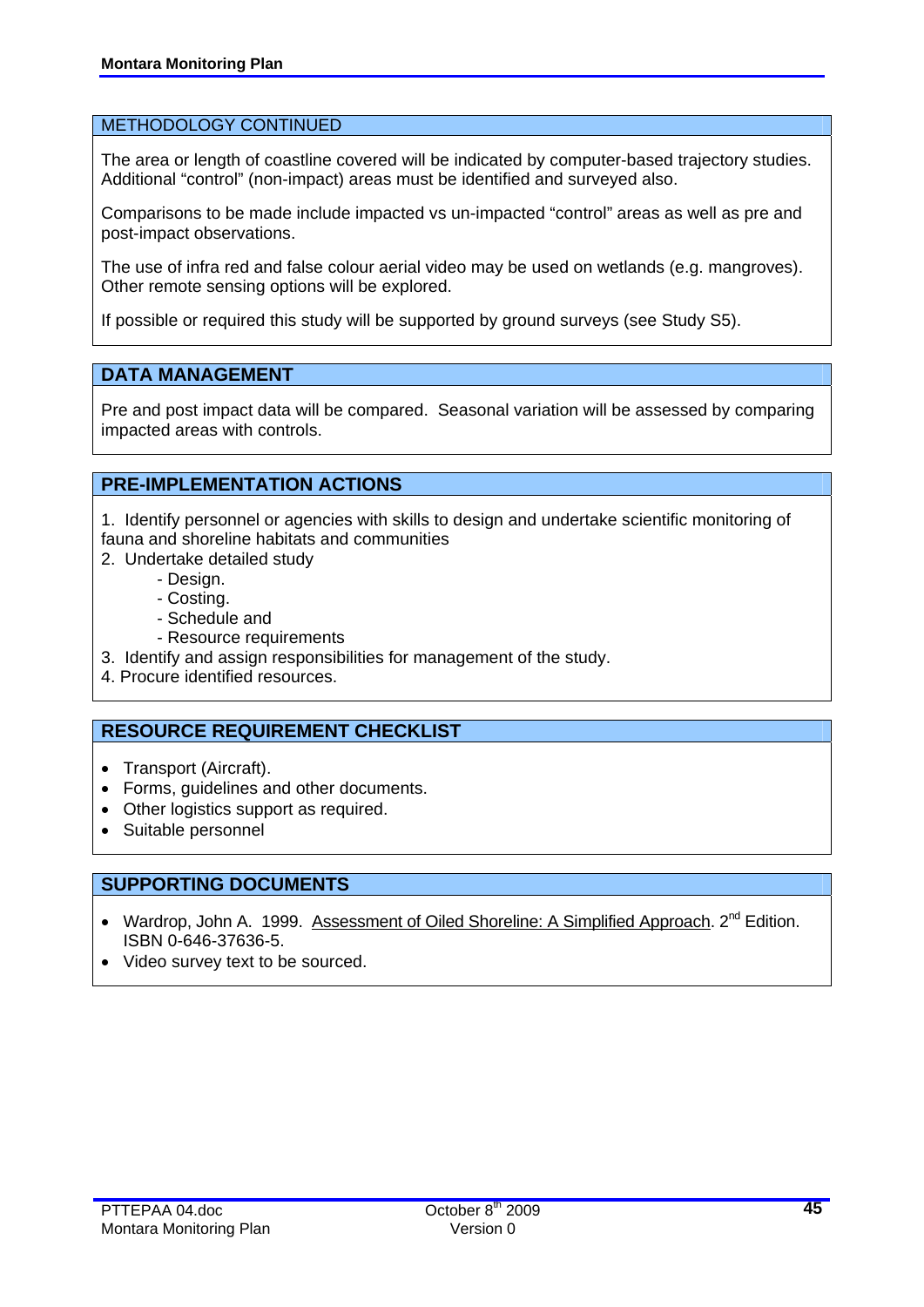## METHODOLOGY CONTINUED

The area or length of coastline covered will be indicated by computer-based trajectory studies. Additional "control" (non-impact) areas must be identified and surveyed also.

Comparisons to be made include impacted vs un-impacted "control" areas as well as pre and post-impact observations.

The use of infra red and false colour aerial video may be used on wetlands (e.g. mangroves). Other remote sensing options will be explored.

If possible or required this study will be supported by ground surveys (see Study S5).

## DATA MANAGEMENT

Pre and post impact data will be compared. Seasonal variation will be assessed by comparing impacted areas with controls.

## PRE-IMPLEMENTATION ACTIONS

1. Identify personnel or agencies with skills to design and undertake scientific monitoring of fauna and shoreline habitats and communities
2. Undertake detailed study
    - Design.
    - Costing.
    - Schedule and
    - Resource requirements
3. Identify and assign responsibilities for management of the study.
4. Procure identified resources.

## RESOURCE REQUIREMENT CHECKLIST

- Transport (Aircraft).
- Forms, guidelines and other documents.
- Other logistics support as required.
- Suitable personnel

## SUPPORTING DOCUMENTS

- Wardrop, John A. 1999. Assessment of Oiled Shoreline: A Simplified Approach. 2nd Edition. ISBN 0-646-37636-5.
- Video survey text to be sourced.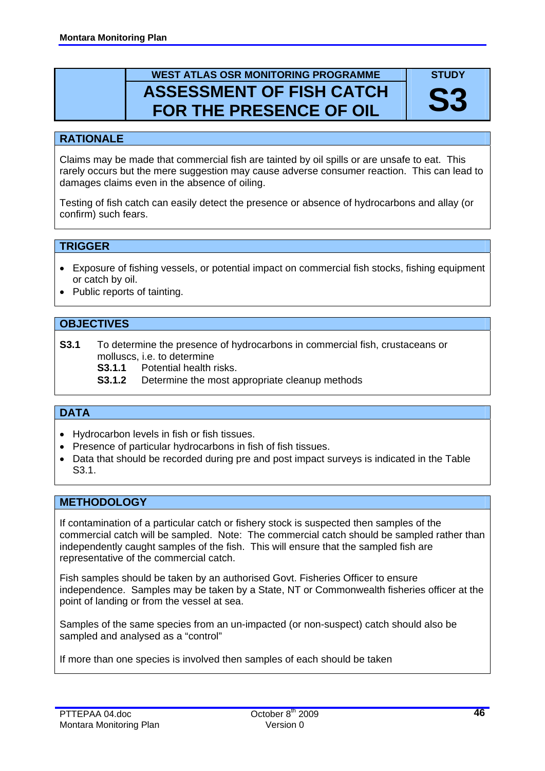## WEST ATLAS OSR MONITORING PROGRAMME

# ASSESSMENT OF FISH CATCH FOR THE PRESENCE OF OIL

**STUDY S3**

## RATIONALE

Claims may be made that commercial fish are tainted by oil spills or are unsafe to eat. This rarely occurs but the mere suggestion may cause adverse consumer reaction. This can lead to damages claims even in the absence of oiling.

Testing of fish catch can easily detect the presence or absence of hydrocarbons and allay (or confirm) such fears.

## TRIGGER

- Exposure of fishing vessels, or potential impact on commercial fish stocks, fishing equipment or catch by oil.
- Public reports of tainting.

## OBJECTIVES

**S3.1** To determine the presence of hydrocarbons in commercial fish, crustaceans or molluscs, i.e. to determine

- **S3.1.1** Potential health risks.
- **S3.1.2** Determine the most appropriate cleanup methods

## DATA

- Hydrocarbon levels in fish or fish tissues.
- Presence of particular hydrocarbons in fish of fish tissues.
- Data that should be recorded during pre and post impact surveys is indicated in the Table S3.1.

## METHODOLOGY

If contamination of a particular catch or fishery stock is suspected then samples of the commercial catch will be sampled. Note: The commercial catch should be sampled rather than independently caught samples of the fish. This will ensure that the sampled fish are representative of the commercial catch.

Fish samples should be taken by an authorised Govt. Fisheries Officer to ensure independence. Samples may be taken by a State, NT or Commonwealth fisheries officer at the point of landing or from the vessel at sea.

Samples of the same species from an un-impacted (or non-suspect) catch should also be sampled and analysed as a "control"

If more than one species is involved then samples of each should be taken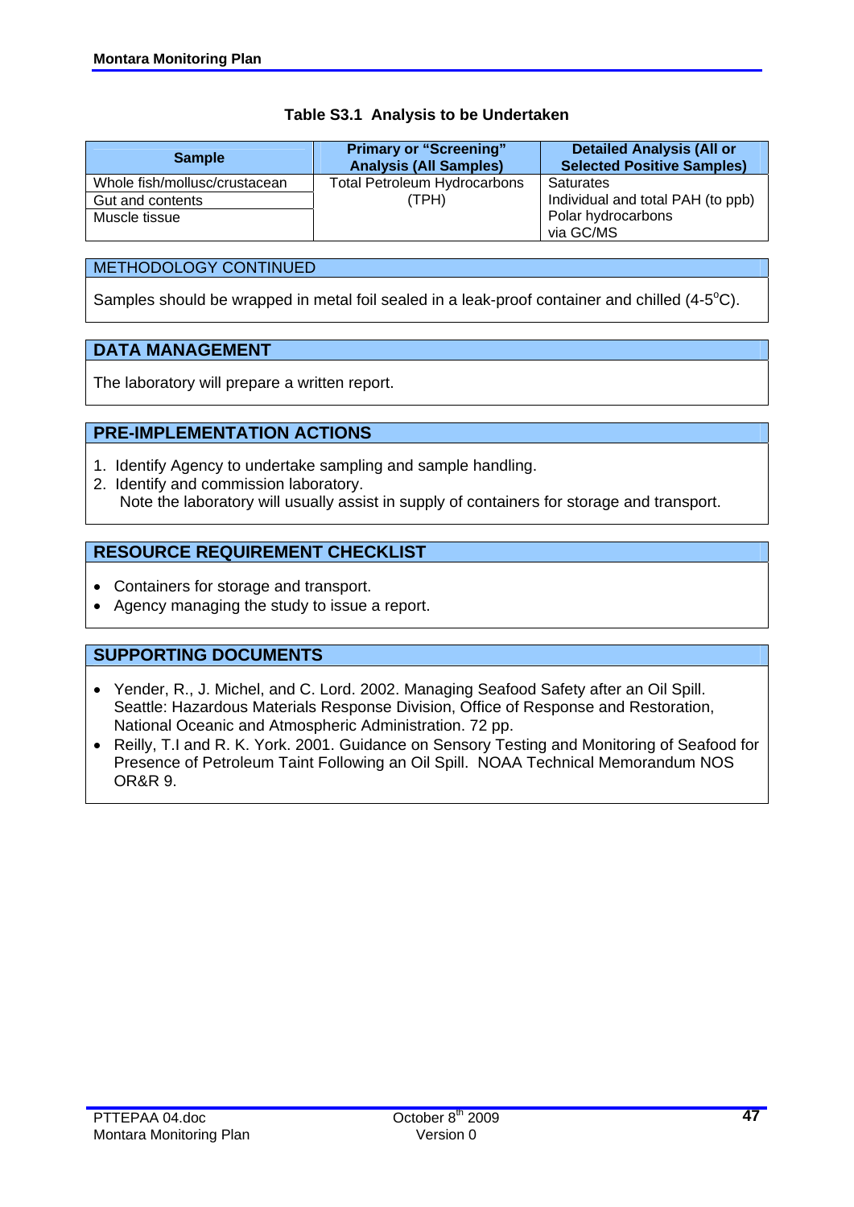**Table S3.1 Analysis to be Undertaken**

| Sample | Primary or "Screening" Analysis (All Samples) | Detailed Analysis (All or Selected Positive Samples) |
|---|---|---|
| Whole fish/mollusc/crustacean | Total Petroleum Hydrocarbons (TPH) | Saturates |
| Gut and contents | | Individual and total PAH (to ppb) |
| Muscle tissue | | Polar hydrocarbons via GC/MS |

## METHODOLOGY CONTINUED

Samples should be wrapped in metal foil sealed in a leak-proof container and chilled (4-5°C).

## DATA MANAGEMENT

The laboratory will prepare a written report.

## PRE-IMPLEMENTATION ACTIONS

1. Identify Agency to undertake sampling and sample handling.
2. Identify and commission laboratory.
   Note the laboratory will usually assist in supply of containers for storage and transport.

## RESOURCE REQUIREMENT CHECKLIST

- Containers for storage and transport.
- Agency managing the study to issue a report.

## SUPPORTING DOCUMENTS

- Yender, R., J. Michel, and C. Lord. 2002. Managing Seafood Safety after an Oil Spill. Seattle: Hazardous Materials Response Division, Office of Response and Restoration, National Oceanic and Atmospheric Administration. 72 pp.
- Reilly, T.I and R. K. York. 2001. Guidance on Sensory Testing and Monitoring of Seafood for Presence of Petroleum Taint Following an Oil Spill. NOAA Technical Memorandum NOS OR&R 9.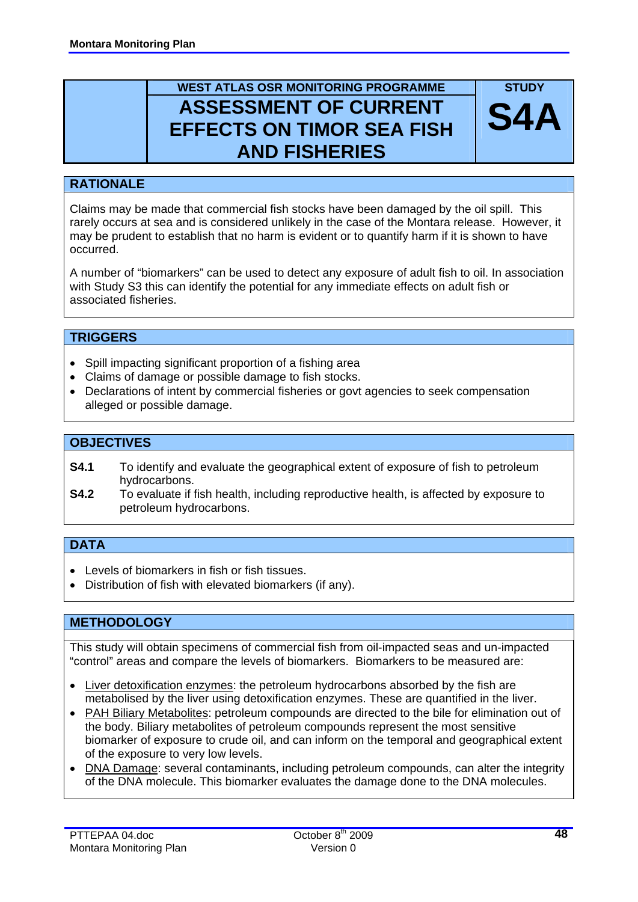WEST ATLAS OSR MONITORING PROGRAMME

# ASSESSMENT OF CURRENT EFFECTS ON TIMOR SEA FISH AND FISHERIES

**STUDY S4A**

## RATIONALE

Claims may be made that commercial fish stocks have been damaged by the oil spill. This rarely occurs at sea and is considered unlikely in the case of the Montara release. However, it may be prudent to establish that no harm is evident or to quantify harm if it is shown to have occurred.

A number of "biomarkers" can be used to detect any exposure of adult fish to oil. In association with Study S3 this can identify the potential for any immediate effects on adult fish or associated fisheries.

## TRIGGERS

- Spill impacting significant proportion of a fishing area
- Claims of damage or possible damage to fish stocks.
- Declarations of intent by commercial fisheries or govt agencies to seek compensation alleged or possible damage.

## OBJECTIVES

**S4.1** To identify and evaluate the geographical extent of exposure of fish to petroleum hydrocarbons.

**S4.2** To evaluate if fish health, including reproductive health, is affected by exposure to petroleum hydrocarbons.

## DATA

- Levels of biomarkers in fish or fish tissues.
- Distribution of fish with elevated biomarkers (if any).

## METHODOLOGY

This study will obtain specimens of commercial fish from oil-impacted seas and un-impacted "control" areas and compare the levels of biomarkers. Biomarkers to be measured are:

- Liver detoxification enzymes: the petroleum hydrocarbons absorbed by the fish are metabolised by the liver using detoxification enzymes. These are quantified in the liver.
- PAH Biliary Metabolites: petroleum compounds are directed to the bile for elimination out of the body. Biliary metabolites of petroleum compounds represent the most sensitive biomarker of exposure to crude oil, and can inform on the temporal and geographical extent of the exposure to very low levels.
- DNA Damage: several contaminants, including petroleum compounds, can alter the integrity of the DNA molecule. This biomarker evaluates the damage done to the DNA molecules.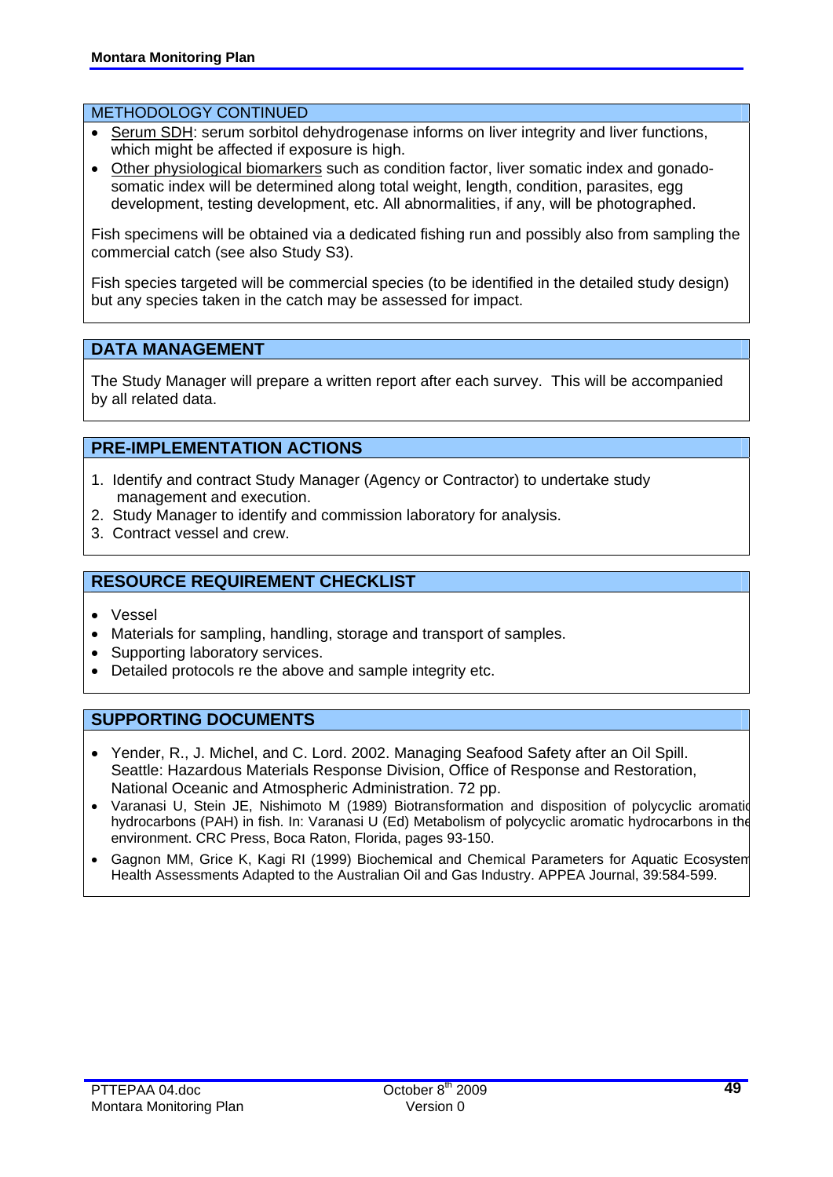## METHODOLOGY CONTINUED

- Serum SDH: serum sorbitol dehydrogenase informs on liver integrity and liver functions, which might be affected if exposure is high.
- Other physiological biomarkers such as condition factor, liver somatic index and gonado-somatic index will be determined along total weight, length, condition, parasites, egg development, testing development, etc. All abnormalities, if any, will be photographed.

Fish specimens will be obtained via a dedicated fishing run and possibly also from sampling the commercial catch (see also Study S3).

Fish species targeted will be commercial species (to be identified in the detailed study design) but any species taken in the catch may be assessed for impact.

## DATA MANAGEMENT

The Study Manager will prepare a written report after each survey. This will be accompanied by all related data.

## PRE-IMPLEMENTATION ACTIONS

1. Identify and contract Study Manager (Agency or Contractor) to undertake study management and execution.
2. Study Manager to identify and commission laboratory for analysis.
3. Contract vessel and crew.

## RESOURCE REQUIREMENT CHECKLIST

- Vessel
- Materials for sampling, handling, storage and transport of samples.
- Supporting laboratory services.
- Detailed protocols re the above and sample integrity etc.

## SUPPORTING DOCUMENTS

- Yender, R., J. Michel, and C. Lord. 2002. Managing Seafood Safety after an Oil Spill. Seattle: Hazardous Materials Response Division, Office of Response and Restoration, National Oceanic and Atmospheric Administration. 72 pp.
- Varanasi U, Stein JE, Nishimoto M (1989) Biotransformation and disposition of polycyclic aromatic hydrocarbons (PAH) in fish. In: Varanasi U (Ed) Metabolism of polycyclic aromatic hydrocarbons in the environment. CRC Press, Boca Raton, Florida, pages 93-150.
- Gagnon MM, Grice K, Kagi RI (1999) Biochemical and Chemical Parameters for Aquatic Ecosystem Health Assessments Adapted to the Australian Oil and Gas Industry. APPEA Journal, 39:584-599.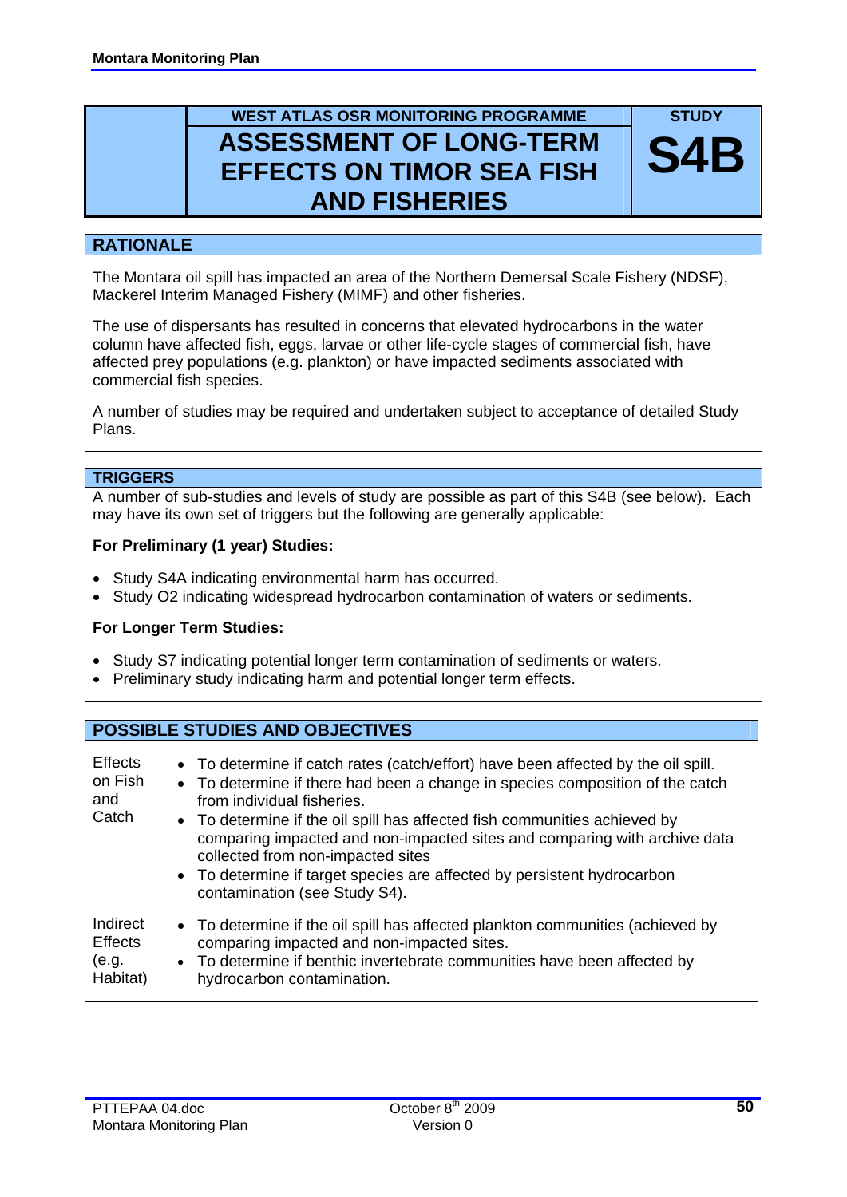**WEST ATLAS OSR MONITORING PROGRAMME**

# ASSESSMENT OF LONG-TERM EFFECTS ON TIMOR SEA FISH AND FISHERIES

**STUDY S4B**

## RATIONALE

The Montara oil spill has impacted an area of the Northern Demersal Scale Fishery (NDSF), Mackerel Interim Managed Fishery (MIMF) and other fisheries.

The use of dispersants has resulted in concerns that elevated hydrocarbons in the water column have affected fish, eggs, larvae or other life-cycle stages of commercial fish, have affected prey populations (e.g. plankton) or have impacted sediments associated with commercial fish species.

A number of studies may be required and undertaken subject to acceptance of detailed Study Plans.

## TRIGGERS

A number of sub-studies and levels of study are possible as part of this S4B (see below). Each may have its own set of triggers but the following are generally applicable:

**For Preliminary (1 year) Studies:**

- Study S4A indicating environmental harm has occurred.
- Study O2 indicating widespread hydrocarbon contamination of waters or sediments.

**For Longer Term Studies:**

- Study S7 indicating potential longer term contamination of sediments or waters.
- Preliminary study indicating harm and potential longer term effects.

## POSSIBLE STUDIES AND OBJECTIVES

| | |
|---|---|
| Effects on Fish and Catch | • To determine if catch rates (catch/effort) have been affected by the oil spill.<br>• To determine if there had been a change in species composition of the catch from individual fisheries.<br>• To determine if the oil spill has affected fish communities achieved by comparing impacted and non-impacted sites and comparing with archive data collected from non-impacted sites<br>• To determine if target species are affected by persistent hydrocarbon contamination (see Study S4). |
| Indirect Effects (e.g. Habitat) | • To determine if the oil spill has affected plankton communities (achieved by comparing impacted and non-impacted sites.<br>• To determine if benthic invertebrate communities have been affected by hydrocarbon contamination. |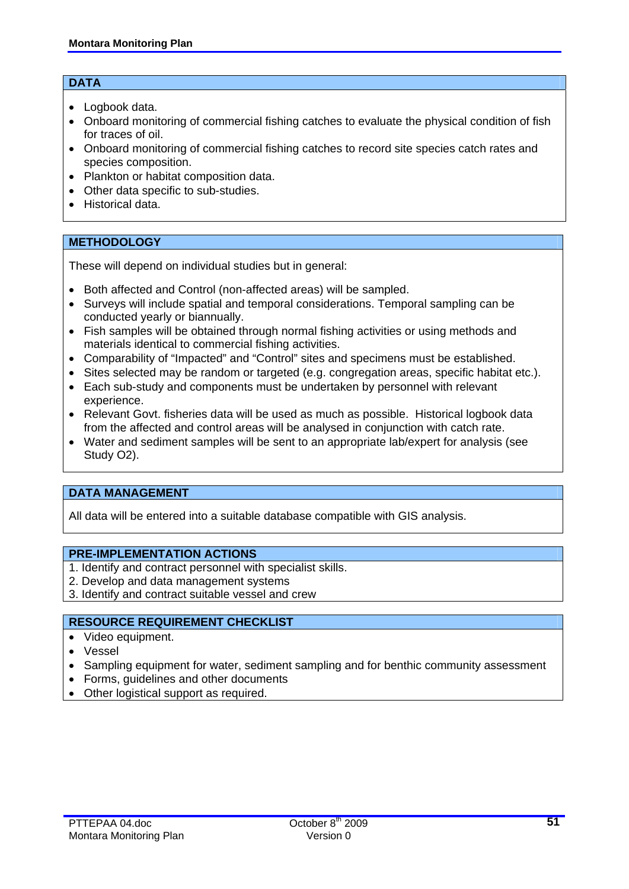## DATA

- Logbook data.
- Onboard monitoring of commercial fishing catches to evaluate the physical condition of fish for traces of oil.
- Onboard monitoring of commercial fishing catches to record site species catch rates and species composition.
- Plankton or habitat composition data.
- Other data specific to sub-studies.
- Historical data.

## METHODOLOGY

These will depend on individual studies but in general:

- Both affected and Control (non-affected areas) will be sampled.
- Surveys will include spatial and temporal considerations. Temporal sampling can be conducted yearly or biannually.
- Fish samples will be obtained through normal fishing activities or using methods and materials identical to commercial fishing activities.
- Comparability of "Impacted" and "Control" sites and specimens must be established.
- Sites selected may be random or targeted (e.g. congregation areas, specific habitat etc.).
- Each sub-study and components must be undertaken by personnel with relevant experience.
- Relevant Govt. fisheries data will be used as much as possible. Historical logbook data from the affected and control areas will be analysed in conjunction with catch rate.
- Water and sediment samples will be sent to an appropriate lab/expert for analysis (see Study O2).

## DATA MANAGEMENT

All data will be entered into a suitable database compatible with GIS analysis.

## PRE-IMPLEMENTATION ACTIONS

1. Identify and contract personnel with specialist skills.
2. Develop and data management systems
3. Identify and contract suitable vessel and crew

## RESOURCE REQUIREMENT CHECKLIST

- Video equipment.
- Vessel
- Sampling equipment for water, sediment sampling and for benthic community assessment
- Forms, guidelines and other documents
- Other logistical support as required.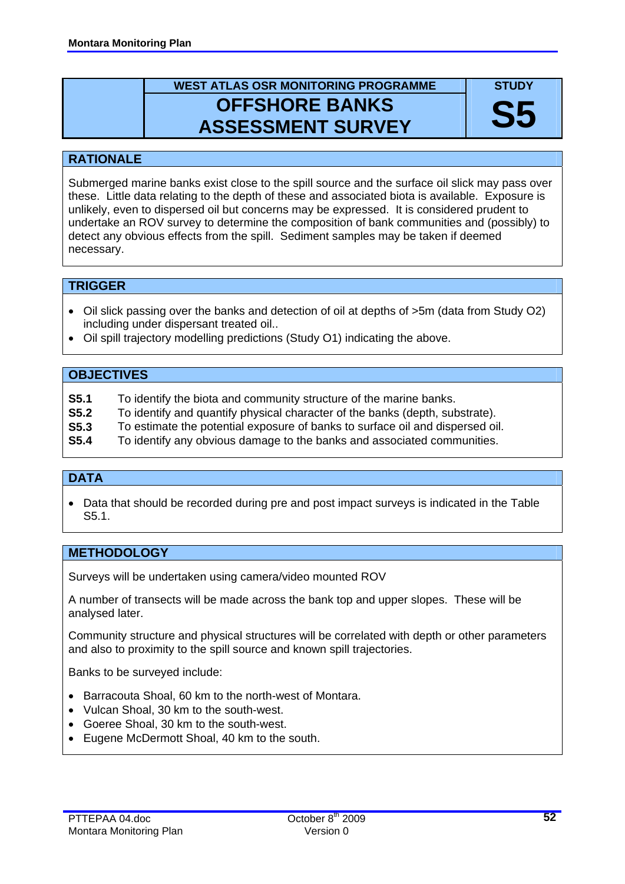**WEST ATLAS OSR MONITORING PROGRAMME**

# OFFSHORE BANKS ASSESSMENT SURVEY

**STUDY S5**

## RATIONALE

Submerged marine banks exist close to the spill source and the surface oil slick may pass over these. Little data relating to the depth of these and associated biota is available. Exposure is unlikely, even to dispersed oil but concerns may be expressed. It is considered prudent to undertake an ROV survey to determine the composition of bank communities and (possibly) to detect any obvious effects from the spill. Sediment samples may be taken if deemed necessary.

## TRIGGER

- Oil slick passing over the banks and detection of oil at depths of >5m (data from Study O2) including under dispersant treated oil..
- Oil spill trajectory modelling predictions (Study O1) indicating the above.

## OBJECTIVES

**S5.1** To identify the biota and community structure of the marine banks.
**S5.2** To identify and quantify physical character of the banks (depth, substrate).
**S5.3** To estimate the potential exposure of banks to surface oil and dispersed oil.
**S5.4** To identify any obvious damage to the banks and associated communities.

## DATA

- Data that should be recorded during pre and post impact surveys is indicated in the Table S5.1.

## METHODOLOGY

Surveys will be undertaken using camera/video mounted ROV

A number of transects will be made across the bank top and upper slopes. These will be analysed later.

Community structure and physical structures will be correlated with depth or other parameters and also to proximity to the spill source and known spill trajectories.

Banks to be surveyed include:

- Barracouta Shoal, 60 km to the north-west of Montara.
- Vulcan Shoal, 30 km to the south-west.
- Goeree Shoal, 30 km to the south-west.
- Eugene McDermott Shoal, 40 km to the south.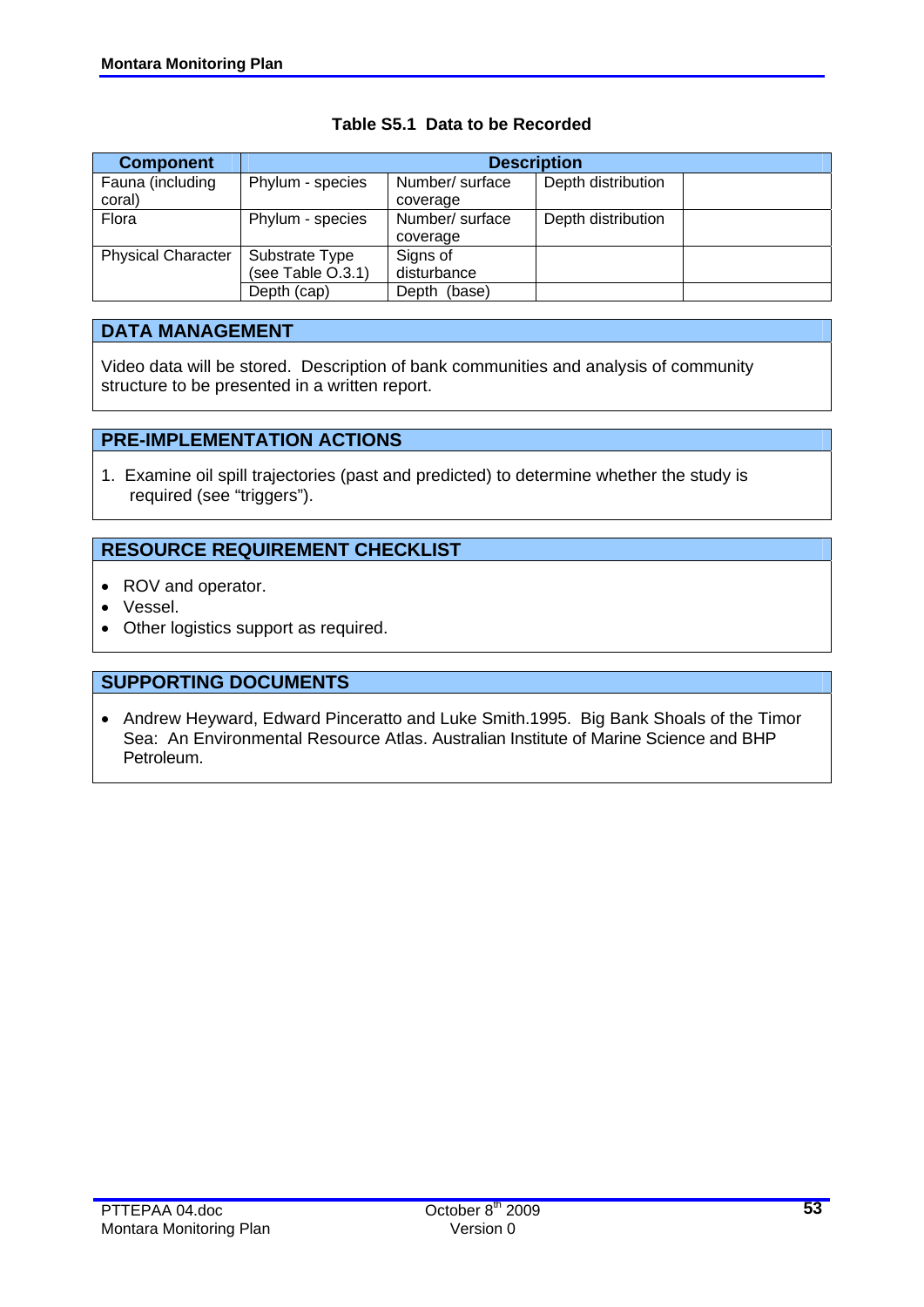**Table S5.1 Data to be Recorded**

| Component | Description | | | |
|---|---|---|---|---|
| Fauna (including coral) | Phylum - species | Number/ surface coverage | Depth distribution | |
| Flora | Phylum - species | Number/ surface coverage | Depth distribution | |
| Physical Character | Substrate Type (see Table O.3.1) | Signs of disturbance | | |
| | Depth (cap) | Depth (base) | | |

## DATA MANAGEMENT

Video data will be stored. Description of bank communities and analysis of community structure to be presented in a written report.

## PRE-IMPLEMENTATION ACTIONS

1. Examine oil spill trajectories (past and predicted) to determine whether the study is required (see "triggers").

## RESOURCE REQUIREMENT CHECKLIST

- ROV and operator.
- Vessel.
- Other logistics support as required.

## SUPPORTING DOCUMENTS

- Andrew Heyward, Edward Pinceratto and Luke Smith.1995. Big Bank Shoals of the Timor Sea: An Environmental Resource Atlas. Australian Institute of Marine Science and BHP Petroleum.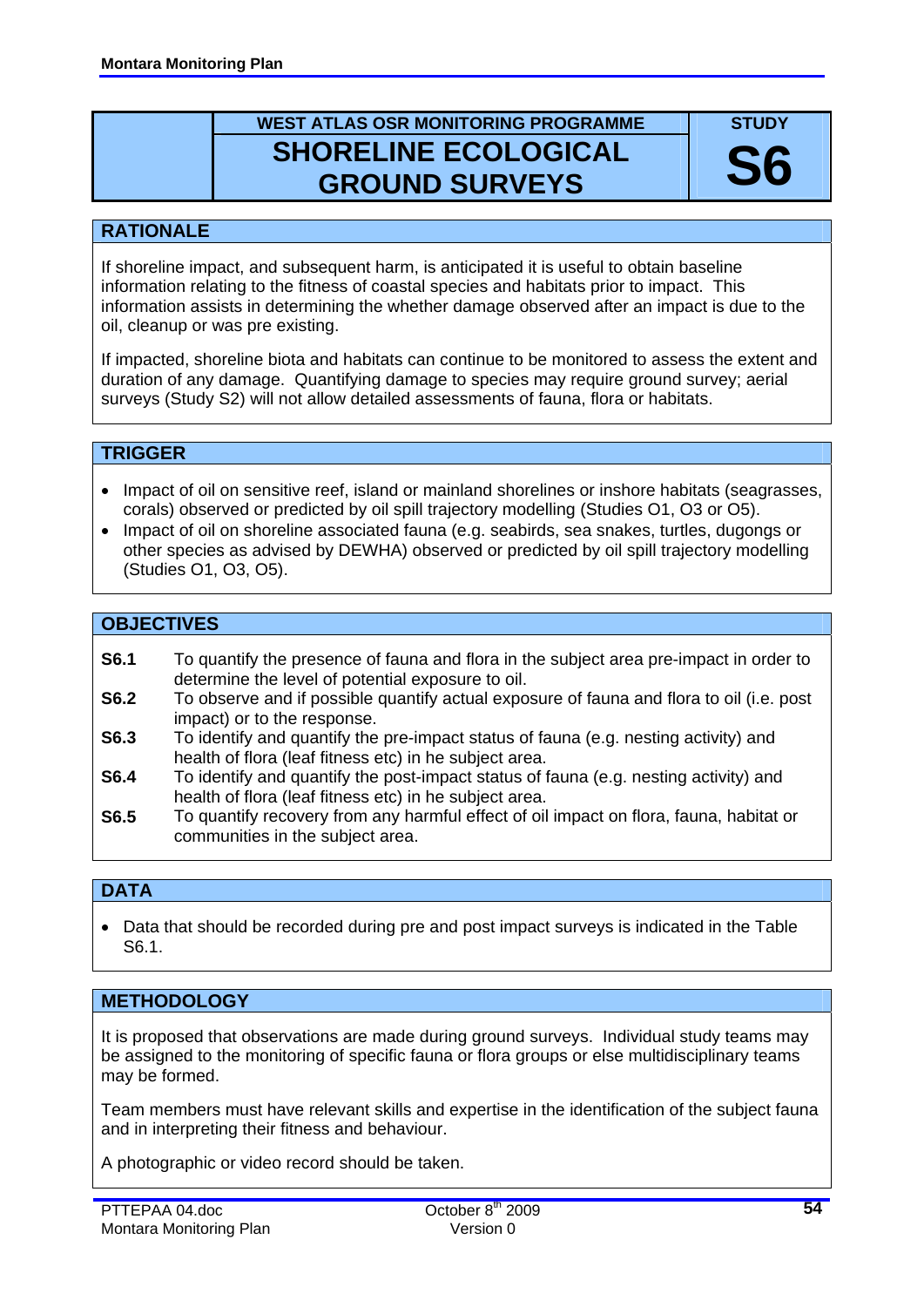**WEST ATLAS OSR MONITORING PROGRAMME**

# SHORELINE ECOLOGICAL GROUND SURVEYS

**STUDY S6**

## RATIONALE

If shoreline impact, and subsequent harm, is anticipated it is useful to obtain baseline information relating to the fitness of coastal species and habitats prior to impact. This information assists in determining the whether damage observed after an impact is due to the oil, cleanup or was pre existing.

If impacted, shoreline biota and habitats can continue to be monitored to assess the extent and duration of any damage. Quantifying damage to species may require ground survey; aerial surveys (Study S2) will not allow detailed assessments of fauna, flora or habitats.

## TRIGGER

- Impact of oil on sensitive reef, island or mainland shorelines or inshore habitats (seagrasses, corals) observed or predicted by oil spill trajectory modelling (Studies O1, O3 or O5).
- Impact of oil on shoreline associated fauna (e.g. seabirds, sea snakes, turtles, dugongs or other species as advised by DEWHA) observed or predicted by oil spill trajectory modelling (Studies O1, O3, O5).

## OBJECTIVES

**S6.1** To quantify the presence of fauna and flora in the subject area pre-impact in order to determine the level of potential exposure to oil.

**S6.2** To observe and if possible quantify actual exposure of fauna and flora to oil (i.e. post impact) or to the response.

**S6.3** To identify and quantify the pre-impact status of fauna (e.g. nesting activity) and health of flora (leaf fitness etc) in he subject area.

**S6.4** To identify and quantify the post-impact status of fauna (e.g. nesting activity) and health of flora (leaf fitness etc) in he subject area.

**S6.5** To quantify recovery from any harmful effect of oil impact on flora, fauna, habitat or communities in the subject area.

## DATA

- Data that should be recorded during pre and post impact surveys is indicated in the Table S6.1.

## METHODOLOGY

It is proposed that observations are made during ground surveys. Individual study teams may be assigned to the monitoring of specific fauna or flora groups or else multidisciplinary teams may be formed.

Team members must have relevant skills and expertise in the identification of the subject fauna and in interpreting their fitness and behaviour.

A photographic or video record should be taken.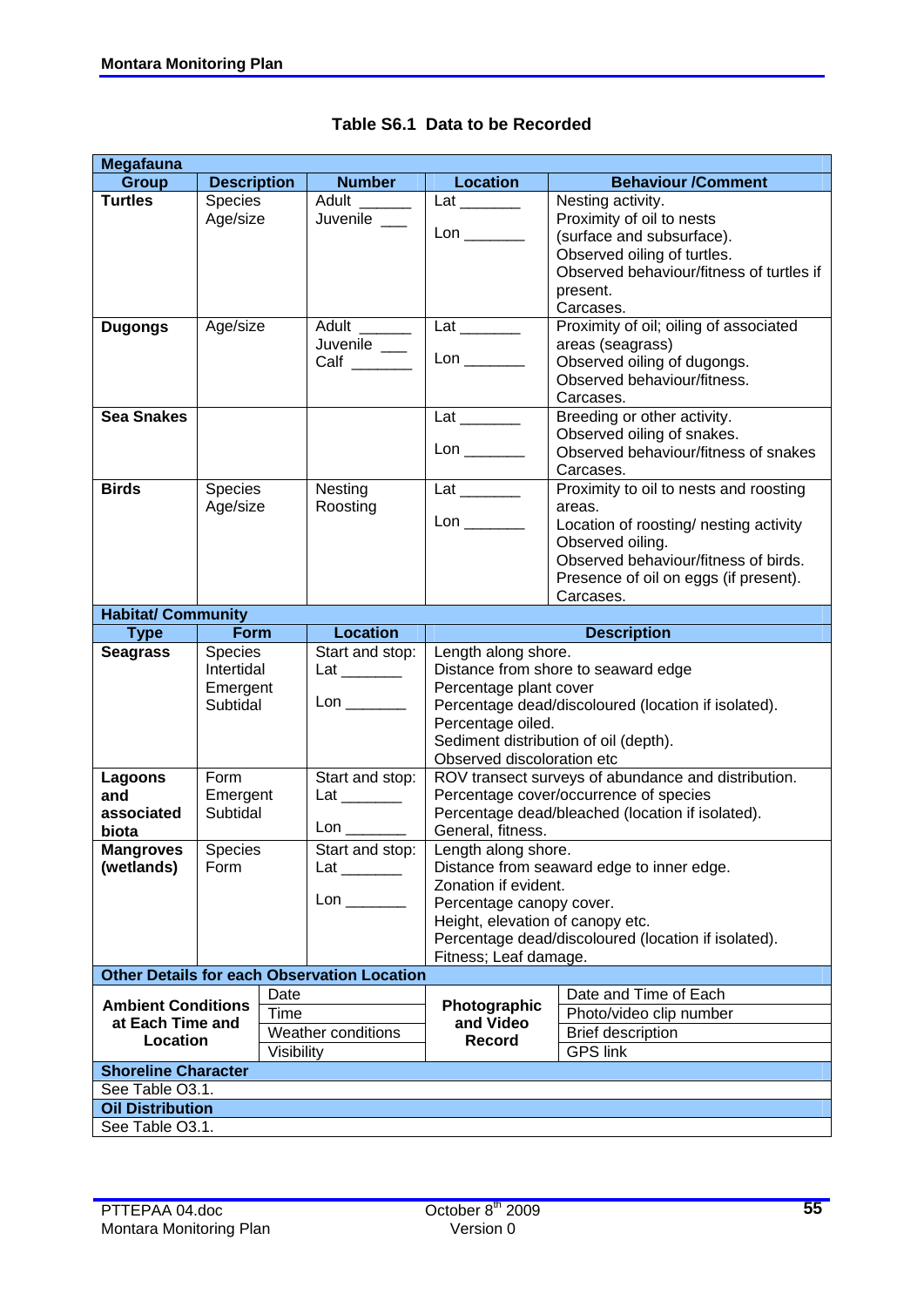**Table S6.1 Data to be Recorded**

| **Megafauna** | | | | |
|---|---|---|---|---|
| **Group** | **Description** | **Number** | **Location** | **Behaviour /Comment** |
| **Turtles** | Species<br>Age/size | Adult ______<br>Juvenile ___ | Lat _______<br>Lon _______ | Nesting activity.<br>Proximity of oil to nests (surface and subsurface).<br>Observed oiling of turtles.<br>Observed behaviour/fitness of turtles if present.<br>Carcases. |
| **Dugongs** | Age/size | Adult ______<br>Juvenile ___<br>Calf _______ | Lat _______<br>Lon _______ | Proximity of oil; oiling of associated areas (seagrass)<br>Observed oiling of dugongs.<br>Observed behaviour/fitness.<br>Carcases. |
| **Sea Snakes** | | | Lat _______<br>Lon _______ | Breeding or other activity.<br>Observed oiling of snakes.<br>Observed behaviour/fitness of snakes<br>Carcases. |
| **Birds** | Species<br>Age/size | Nesting<br>Roosting | Lat _______<br>Lon _______ | Proximity to oil to nests and roosting areas.<br>Location of roosting/ nesting activity<br>Observed oiling.<br>Observed behaviour/fitness of birds.<br>Presence of oil on eggs (if present).<br>Carcases. |

| **Habitat/ Community** | | | |
|---|---|---|---|
| **Type** | **Form** | **Location** | **Description** |
| **Seagrass** | Species<br>Intertidal<br>Emergent<br>Subtidal | Start and stop:<br>Lat _______<br>Lon _______ | Length along shore.<br>Distance from shore to seaward edge<br>Percentage plant cover<br>Percentage dead/discoloured (location if isolated).<br>Percentage oiled.<br>Sediment distribution of oil (depth).<br>Observed discoloration etc |
| **Lagoons and associated biota** | Form<br>Emergent<br>Subtidal | Start and stop:<br>Lat _______<br>Lon _______ | ROV transect surveys of abundance and distribution.<br>Percentage cover/occurrence of species<br>Percentage dead/bleached (location if isolated).<br>General, fitness. |
| **Mangroves (wetlands)** | Species<br>Form | Start and stop:<br>Lat _______<br>Lon _______ | Length along shore.<br>Distance from seaward edge to inner edge.<br>Zonation if evident.<br>Percentage canopy cover.<br>Height, elevation of canopy etc.<br>Percentage dead/discoloured (location if isolated).<br>Fitness; Leaf damage. |

| **Other Details for each Observation Location** | | | |
|---|---|---|---|
| **Ambient Conditions at Each Time and Location** | Date | **Photographic and Video Record** | Date and Time of Each |
| | Time | | Photo/video clip number |
| | Weather conditions | | Brief description |
| | Visibility | | GPS link |

| **Shoreline Character** |
|---|
| See Table O3.1. |

| **Oil Distribution** |
|---|
| See Table O3.1. |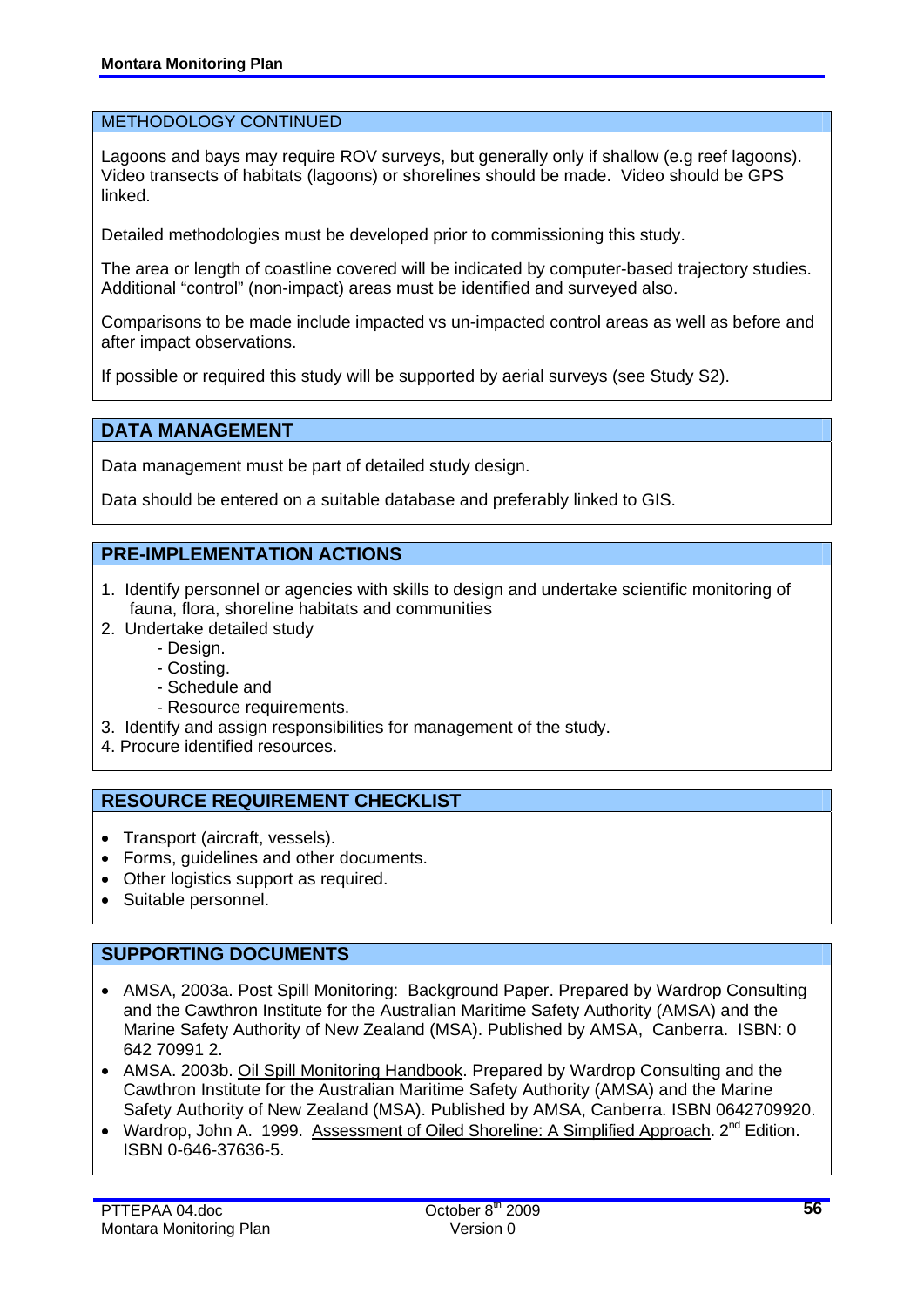## METHODOLOGY CONTINUED

Lagoons and bays may require ROV surveys, but generally only if shallow (e.g reef lagoons). Video transects of habitats (lagoons) or shorelines should be made. Video should be GPS linked.

Detailed methodologies must be developed prior to commissioning this study.

The area or length of coastline covered will be indicated by computer-based trajectory studies. Additional "control" (non-impact) areas must be identified and surveyed also.

Comparisons to be made include impacted vs un-impacted control areas as well as before and after impact observations.

If possible or required this study will be supported by aerial surveys (see Study S2).

## DATA MANAGEMENT

Data management must be part of detailed study design.

Data should be entered on a suitable database and preferably linked to GIS.

## PRE-IMPLEMENTATION ACTIONS

1. Identify personnel or agencies with skills to design and undertake scientific monitoring of fauna, flora, shoreline habitats and communities
2. Undertake detailed study
   - Design.
   - Costing.
   - Schedule and
   - Resource requirements.
3. Identify and assign responsibilities for management of the study.
4. Procure identified resources.

## RESOURCE REQUIREMENT CHECKLIST

- Transport (aircraft, vessels).
- Forms, guidelines and other documents.
- Other logistics support as required.
- Suitable personnel.

## SUPPORTING DOCUMENTS

- AMSA, 2003a. Post Spill Monitoring: Background Paper. Prepared by Wardrop Consulting and the Cawthron Institute for the Australian Maritime Safety Authority (AMSA) and the Marine Safety Authority of New Zealand (MSA). Published by AMSA, Canberra. ISBN: 0 642 70991 2.
- AMSA. 2003b. Oil Spill Monitoring Handbook. Prepared by Wardrop Consulting and the Cawthron Institute for the Australian Maritime Safety Authority (AMSA) and the Marine Safety Authority of New Zealand (MSA). Published by AMSA, Canberra. ISBN 0642709920.
- Wardrop, John A. 1999. Assessment of Oiled Shoreline: A Simplified Approach. 2nd Edition. ISBN 0-646-37636-5.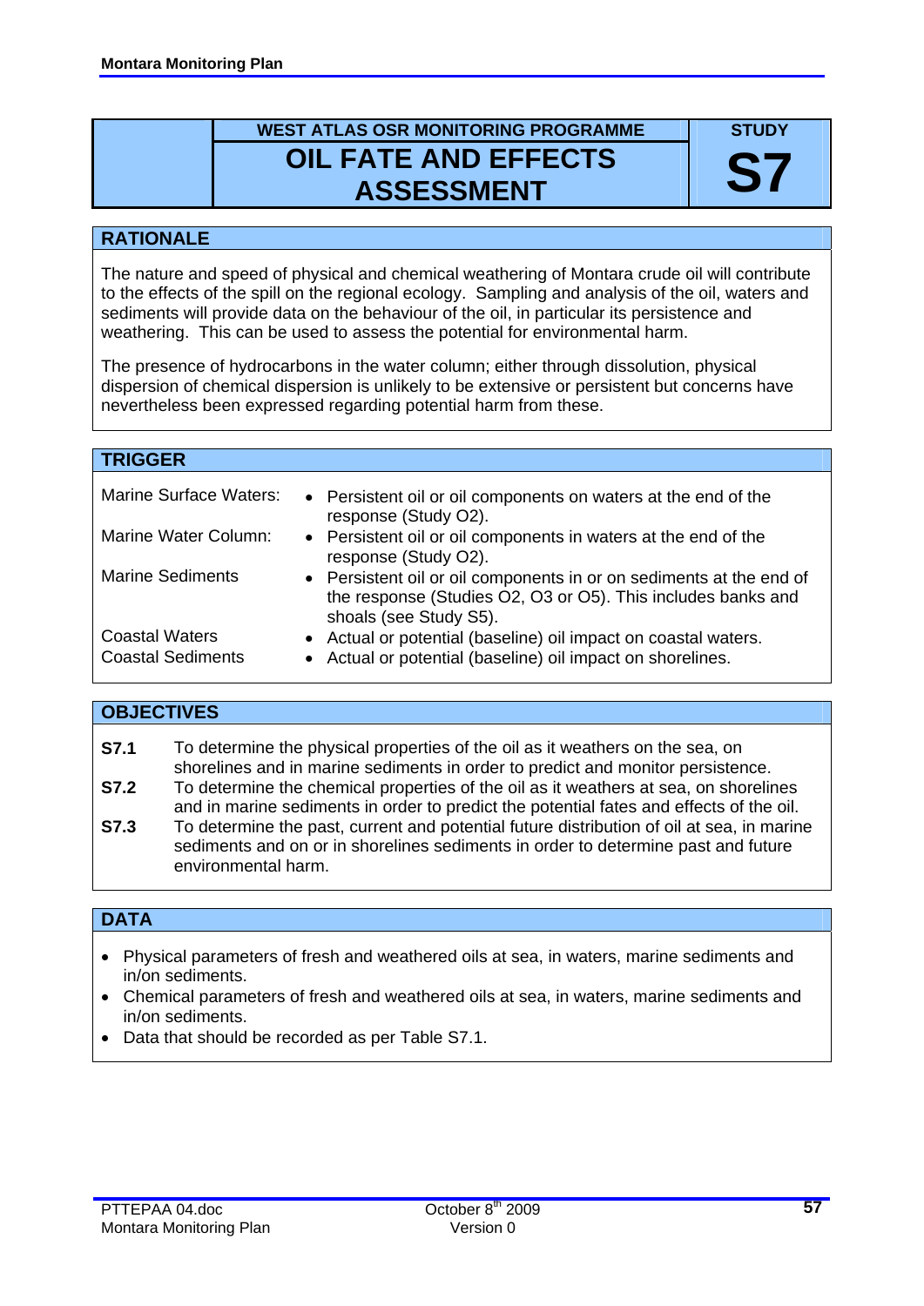| | WEST ATLAS OSR MONITORING PROGRAMME | STUDY |
|---|---|---|
| | **OIL FATE AND EFFECTS ASSESSMENT** | **S7** |

## RATIONALE

The nature and speed of physical and chemical weathering of Montara crude oil will contribute to the effects of the spill on the regional ecology. Sampling and analysis of the oil, waters and sediments will provide data on the behaviour of the oil, in particular its persistence and weathering. This can be used to assess the potential for environmental harm.

The presence of hydrocarbons in the water column; either through dissolution, physical dispersion of chemical dispersion is unlikely to be extensive or persistent but concerns have nevertheless been expressed regarding potential harm from these.

## TRIGGER

| | |
|---|---|
| Marine Surface Waters: | • Persistent oil or oil components on waters at the end of the response (Study O2). |
| Marine Water Column: | • Persistent oil or oil components in waters at the end of the response (Study O2). |
| Marine Sediments | • Persistent oil or oil components in or on sediments at the end of the response (Studies O2, O3 or O5). This includes banks and shoals (see Study S5). |
| Coastal Waters | • Actual or potential (baseline) oil impact on coastal waters. |
| Coastal Sediments | • Actual or potential (baseline) oil impact on shorelines. |

## OBJECTIVES

**S7.1** To determine the physical properties of the oil as it weathers on the sea, on shorelines and in marine sediments in order to predict and monitor persistence.

**S7.2** To determine the chemical properties of the oil as it weathers at sea, on shorelines and in marine sediments in order to predict the potential fates and effects of the oil.

**S7.3** To determine the past, current and potential future distribution of oil at sea, in marine sediments and on or in shorelines sediments in order to determine past and future environmental harm.

## DATA

- Physical parameters of fresh and weathered oils at sea, in waters, marine sediments and in/on sediments.
- Chemical parameters of fresh and weathered oils at sea, in waters, marine sediments and in/on sediments.
- Data that should be recorded as per Table S7.1.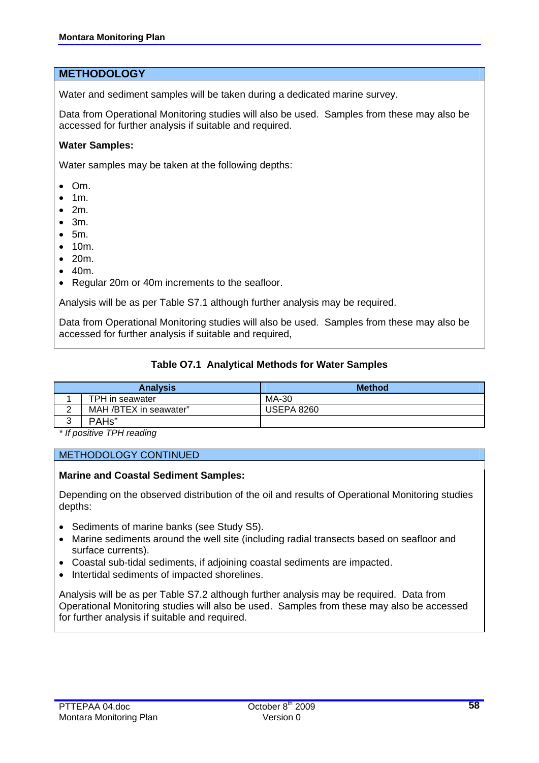## METHODOLOGY

Water and sediment samples will be taken during a dedicated marine survey.

Data from Operational Monitoring studies will also be used. Samples from these may also be accessed for further analysis if suitable and required.

**Water Samples:**

Water samples may be taken at the following depths:

- Om.
- 1m.
- 2m.
- 3m.
- 5m.
- 10m.
- 20m.
- 40m.
- Regular 20m or 40m increments to the seafloor.

Analysis will be as per Table S7.1 although further analysis may be required.

Data from Operational Monitoring studies will also be used. Samples from these may also be accessed for further analysis if suitable and required,

**Table O7.1 Analytical Methods for Water Samples**

| | Analysis | Method |
|---|---|---|
| 1 | TPH in seawater | MA-30 |
| 2 | MAH /BTEX in seawater" | USEPA 8260 |
| 3 | PAHs" | |

*\* If positive TPH reading*

## METHODOLOGY CONTINUED

**Marine and Coastal Sediment Samples:**

Depending on the observed distribution of the oil and results of Operational Monitoring studies depths:

- Sediments of marine banks (see Study S5).
- Marine sediments around the well site (including radial transects based on seafloor and surface currents).
- Coastal sub-tidal sediments, if adjoining coastal sediments are impacted.
- Intertidal sediments of impacted shorelines.

Analysis will be as per Table S7.2 although further analysis may be required. Data from Operational Monitoring studies will also be used. Samples from these may also be accessed for further analysis if suitable and required.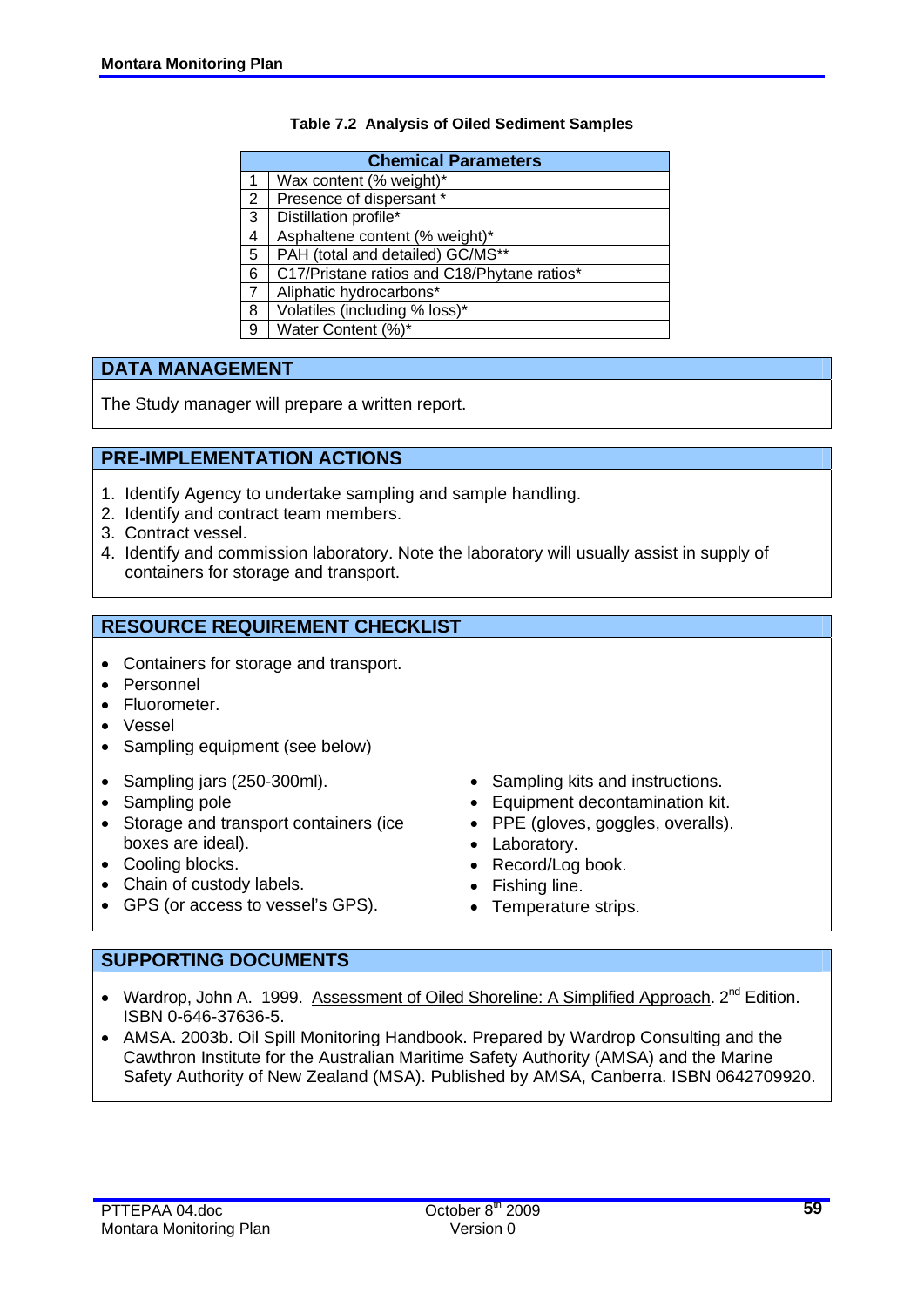**Table 7.2 Analysis of Oiled Sediment Samples**

| | Chemical Parameters |
|---|---|
| 1 | Wax content (% weight)* |
| 2 | Presence of dispersant * |
| 3 | Distillation profile* |
| 4 | Asphaltene content (% weight)* |
| 5 | PAH (total and detailed) GC/MS** |
| 6 | C17/Pristane ratios and C18/Phytane ratios* |
| 7 | Aliphatic hydrocarbons* |
| 8 | Volatiles (including % loss)* |
| 9 | Water Content (%)* |

## DATA MANAGEMENT

The Study manager will prepare a written report.

## PRE-IMPLEMENTATION ACTIONS

1. Identify Agency to undertake sampling and sample handling.
2. Identify and contract team members.
3. Contract vessel.
4. Identify and commission laboratory. Note the laboratory will usually assist in supply of containers for storage and transport.

## RESOURCE REQUIREMENT CHECKLIST

- Containers for storage and transport.
- Personnel
- Fluorometer.
- Vessel
- Sampling equipment (see below)

- Sampling jars (250-300ml).
- Sampling pole
- Storage and transport containers (ice boxes are ideal).
- Cooling blocks.
- Chain of custody labels.
- GPS (or access to vessel's GPS).
- Sampling kits and instructions.
- Equipment decontamination kit.
- PPE (gloves, goggles, overalls).
- Laboratory.
- Record/Log book.
- Fishing line.
- Temperature strips.

## SUPPORTING DOCUMENTS

- Wardrop, John A. 1999. Assessment of Oiled Shoreline: A Simplified Approach. 2nd Edition. ISBN 0-646-37636-5.
- AMSA. 2003b. Oil Spill Monitoring Handbook. Prepared by Wardrop Consulting and the Cawthron Institute for the Australian Maritime Safety Authority (AMSA) and the Marine Safety Authority of New Zealand (MSA). Published by AMSA, Canberra. ISBN 0642709920.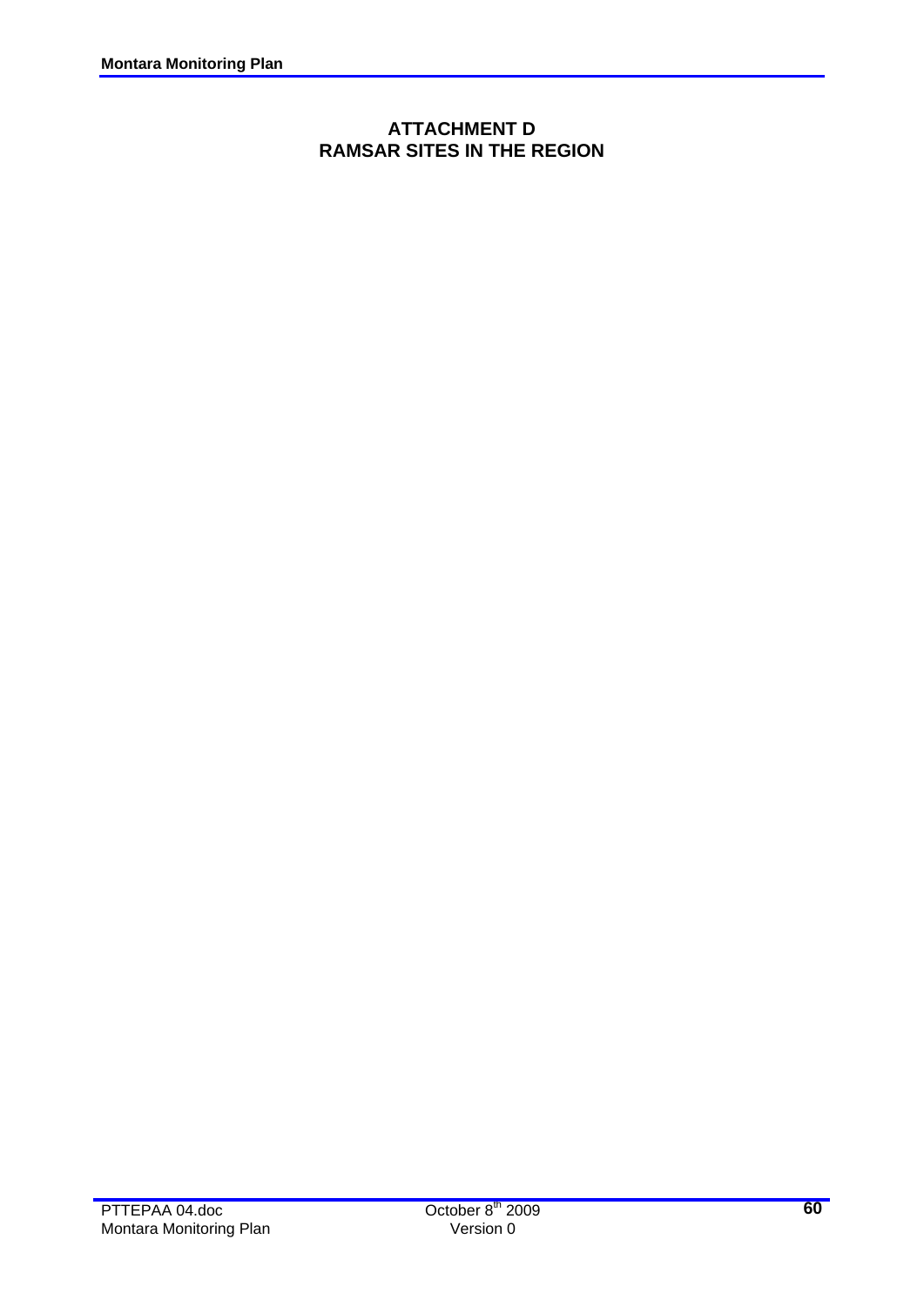# ATTACHMENT D
# RAMSAR SITES IN THE REGION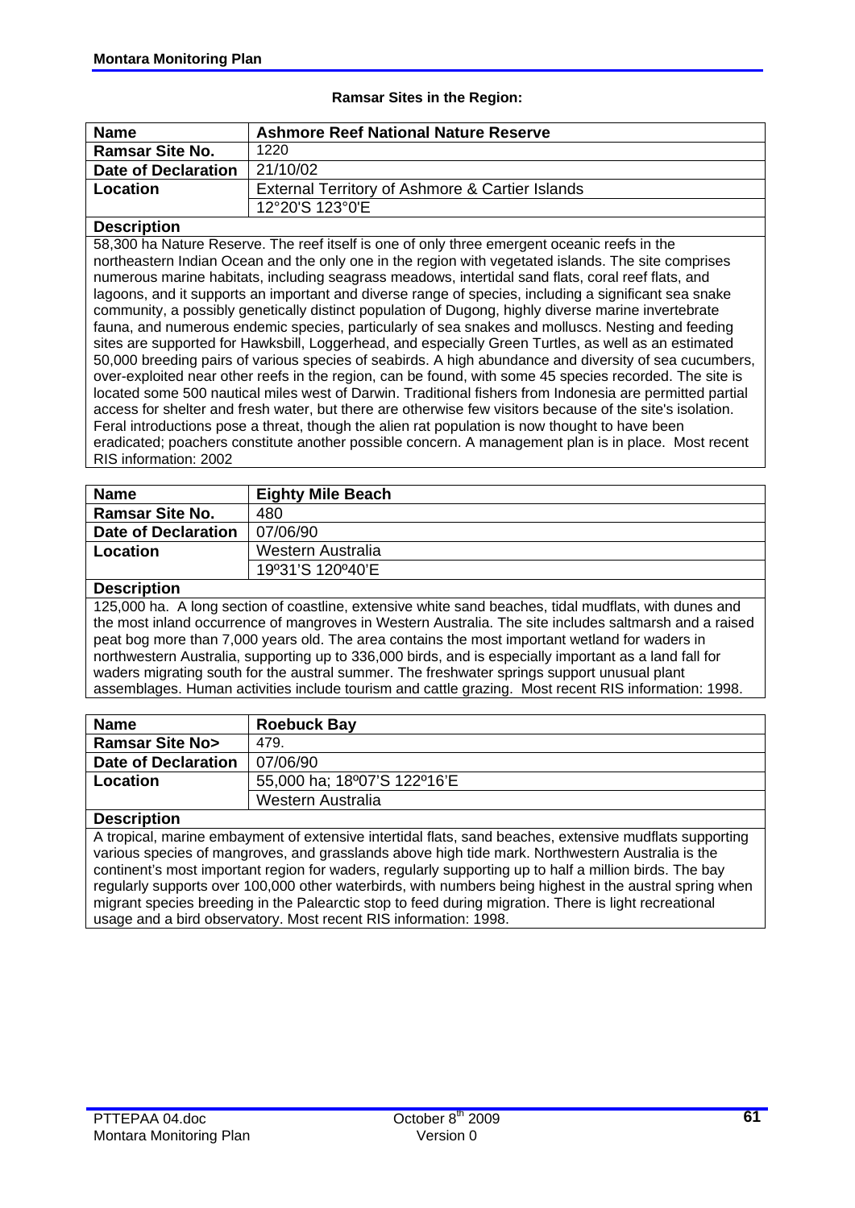**Ramsar Sites in the Region:**

| **Name** | **Ashmore Reef National Nature Reserve** |
|---|---|
| **Ramsar Site No.** | 1220 |
| **Date of Declaration** | 21/10/02 |
| **Location** | External Territory of Ashmore & Cartier Islands |
| | 12°20'S 123°0'E |

**Description**

58,300 ha Nature Reserve. The reef itself is one of only three emergent oceanic reefs in the northeastern Indian Ocean and the only one in the region with vegetated islands. The site comprises numerous marine habitats, including seagrass meadows, intertidal sand flats, coral reef flats, and lagoons, and it supports an important and diverse range of species, including a significant sea snake community, a possibly genetically distinct population of Dugong, highly diverse marine invertebrate fauna, and numerous endemic species, particularly of sea snakes and molluscs. Nesting and feeding sites are supported for Hawksbill, Loggerhead, and especially Green Turtles, as well as an estimated 50,000 breeding pairs of various species of seabirds. A high abundance and diversity of sea cucumbers, over-exploited near other reefs in the region, can be found, with some 45 species recorded. The site is located some 500 nautical miles west of Darwin. Traditional fishers from Indonesia are permitted partial access for shelter and fresh water, but there are otherwise few visitors because of the site's isolation. Feral introductions pose a threat, though the alien rat population is now thought to have been eradicated; poachers constitute another possible concern. A management plan is in place. Most recent RIS information: 2002

| **Name** | **Eighty Mile Beach** |
|---|---|
| **Ramsar Site No.** | 480 |
| **Date of Declaration** | 07/06/90 |
| **Location** | Western Australia |
| | 19º31'S 120º40'E |

**Description**

125,000 ha. A long section of coastline, extensive white sand beaches, tidal mudflats, with dunes and the most inland occurrence of mangroves in Western Australia. The site includes saltmarsh and a raised peat bog more than 7,000 years old. The area contains the most important wetland for waders in northwestern Australia, supporting up to 336,000 birds, and is especially important as a land fall for waders migrating south for the austral summer. The freshwater springs support unusual plant assemblages. Human activities include tourism and cattle grazing. Most recent RIS information: 1998.

| **Name** | **Roebuck Bay** |
|---|---|
| **Ramsar Site No>** | 479. |
| **Date of Declaration** | 07/06/90 |
| **Location** | 55,000 ha; 18º07'S 122º16'E |
| | Western Australia |

**Description**

A tropical, marine embayment of extensive intertidal flats, sand beaches, extensive mudflats supporting various species of mangroves, and grasslands above high tide mark. Northwestern Australia is the continent's most important region for waders, regularly supporting up to half a million birds. The bay regularly supports over 100,000 other waterbirds, with numbers being highest in the austral spring when migrant species breeding in the Palearctic stop to feed during migration. There is light recreational usage and a bird observatory. Most recent RIS information: 1998.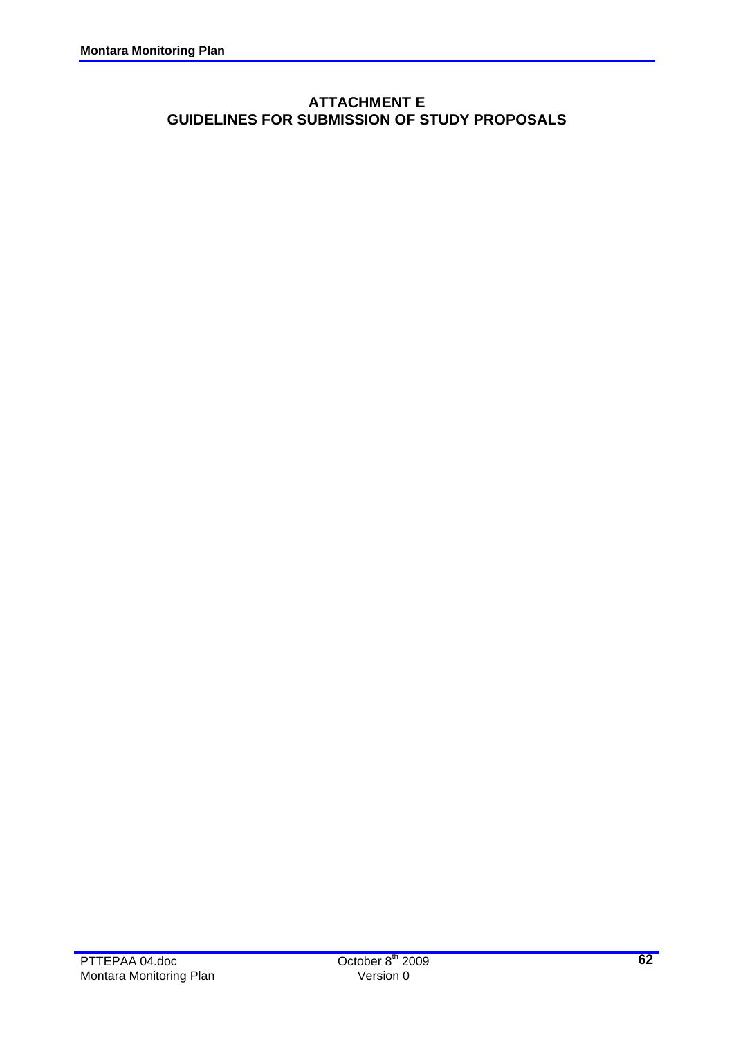# ATTACHMENT E
# GUIDELINES FOR SUBMISSION OF STUDY PROPOSALS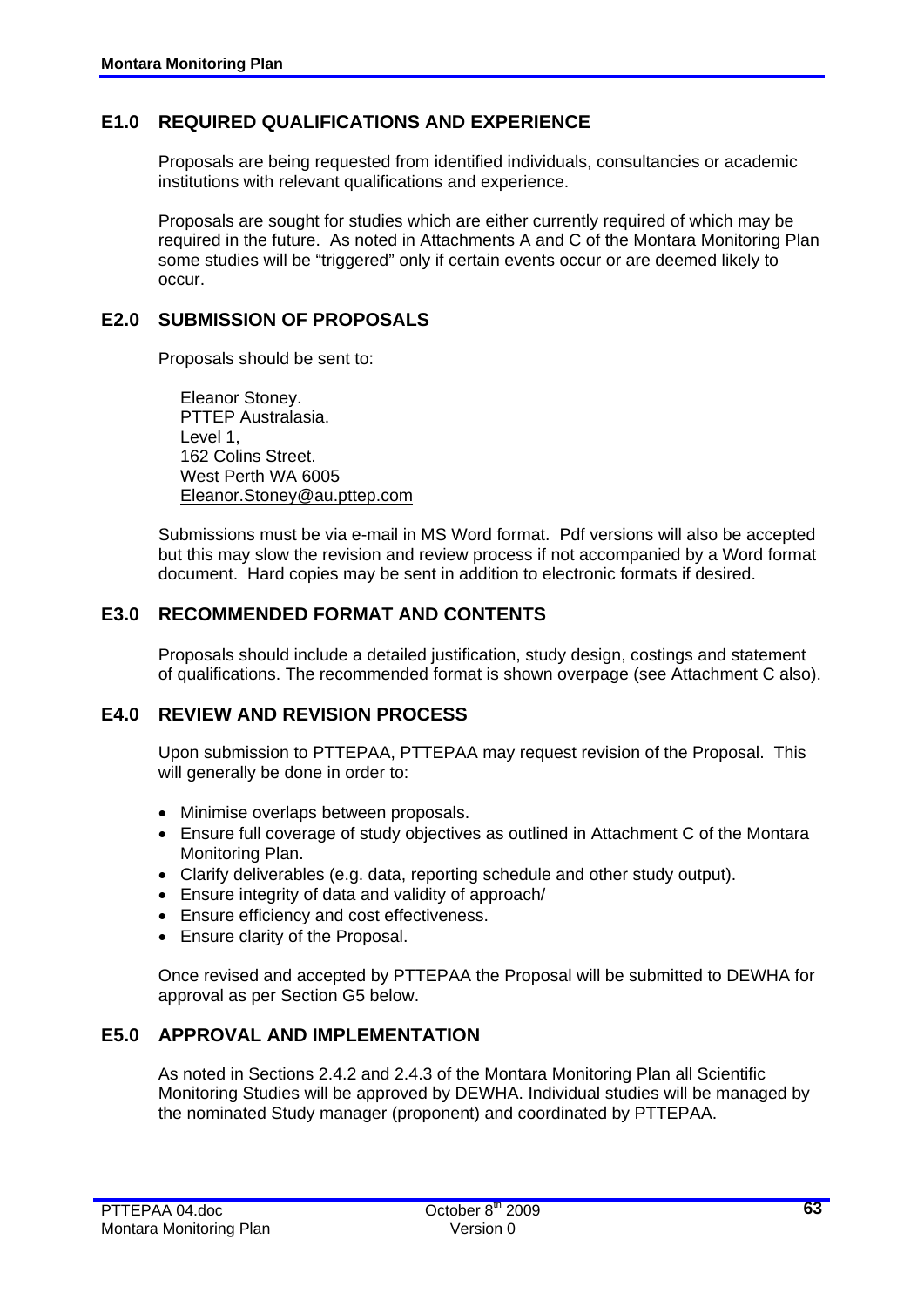## E1.0 REQUIRED QUALIFICATIONS AND EXPERIENCE

Proposals are being requested from identified individuals, consultancies or academic institutions with relevant qualifications and experience.

Proposals are sought for studies which are either currently required of which may be required in the future. As noted in Attachments A and C of the Montara Monitoring Plan some studies will be "triggered" only if certain events occur or are deemed likely to occur.

## E2.0 SUBMISSION OF PROPOSALS

Proposals should be sent to:

Eleanor Stoney.  
PTTEP Australasia.  
Level 1,  
162 Colins Street.  
West Perth WA 6005  
Eleanor.Stoney@au.pttep.com

Submissions must be via e-mail in MS Word format. Pdf versions will also be accepted but this may slow the revision and review process if not accompanied by a Word format document. Hard copies may be sent in addition to electronic formats if desired.

## E3.0 RECOMMENDED FORMAT AND CONTENTS

Proposals should include a detailed justification, study design, costings and statement of qualifications. The recommended format is shown overpage (see Attachment C also).

## E4.0 REVIEW AND REVISION PROCESS

Upon submission to PTTEPAA, PTTEPAA may request revision of the Proposal. This will generally be done in order to:

- Minimise overlaps between proposals.
- Ensure full coverage of study objectives as outlined in Attachment C of the Montara Monitoring Plan.
- Clarify deliverables (e.g. data, reporting schedule and other study output).
- Ensure integrity of data and validity of approach/
- Ensure efficiency and cost effectiveness.
- Ensure clarity of the Proposal.

Once revised and accepted by PTTEPAA the Proposal will be submitted to DEWHA for approval as per Section G5 below.

## E5.0 APPROVAL AND IMPLEMENTATION

As noted in Sections 2.4.2 and 2.4.3 of the Montara Monitoring Plan all Scientific Monitoring Studies will be approved by DEWHA. Individual studies will be managed by the nominated Study manager (proponent) and coordinated by PTTEPAA.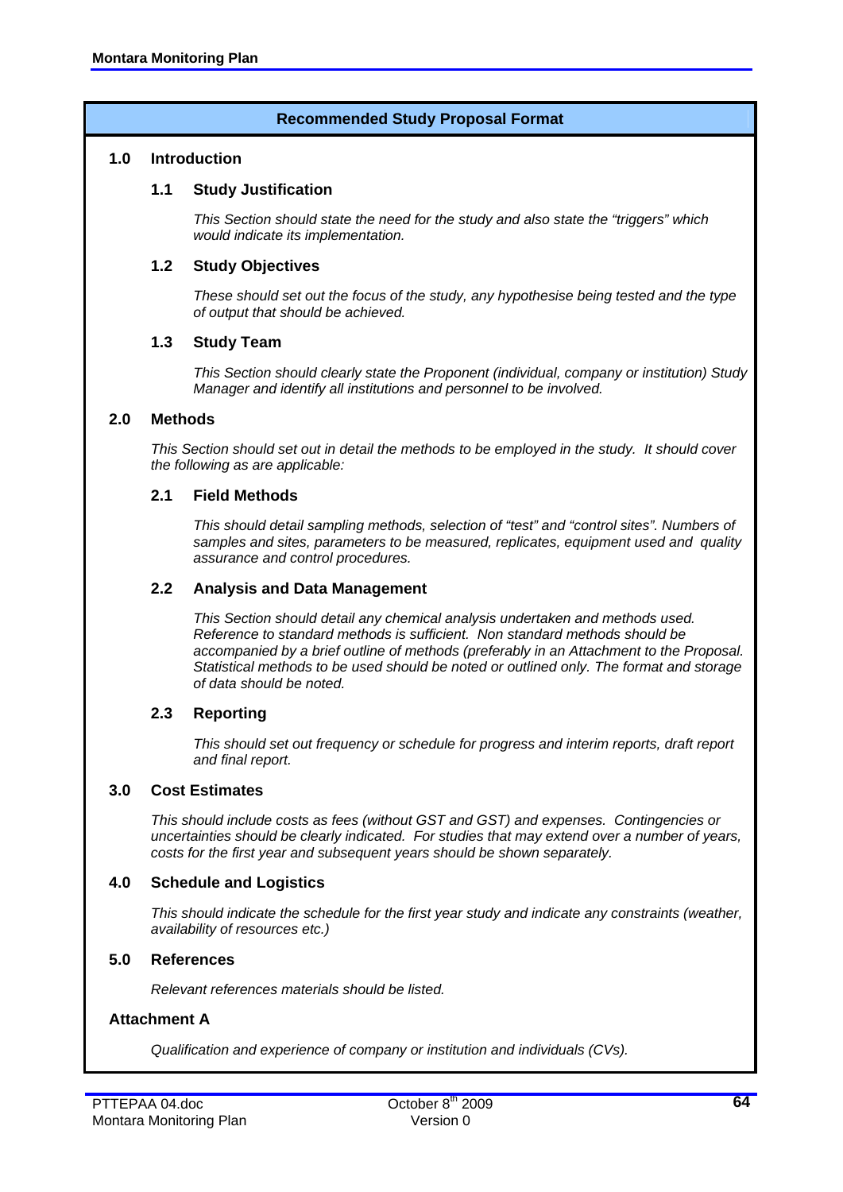## Recommended Study Proposal Format

### 1.0 Introduction

#### 1.1 Study Justification

*This Section should state the need for the study and also state the "triggers" which would indicate its implementation.*

#### 1.2 Study Objectives

*These should set out the focus of the study, any hypothesise being tested and the type of output that should be achieved.*

#### 1.3 Study Team

*This Section should clearly state the Proponent (individual, company or institution) Study Manager and identify all institutions and personnel to be involved.*

### 2.0 Methods

*This Section should set out in detail the methods to be employed in the study. It should cover the following as are applicable:*

#### 2.1 Field Methods

*This should detail sampling methods, selection of "test" and "control sites". Numbers of samples and sites, parameters to be measured, replicates, equipment used and quality assurance and control procedures.*

#### 2.2 Analysis and Data Management

*This Section should detail any chemical analysis undertaken and methods used. Reference to standard methods is sufficient. Non standard methods should be accompanied by a brief outline of methods (preferably in an Attachment to the Proposal. Statistical methods to be used should be noted or outlined only. The format and storage of data should be noted.*

#### 2.3 Reporting

*This should set out frequency or schedule for progress and interim reports, draft report and final report.*

### 3.0 Cost Estimates

*This should include costs as fees (without GST and GST) and expenses. Contingencies or uncertainties should be clearly indicated. For studies that may extend over a number of years, costs for the first year and subsequent years should be shown separately.*

### 4.0 Schedule and Logistics

*This should indicate the schedule for the first year study and indicate any constraints (weather, availability of resources etc.)*

### 5.0 References

*Relevant references materials should be listed.*

### Attachment A

*Qualification and experience of company or institution and individuals (CVs).*